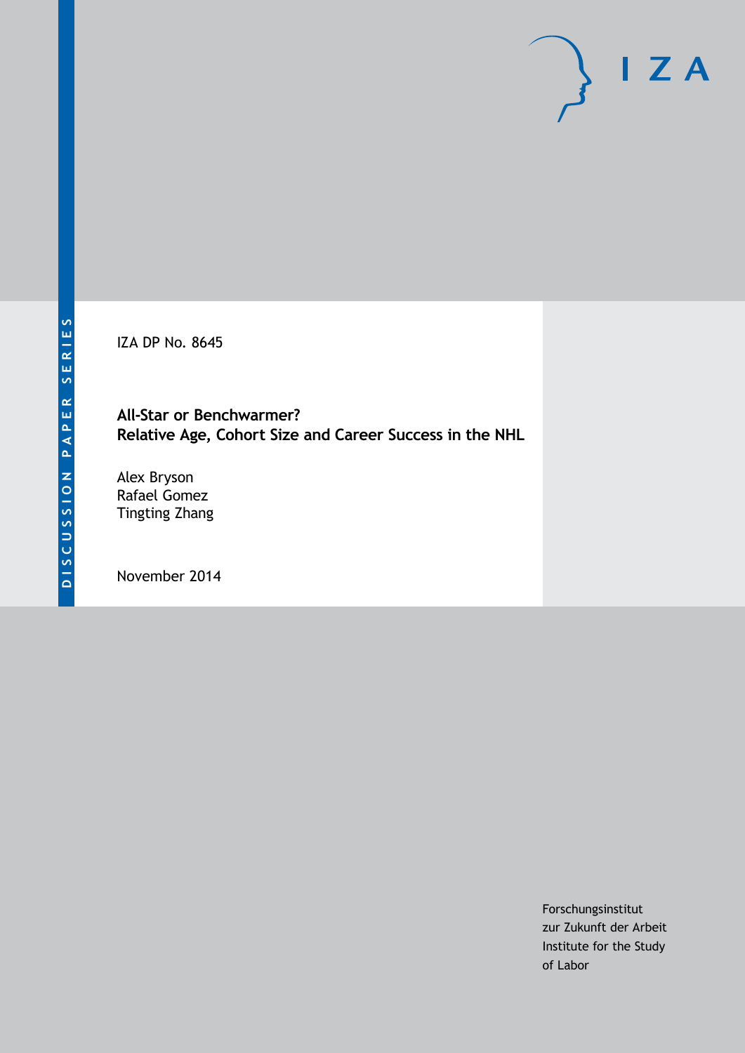DISCUSSION PAPER SERIES

IZA

IZA DP No. 8645

# All-Star or Benchwarmer?
# Relative Age, Cohort Size and Career Success in the NHL

Alex Bryson
Rafael Gomez
Tingting Zhang

November 2014

Forschungsinstitut
zur Zukunft der Arbeit
Institute for the Study
of Labor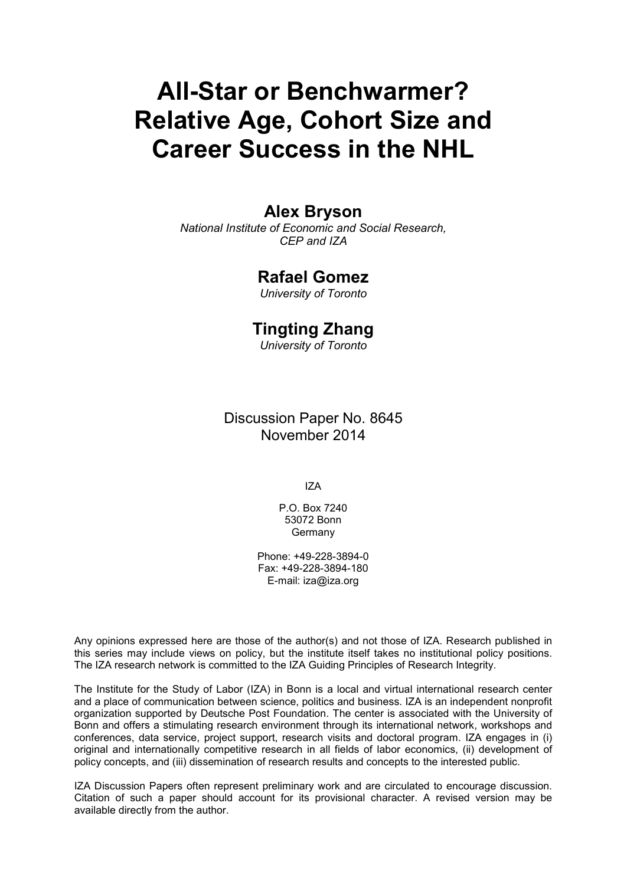# All-Star or Benchwarmer? Relative Age, Cohort Size and Career Success in the NHL

**Alex Bryson**

*National Institute of Economic and Social Research, CEP and IZA*

**Rafael Gomez**

*University of Toronto*

**Tingting Zhang**

*University of Toronto*

Discussion Paper No. 8645
November 2014

IZA

P.O. Box 7240
53072 Bonn
Germany

Phone: +49-228-3894-0
Fax: +49-228-3894-180
E-mail: iza@iza.org

Any opinions expressed here are those of the author(s) and not those of IZA. Research published in this series may include views on policy, but the institute itself takes no institutional policy positions. The IZA research network is committed to the IZA Guiding Principles of Research Integrity.

The Institute for the Study of Labor (IZA) in Bonn is a local and virtual international research center and a place of communication between science, politics and business. IZA is an independent nonprofit organization supported by Deutsche Post Foundation. The center is associated with the University of Bonn and offers a stimulating research environment through its international network, workshops and conferences, data service, project support, research visits and doctoral program. IZA engages in (i) original and internationally competitive research in all fields of labor economics, (ii) development of policy concepts, and (iii) dissemination of research results and concepts to the interested public.

IZA Discussion Papers often represent preliminary work and are circulated to encourage discussion. Citation of such a paper should account for its provisional character. A revised version may be available directly from the author.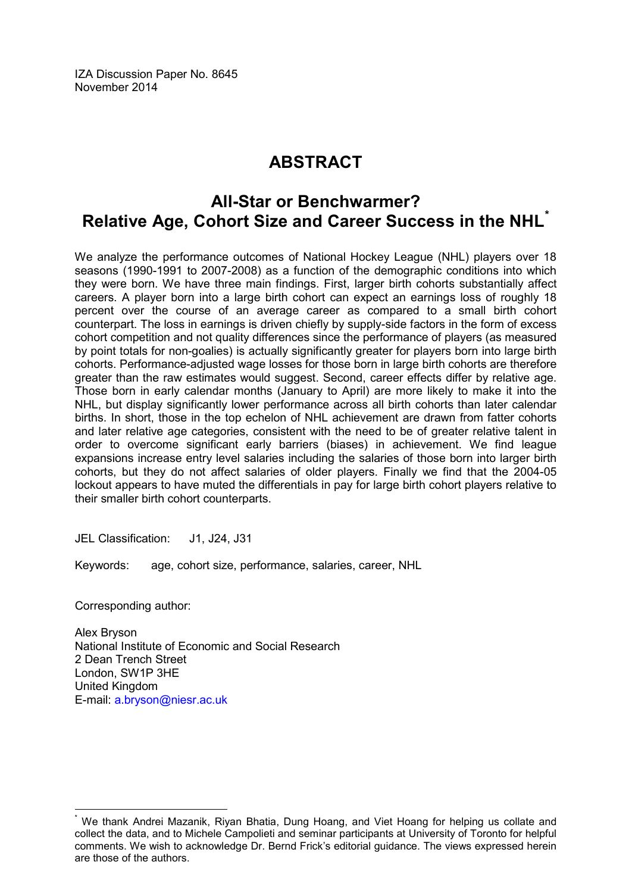IZA Discussion Paper No. 8645
November 2014

# ABSTRACT

## All-Star or Benchwarmer? Relative Age, Cohort Size and Career Success in the NHL[*]

We analyze the performance outcomes of National Hockey League (NHL) players over 18 seasons (1990-1991 to 2007-2008) as a function of the demographic conditions into which they were born. We have three main findings. First, larger birth cohorts substantially affect careers. A player born into a large birth cohort can expect an earnings loss of roughly 18 percent over the course of an average career as compared to a small birth cohort counterpart. The loss in earnings is driven chiefly by supply-side factors in the form of excess cohort competition and not quality differences since the performance of players (as measured by point totals for non-goalies) is actually significantly greater for players born into large birth cohorts. Performance-adjusted wage losses for those born in large birth cohorts are therefore greater than the raw estimates would suggest. Second, career effects differ by relative age. Those born in early calendar months (January to April) are more likely to make it into the NHL, but display significantly lower performance across all birth cohorts than later calendar births. In short, those in the top echelon of NHL achievement are drawn from fatter cohorts and later relative age categories, consistent with the need to be of greater relative talent in order to overcome significant early barriers (biases) in achievement. We find league expansions increase entry level salaries including the salaries of those born into larger birth cohorts, but they do not affect salaries of older players. Finally we find that the 2004-05 lockout appears to have muted the differentials in pay for large birth cohort players relative to their smaller birth cohort counterparts.

JEL Classification: J1, J24, J31

Keywords: age, cohort size, performance, salaries, career, NHL

Corresponding author:

Alex Bryson
National Institute of Economic and Social Research
2 Dean Trench Street
London, SW1P 3HE
United Kingdom
E-mail: a.bryson@niesr.ac.uk

---

[*] We thank Andrei Mazanik, Riyan Bhatia, Dung Hoang, and Viet Hoang for helping us collate and collect the data, and to Michele Campolieti and seminar participants at University of Toronto for helpful comments. We wish to acknowledge Dr. Bernd Frick's editorial guidance. The views expressed herein are those of the authors.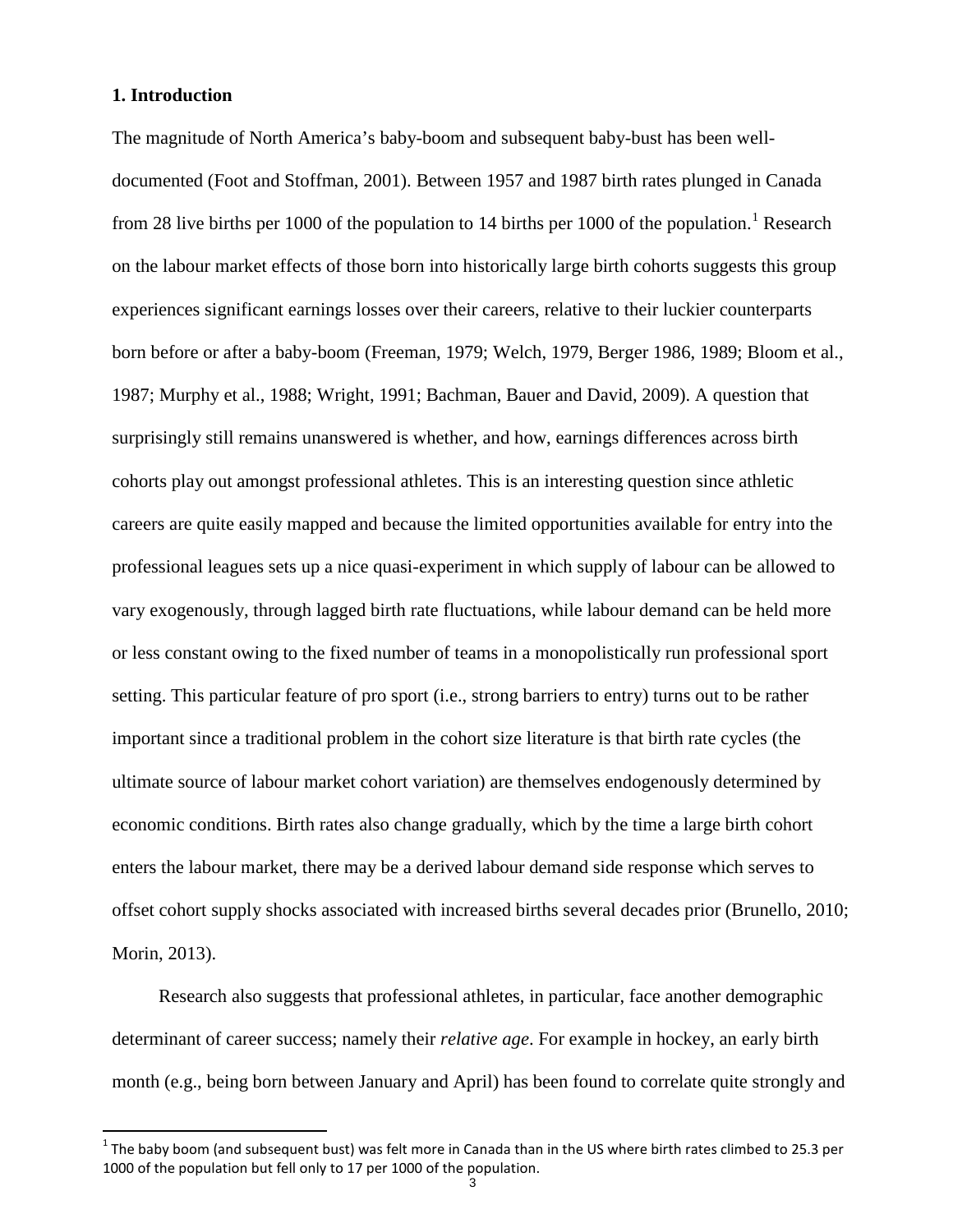## 1. Introduction

The magnitude of North America's baby-boom and subsequent baby-bust has been well-documented (Foot and Stoffman, 2001). Between 1957 and 1987 birth rates plunged in Canada from 28 live births per 1000 of the population to 14 births per 1000 of the population.[1] Research on the labour market effects of those born into historically large birth cohorts suggests this group experiences significant earnings losses over their careers, relative to their luckier counterparts born before or after a baby-boom (Freeman, 1979; Welch, 1979, Berger 1986, 1989; Bloom et al., 1987; Murphy et al., 1988; Wright, 1991; Bachman, Bauer and David, 2009). A question that surprisingly still remains unanswered is whether, and how, earnings differences across birth cohorts play out amongst professional athletes. This is an interesting question since athletic careers are quite easily mapped and because the limited opportunities available for entry into the professional leagues sets up a nice quasi-experiment in which supply of labour can be allowed to vary exogenously, through lagged birth rate fluctuations, while labour demand can be held more or less constant owing to the fixed number of teams in a monopolistically run professional sport setting. This particular feature of pro sport (i.e., strong barriers to entry) turns out to be rather important since a traditional problem in the cohort size literature is that birth rate cycles (the ultimate source of labour market cohort variation) are themselves endogenously determined by economic conditions. Birth rates also change gradually, which by the time a large birth cohort enters the labour market, there may be a derived labour demand side response which serves to offset cohort supply shocks associated with increased births several decades prior (Brunello, 2010; Morin, 2013).

Research also suggests that professional athletes, in particular, face another demographic determinant of career success; namely their *relative age*. For example in hockey, an early birth month (e.g., being born between January and April) has been found to correlate quite strongly and

[1] The baby boom (and subsequent bust) was felt more in Canada than in the US where birth rates climbed to 25.3 per 1000 of the population but fell only to 17 per 1000 of the population.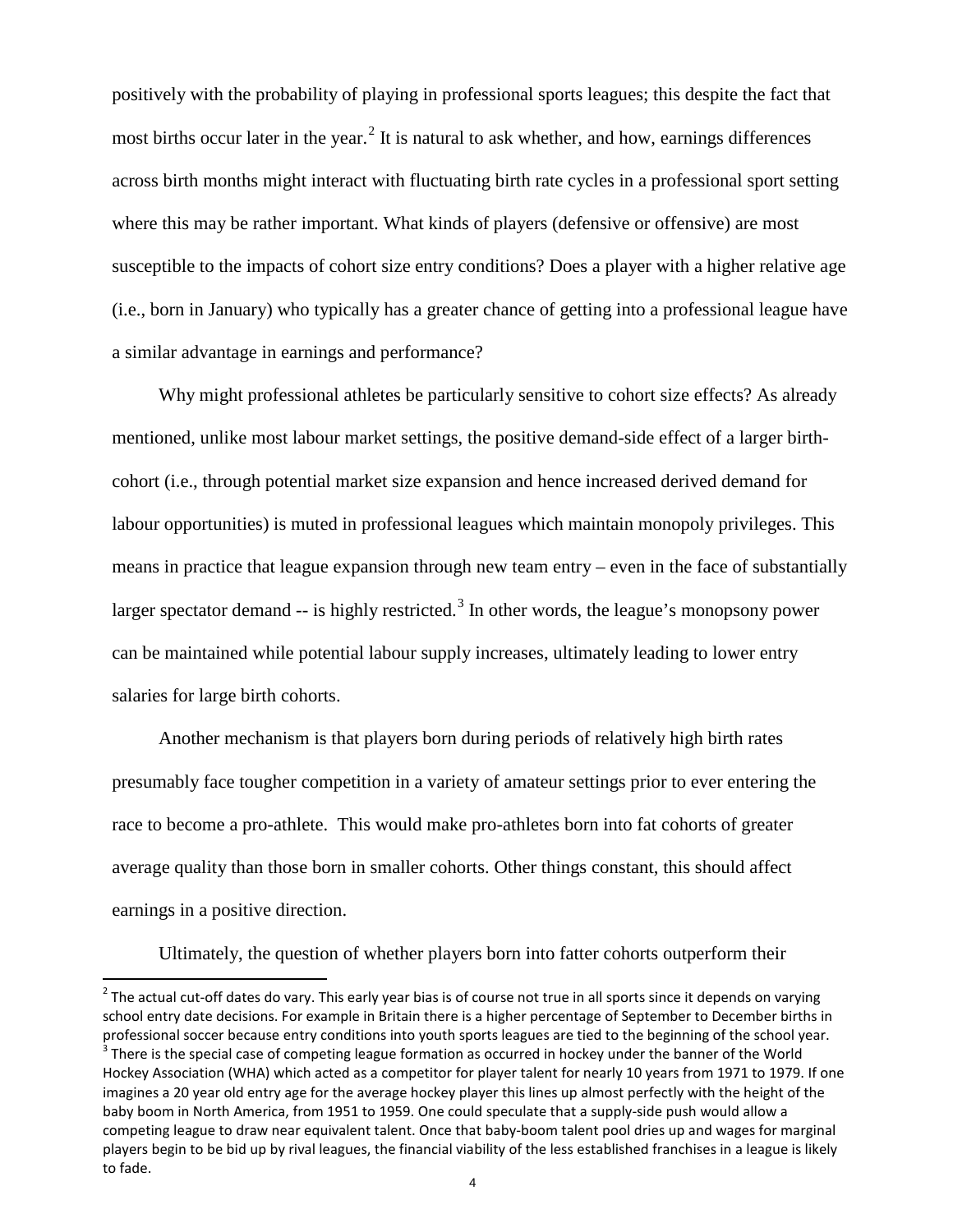positively with the probability of playing in professional sports leagues; this despite the fact that most births occur later in the year.[2] It is natural to ask whether, and how, earnings differences across birth months might interact with fluctuating birth rate cycles in a professional sport setting where this may be rather important. What kinds of players (defensive or offensive) are most susceptible to the impacts of cohort size entry conditions? Does a player with a higher relative age (i.e., born in January) who typically has a greater chance of getting into a professional league have a similar advantage in earnings and performance?

Why might professional athletes be particularly sensitive to cohort size effects? As already mentioned, unlike most labour market settings, the positive demand-side effect of a larger birth-cohort (i.e., through potential market size expansion and hence increased derived demand for labour opportunities) is muted in professional leagues which maintain monopoly privileges. This means in practice that league expansion through new team entry – even in the face of substantially larger spectator demand -- is highly restricted.[3] In other words, the league's monopsony power can be maintained while potential labour supply increases, ultimately leading to lower entry salaries for large birth cohorts.

Another mechanism is that players born during periods of relatively high birth rates presumably face tougher competition in a variety of amateur settings prior to ever entering the race to become a pro-athlete. This would make pro-athletes born into fat cohorts of greater average quality than those born in smaller cohorts. Other things constant, this should affect earnings in a positive direction.

Ultimately, the question of whether players born into fatter cohorts outperform their

---

[2] The actual cut-off dates do vary. This early year bias is of course not true in all sports since it depends on varying school entry date decisions. For example in Britain there is a higher percentage of September to December births in professional soccer because entry conditions into youth sports leagues are tied to the beginning of the school year.

[3] There is the special case of competing league formation as occurred in hockey under the banner of the World Hockey Association (WHA) which acted as a competitor for player talent for nearly 10 years from 1971 to 1979. If one imagines a 20 year old entry age for the average hockey player this lines up almost perfectly with the height of the baby boom in North America, from 1951 to 1959. One could speculate that a supply-side push would allow a competing league to draw near equivalent talent. Once that baby-boom talent pool dries up and wages for marginal players begin to be bid up by rival leagues, the financial viability of the less established franchises in a league is likely to fade.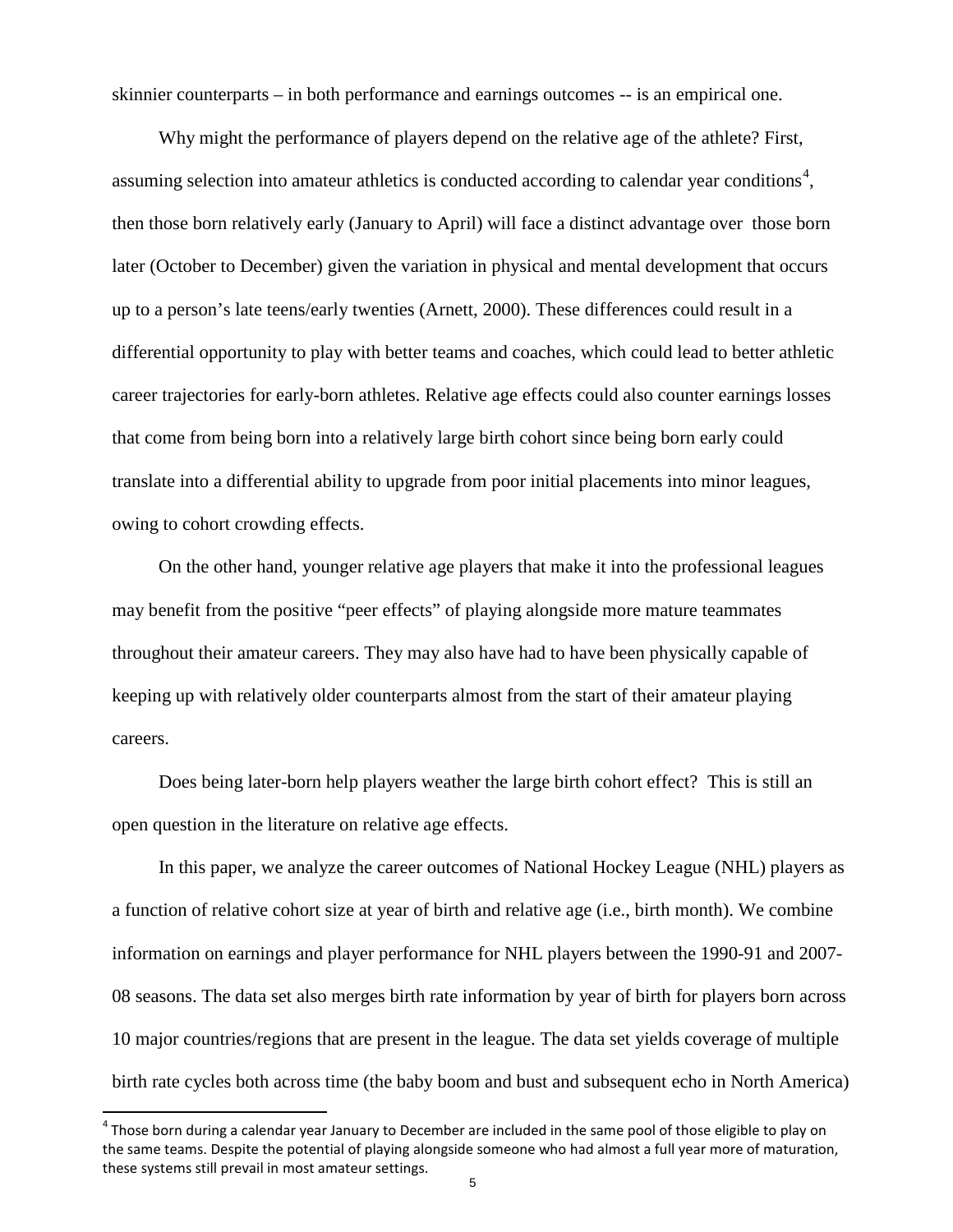skinnier counterparts – in both performance and earnings outcomes -- is an empirical one.

Why might the performance of players depend on the relative age of the athlete? First, assuming selection into amateur athletics is conducted according to calendar year conditions[4], then those born relatively early (January to April) will face a distinct advantage over those born later (October to December) given the variation in physical and mental development that occurs up to a person's late teens/early twenties (Arnett, 2000). These differences could result in a differential opportunity to play with better teams and coaches, which could lead to better athletic career trajectories for early-born athletes. Relative age effects could also counter earnings losses that come from being born into a relatively large birth cohort since being born early could translate into a differential ability to upgrade from poor initial placements into minor leagues, owing to cohort crowding effects.

On the other hand, younger relative age players that make it into the professional leagues may benefit from the positive "peer effects" of playing alongside more mature teammates throughout their amateur careers. They may also have had to have been physically capable of keeping up with relatively older counterparts almost from the start of their amateur playing careers.

Does being later-born help players weather the large birth cohort effect? This is still an open question in the literature on relative age effects.

In this paper, we analyze the career outcomes of National Hockey League (NHL) players as a function of relative cohort size at year of birth and relative age (i.e., birth month). We combine information on earnings and player performance for NHL players between the 1990-91 and 2007-08 seasons. The data set also merges birth rate information by year of birth for players born across 10 major countries/regions that are present in the league. The data set yields coverage of multiple birth rate cycles both across time (the baby boom and bust and subsequent echo in North America)

[4] Those born during a calendar year January to December are included in the same pool of those eligible to play on the same teams. Despite the potential of playing alongside someone who had almost a full year more of maturation, these systems still prevail in most amateur settings.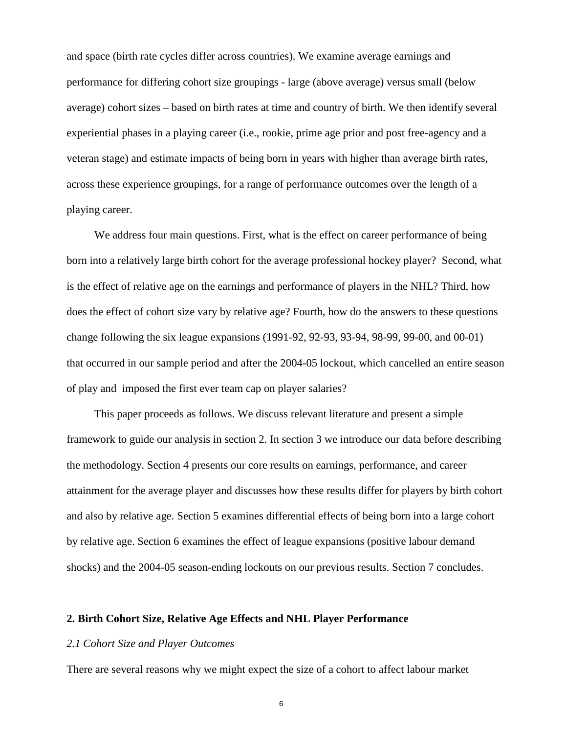and space (birth rate cycles differ across countries). We examine average earnings and performance for differing cohort size groupings - large (above average) versus small (below average) cohort sizes – based on birth rates at time and country of birth. We then identify several experiential phases in a playing career (i.e., rookie, prime age prior and post free-agency and a veteran stage) and estimate impacts of being born in years with higher than average birth rates, across these experience groupings, for a range of performance outcomes over the length of a playing career.

We address four main questions. First, what is the effect on career performance of being born into a relatively large birth cohort for the average professional hockey player? Second, what is the effect of relative age on the earnings and performance of players in the NHL? Third, how does the effect of cohort size vary by relative age? Fourth, how do the answers to these questions change following the six league expansions (1991-92, 92-93, 93-94, 98-99, 99-00, and 00-01) that occurred in our sample period and after the 2004-05 lockout, which cancelled an entire season of play and imposed the first ever team cap on player salaries?

This paper proceeds as follows. We discuss relevant literature and present a simple framework to guide our analysis in section 2. In section 3 we introduce our data before describing the methodology. Section 4 presents our core results on earnings, performance, and career attainment for the average player and discusses how these results differ for players by birth cohort and also by relative age. Section 5 examines differential effects of being born into a large cohort by relative age. Section 6 examines the effect of league expansions (positive labour demand shocks) and the 2004-05 season-ending lockouts on our previous results. Section 7 concludes.

## 2. Birth Cohort Size, Relative Age Effects and NHL Player Performance

### *2.1 Cohort Size and Player Outcomes*

There are several reasons why we might expect the size of a cohort to affect labour market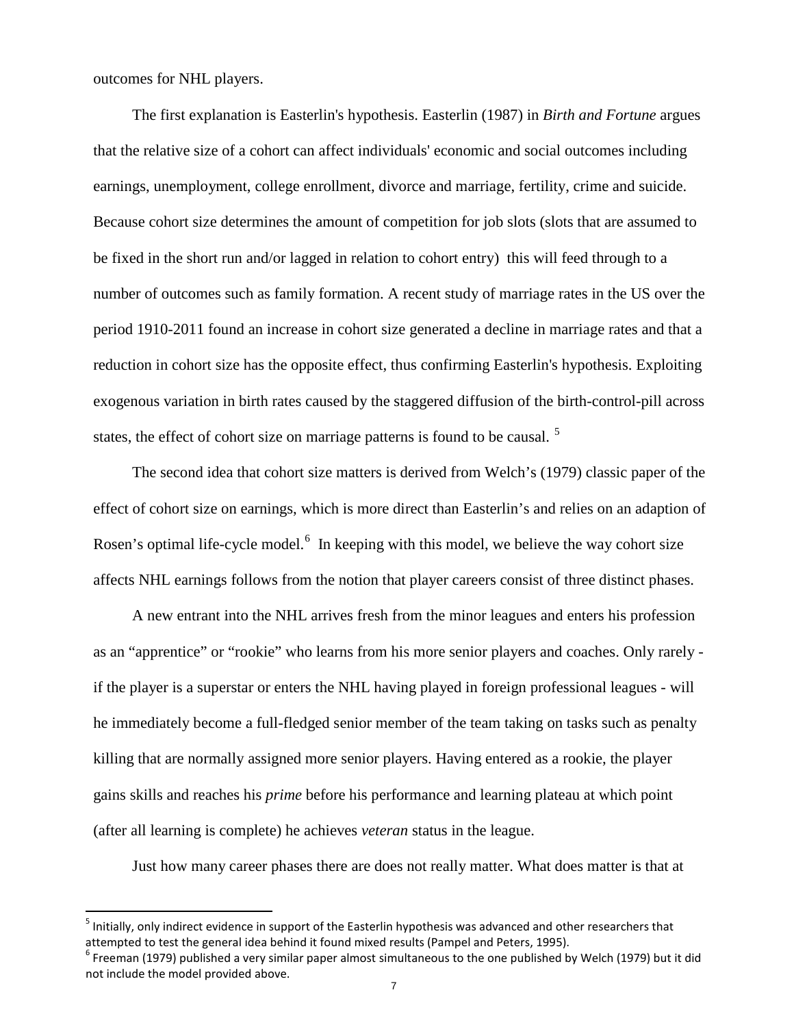outcomes for NHL players.

The first explanation is Easterlin's hypothesis. Easterlin (1987) in *Birth and Fortune* argues that the relative size of a cohort can affect individuals' economic and social outcomes including earnings, unemployment, college enrollment, divorce and marriage, fertility, crime and suicide. Because cohort size determines the amount of competition for job slots (slots that are assumed to be fixed in the short run and/or lagged in relation to cohort entry) this will feed through to a number of outcomes such as family formation. A recent study of marriage rates in the US over the period 1910-2011 found an increase in cohort size generated a decline in marriage rates and that a reduction in cohort size has the opposite effect, thus confirming Easterlin's hypothesis. Exploiting exogenous variation in birth rates caused by the staggered diffusion of the birth-control-pill across states, the effect of cohort size on marriage patterns is found to be causal. [5]

The second idea that cohort size matters is derived from Welch's (1979) classic paper of the effect of cohort size on earnings, which is more direct than Easterlin's and relies on an adaption of Rosen's optimal life-cycle model.[6] In keeping with this model, we believe the way cohort size affects NHL earnings follows from the notion that player careers consist of three distinct phases.

A new entrant into the NHL arrives fresh from the minor leagues and enters his profession as an "apprentice" or "rookie" who learns from his more senior players and coaches. Only rarely - if the player is a superstar or enters the NHL having played in foreign professional leagues - will he immediately become a full-fledged senior member of the team taking on tasks such as penalty killing that are normally assigned more senior players. Having entered as a rookie, the player gains skills and reaches his *prime* before his performance and learning plateau at which point (after all learning is complete) he achieves *veteran* status in the league.

Just how many career phases there are does not really matter. What does matter is that at

[5] Initially, only indirect evidence in support of the Easterlin hypothesis was advanced and other researchers that attempted to test the general idea behind it found mixed results (Pampel and Peters, 1995).

[6] Freeman (1979) published a very similar paper almost simultaneous to the one published by Welch (1979) but it did not include the model provided above.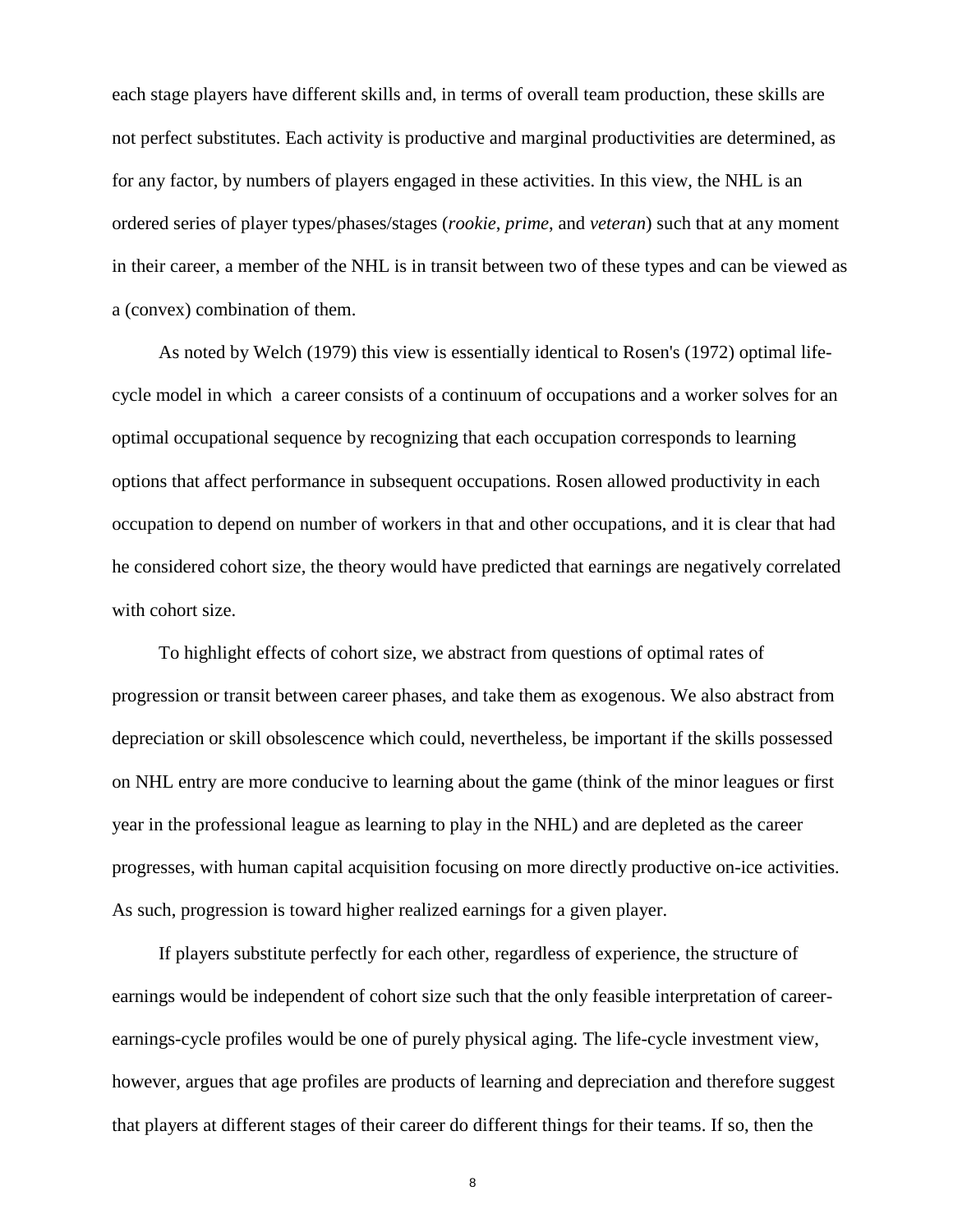each stage players have different skills and, in terms of overall team production, these skills are not perfect substitutes. Each activity is productive and marginal productivities are determined, as for any factor, by numbers of players engaged in these activities. In this view, the NHL is an ordered series of player types/phases/stages (*rookie*, *prime*, and *veteran*) such that at any moment in their career, a member of the NHL is in transit between two of these types and can be viewed as a (convex) combination of them.

As noted by Welch (1979) this view is essentially identical to Rosen's (1972) optimal life-cycle model in which a career consists of a continuum of occupations and a worker solves for an optimal occupational sequence by recognizing that each occupation corresponds to learning options that affect performance in subsequent occupations. Rosen allowed productivity in each occupation to depend on number of workers in that and other occupations, and it is clear that had he considered cohort size, the theory would have predicted that earnings are negatively correlated with cohort size.

To highlight effects of cohort size, we abstract from questions of optimal rates of progression or transit between career phases, and take them as exogenous. We also abstract from depreciation or skill obsolescence which could, nevertheless, be important if the skills possessed on NHL entry are more conducive to learning about the game (think of the minor leagues or first year in the professional league as learning to play in the NHL) and are depleted as the career progresses, with human capital acquisition focusing on more directly productive on-ice activities. As such, progression is toward higher realized earnings for a given player.

If players substitute perfectly for each other, regardless of experience, the structure of earnings would be independent of cohort size such that the only feasible interpretation of career-earnings-cycle profiles would be one of purely physical aging. The life-cycle investment view, however, argues that age profiles are products of learning and depreciation and therefore suggest that players at different stages of their career do different things for their teams. If so, then the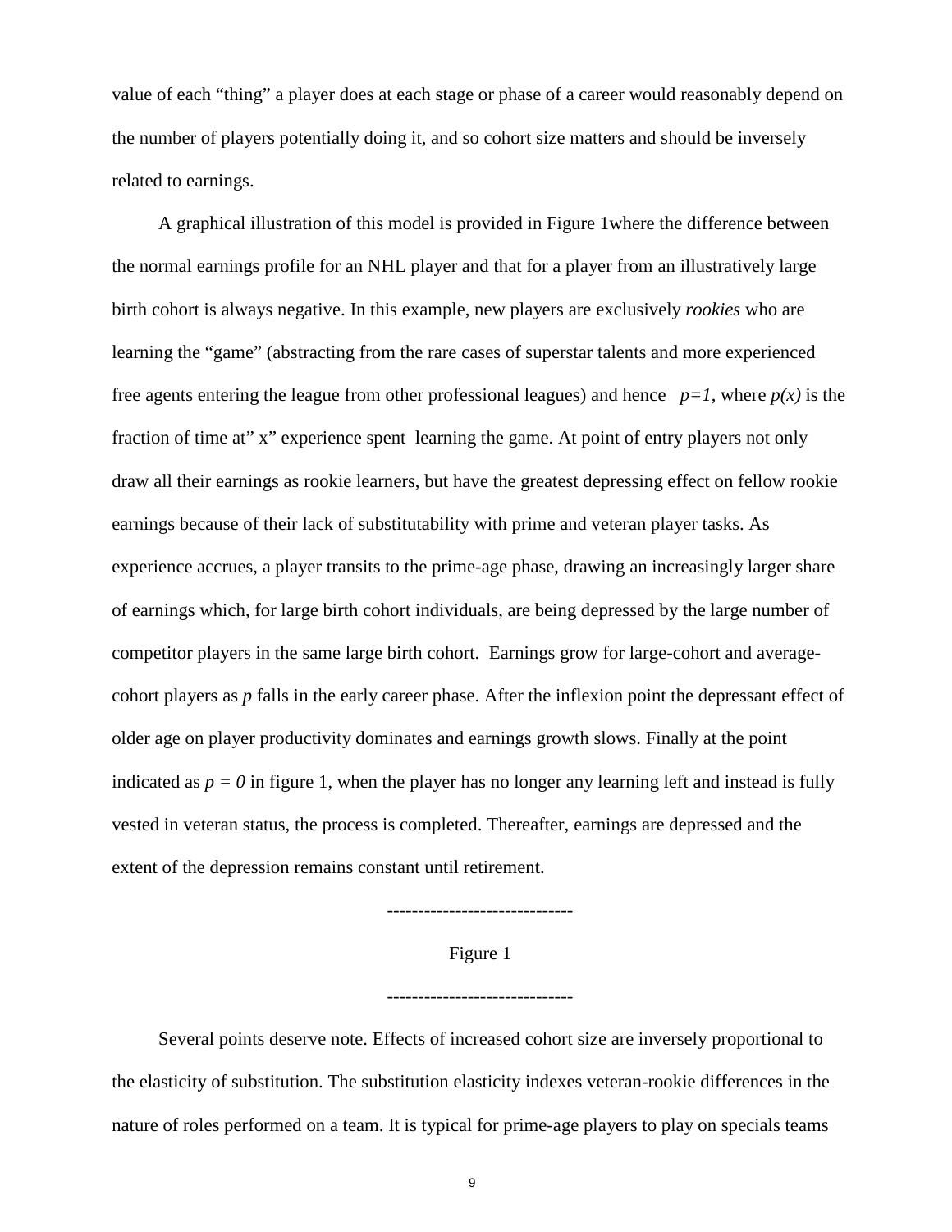value of each "thing" a player does at each stage or phase of a career would reasonably depend on the number of players potentially doing it, and so cohort size matters and should be inversely related to earnings.

A graphical illustration of this model is provided in Figure 1where the difference between the normal earnings profile for an NHL player and that for a player from an illustratively large birth cohort is always negative. In this example, new players are exclusively *rookies* who are learning the "game" (abstracting from the rare cases of superstar talents and more experienced free agents entering the league from other professional leagues) and hence $p=1$, where $p(x)$ is the fraction of time at" x" experience spent learning the game. At point of entry players not only draw all their earnings as rookie learners, but have the greatest depressing effect on fellow rookie earnings because of their lack of substitutability with prime and veteran player tasks. As experience accrues, a player transits to the prime-age phase, drawing an increasingly larger share of earnings which, for large birth cohort individuals, are being depressed by the large number of competitor players in the same large birth cohort. Earnings grow for large-cohort and average-cohort players as $p$ falls in the early career phase. After the inflexion point the depressant effect of older age on player productivity dominates and earnings growth slows. Finally at the point indicated as $p = 0$ in figure 1, when the player has no longer any learning left and instead is fully vested in veteran status, the process is completed. Thereafter, earnings are depressed and the extent of the depression remains constant until retirement.

------------------------------

Figure 1

------------------------------

Several points deserve note. Effects of increased cohort size are inversely proportional to the elasticity of substitution. The substitution elasticity indexes veteran-rookie differences in the nature of roles performed on a team. It is typical for prime-age players to play on specials teams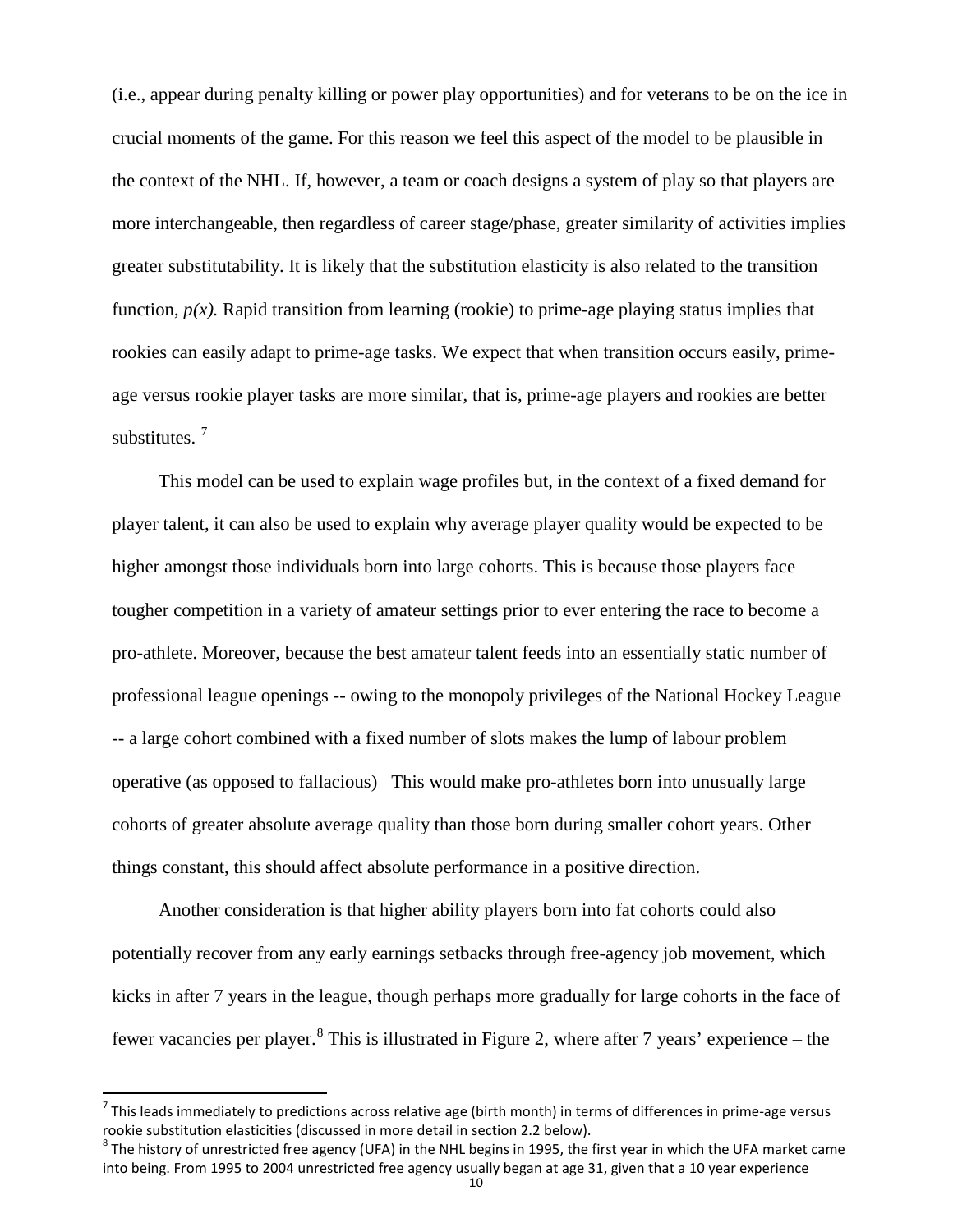(i.e., appear during penalty killing or power play opportunities) and for veterans to be on the ice in crucial moments of the game. For this reason we feel this aspect of the model to be plausible in the context of the NHL. If, however, a team or coach designs a system of play so that players are more interchangeable, then regardless of career stage/phase, greater similarity of activities implies greater substitutability. It is likely that the substitution elasticity is also related to the transition function, $p(x)$. Rapid transition from learning (rookie) to prime-age playing status implies that rookies can easily adapt to prime-age tasks. We expect that when transition occurs easily, prime-age versus rookie player tasks are more similar, that is, prime-age players and rookies are better substitutes. [7]

This model can be used to explain wage profiles but, in the context of a fixed demand for player talent, it can also be used to explain why average player quality would be expected to be higher amongst those individuals born into large cohorts. This is because those players face tougher competition in a variety of amateur settings prior to ever entering the race to become a pro-athlete. Moreover, because the best amateur talent feeds into an essentially static number of professional league openings -- owing to the monopoly privileges of the National Hockey League -- a large cohort combined with a fixed number of slots makes the lump of labour problem operative (as opposed to fallacious)   This would make pro-athletes born into unusually large cohorts of greater absolute average quality than those born during smaller cohort years. Other things constant, this should affect absolute performance in a positive direction.

Another consideration is that higher ability players born into fat cohorts could also potentially recover from any early earnings setbacks through free-agency job movement, which kicks in after 7 years in the league, though perhaps more gradually for large cohorts in the face of fewer vacancies per player.[8] This is illustrated in Figure 2, where after 7 years' experience – the

---

[7] This leads immediately to predictions across relative age (birth month) in terms of differences in prime-age versus rookie substitution elasticities (discussed in more detail in section 2.2 below).

[8] The history of unrestricted free agency (UFA) in the NHL begins in 1995, the first year in which the UFA market came into being. From 1995 to 2004 unrestricted free agency usually began at age 31, given that a 10 year experience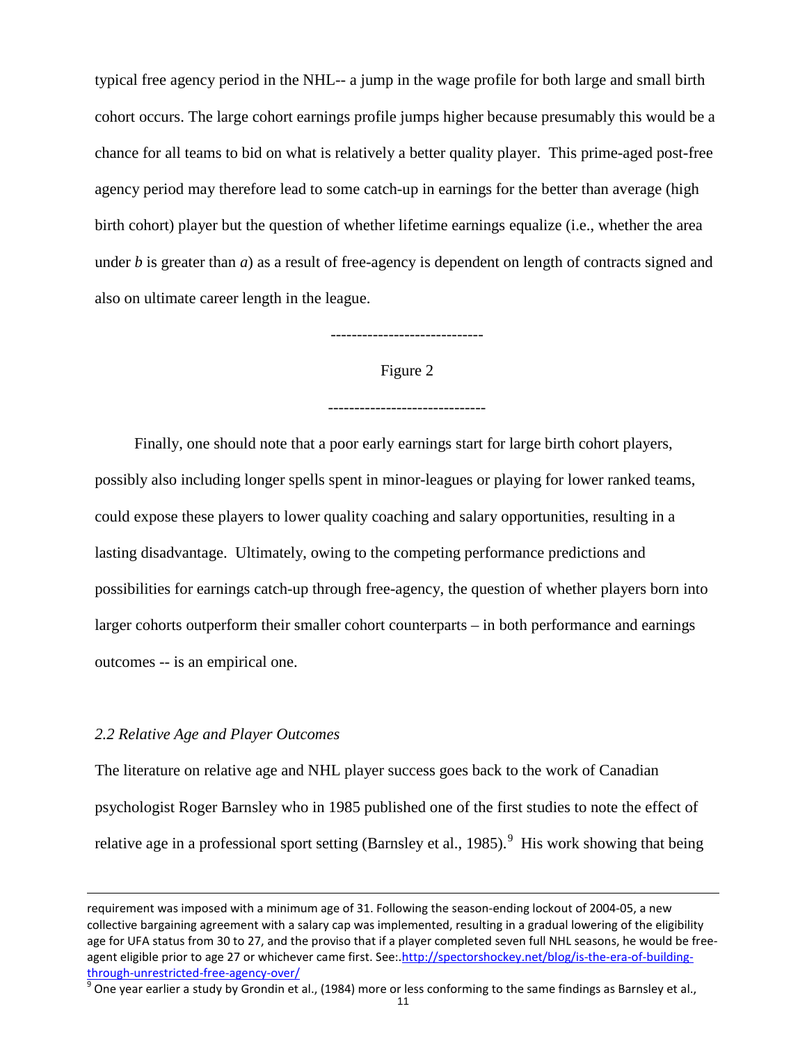typical free agency period in the NHL-- a jump in the wage profile for both large and small birth cohort occurs. The large cohort earnings profile jumps higher because presumably this would be a chance for all teams to bid on what is relatively a better quality player. This prime-aged post-free agency period may therefore lead to some catch-up in earnings for the better than average (high birth cohort) player but the question of whether lifetime earnings equalize (i.e., whether the area under *b* is greater than *a*) as a result of free-agency is dependent on length of contracts signed and also on ultimate career length in the league.

----------------------------

Figure 2

-----------------------------

Finally, one should note that a poor early earnings start for large birth cohort players, possibly also including longer spells spent in minor-leagues or playing for lower ranked teams, could expose these players to lower quality coaching and salary opportunities, resulting in a lasting disadvantage. Ultimately, owing to the competing performance predictions and possibilities for earnings catch-up through free-agency, the question of whether players born into larger cohorts outperform their smaller cohort counterparts – in both performance and earnings outcomes -- is an empirical one.

### *2.2 Relative Age and Player Outcomes*

The literature on relative age and NHL player success goes back to the work of Canadian psychologist Roger Barnsley who in 1985 published one of the first studies to note the effect of relative age in a professional sport setting (Barnsley et al., 1985).[9] His work showing that being

---

requirement was imposed with a minimum age of 31. Following the season-ending lockout of 2004-05, a new collective bargaining agreement with a salary cap was implemented, resulting in a gradual lowering of the eligibility age for UFA status from 30 to 27, and the proviso that if a player completed seven full NHL seasons, he would be free-agent eligible prior to age 27 or whichever came first. See:.http://spectorshockey.net/blog/is-the-era-of-building-through-unrestricted-free-agency-over/

[9] One year earlier a study by Grondin et al., (1984) more or less conforming to the same findings as Barnsley et al.,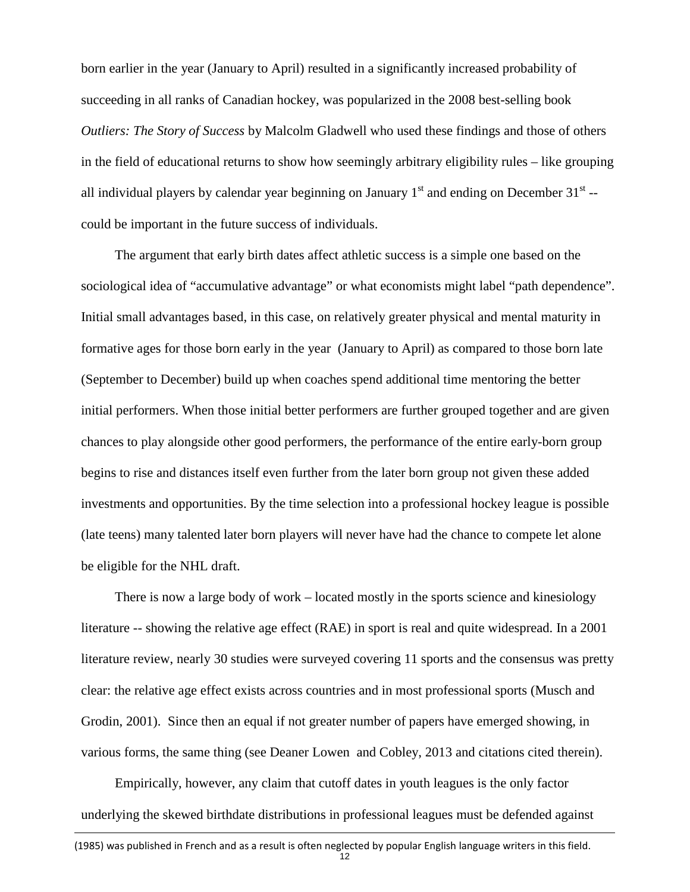born earlier in the year (January to April) resulted in a significantly increased probability of succeeding in all ranks of Canadian hockey, was popularized in the 2008 best-selling book *Outliers: The Story of Success* by Malcolm Gladwell who used these findings and those of others in the field of educational returns to show how seemingly arbitrary eligibility rules – like grouping all individual players by calendar year beginning on January 1st and ending on December 31st -- could be important in the future success of individuals.

The argument that early birth dates affect athletic success is a simple one based on the sociological idea of "accumulative advantage" or what economists might label "path dependence". Initial small advantages based, in this case, on relatively greater physical and mental maturity in formative ages for those born early in the year (January to April) as compared to those born late (September to December) build up when coaches spend additional time mentoring the better initial performers. When those initial better performers are further grouped together and are given chances to play alongside other good performers, the performance of the entire early-born group begins to rise and distances itself even further from the later born group not given these added investments and opportunities. By the time selection into a professional hockey league is possible (late teens) many talented later born players will never have had the chance to compete let alone be eligible for the NHL draft.

There is now a large body of work – located mostly in the sports science and kinesiology literature -- showing the relative age effect (RAE) in sport is real and quite widespread. In a 2001 literature review, nearly 30 studies were surveyed covering 11 sports and the consensus was pretty clear: the relative age effect exists across countries and in most professional sports (Musch and Grodin, 2001). Since then an equal if not greater number of papers have emerged showing, in various forms, the same thing (see Deaner Lowen and Cobley, 2013 and citations cited therein).

Empirically, however, any claim that cutoff dates in youth leagues is the only factor underlying the skewed birthdate distributions in professional leagues must be defended against

(1985) was published in French and as a result is often neglected by popular English language writers in this field.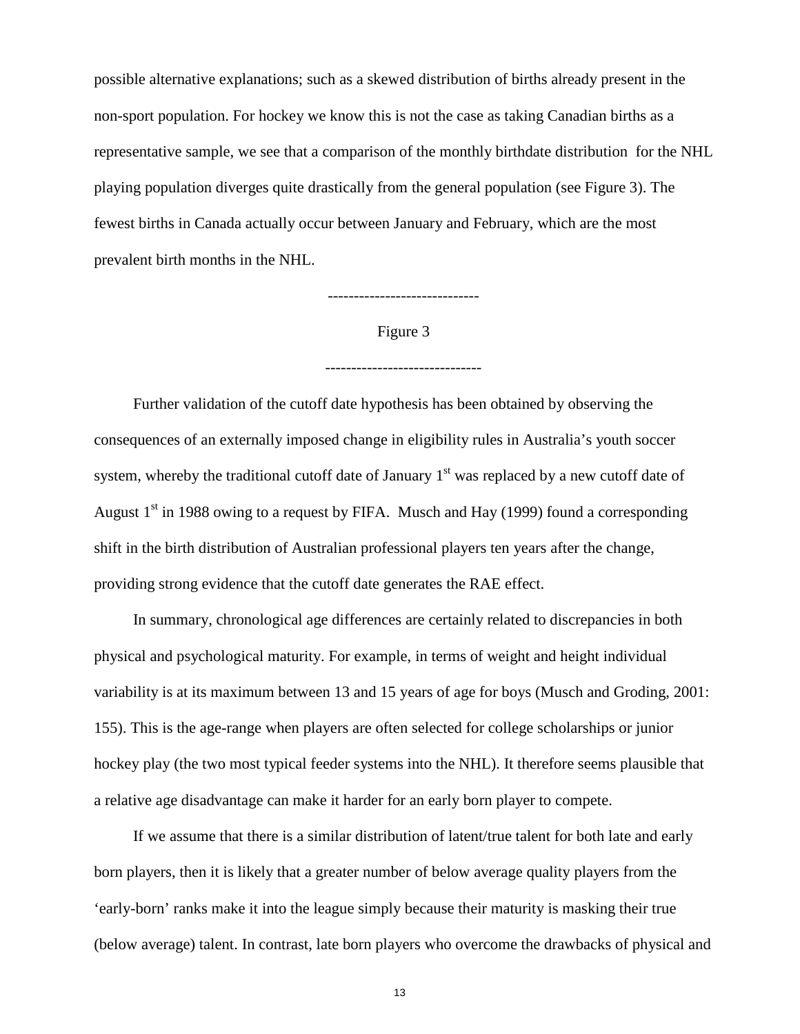possible alternative explanations; such as a skewed distribution of births already present in the non-sport population. For hockey we know this is not the case as taking Canadian births as a representative sample, we see that a comparison of the monthly birthdate distribution for the NHL playing population diverges quite drastically from the general population (see Figure 3). The fewest births in Canada actually occur between January and February, which are the most prevalent birth months in the NHL.

----------------------------

Figure 3

-----------------------------

Further validation of the cutoff date hypothesis has been obtained by observing the consequences of an externally imposed change in eligibility rules in Australia's youth soccer system, whereby the traditional cutoff date of January 1st was replaced by a new cutoff date of August 1st in 1988 owing to a request by FIFA. Musch and Hay (1999) found a corresponding shift in the birth distribution of Australian professional players ten years after the change, providing strong evidence that the cutoff date generates the RAE effect.

In summary, chronological age differences are certainly related to discrepancies in both physical and psychological maturity. For example, in terms of weight and height individual variability is at its maximum between 13 and 15 years of age for boys (Musch and Groding, 2001: 155). This is the age-range when players are often selected for college scholarships or junior hockey play (the two most typical feeder systems into the NHL). It therefore seems plausible that a relative age disadvantage can make it harder for an early born player to compete.

If we assume that there is a similar distribution of latent/true talent for both late and early born players, then it is likely that a greater number of below average quality players from the 'early-born' ranks make it into the league simply because their maturity is masking their true (below average) talent. In contrast, late born players who overcome the drawbacks of physical and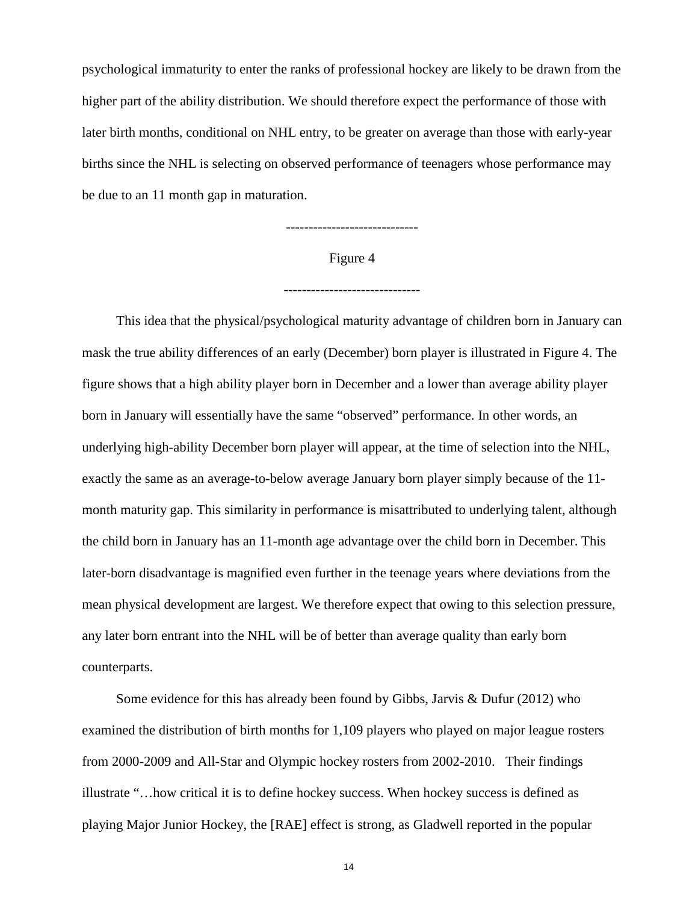psychological immaturity to enter the ranks of professional hockey are likely to be drawn from the higher part of the ability distribution. We should therefore expect the performance of those with later birth months, conditional on NHL entry, to be greater on average than those with early-year births since the NHL is selecting on observed performance of teenagers whose performance may be due to an 11 month gap in maturation.

-----------------------------

Figure 4

------------------------------

This idea that the physical/psychological maturity advantage of children born in January can mask the true ability differences of an early (December) born player is illustrated in Figure 4. The figure shows that a high ability player born in December and a lower than average ability player born in January will essentially have the same "observed" performance. In other words, an underlying high-ability December born player will appear, at the time of selection into the NHL, exactly the same as an average-to-below average January born player simply because of the 11-month maturity gap. This similarity in performance is misattributed to underlying talent, although the child born in January has an 11-month age advantage over the child born in December. This later-born disadvantage is magnified even further in the teenage years where deviations from the mean physical development are largest. We therefore expect that owing to this selection pressure, any later born entrant into the NHL will be of better than average quality than early born counterparts.

Some evidence for this has already been found by Gibbs, Jarvis & Dufur (2012) who examined the distribution of birth months for 1,109 players who played on major league rosters from 2000-2009 and All-Star and Olympic hockey rosters from 2002-2010. Their findings illustrate "…how critical it is to define hockey success. When hockey success is defined as playing Major Junior Hockey, the [RAE] effect is strong, as Gladwell reported in the popular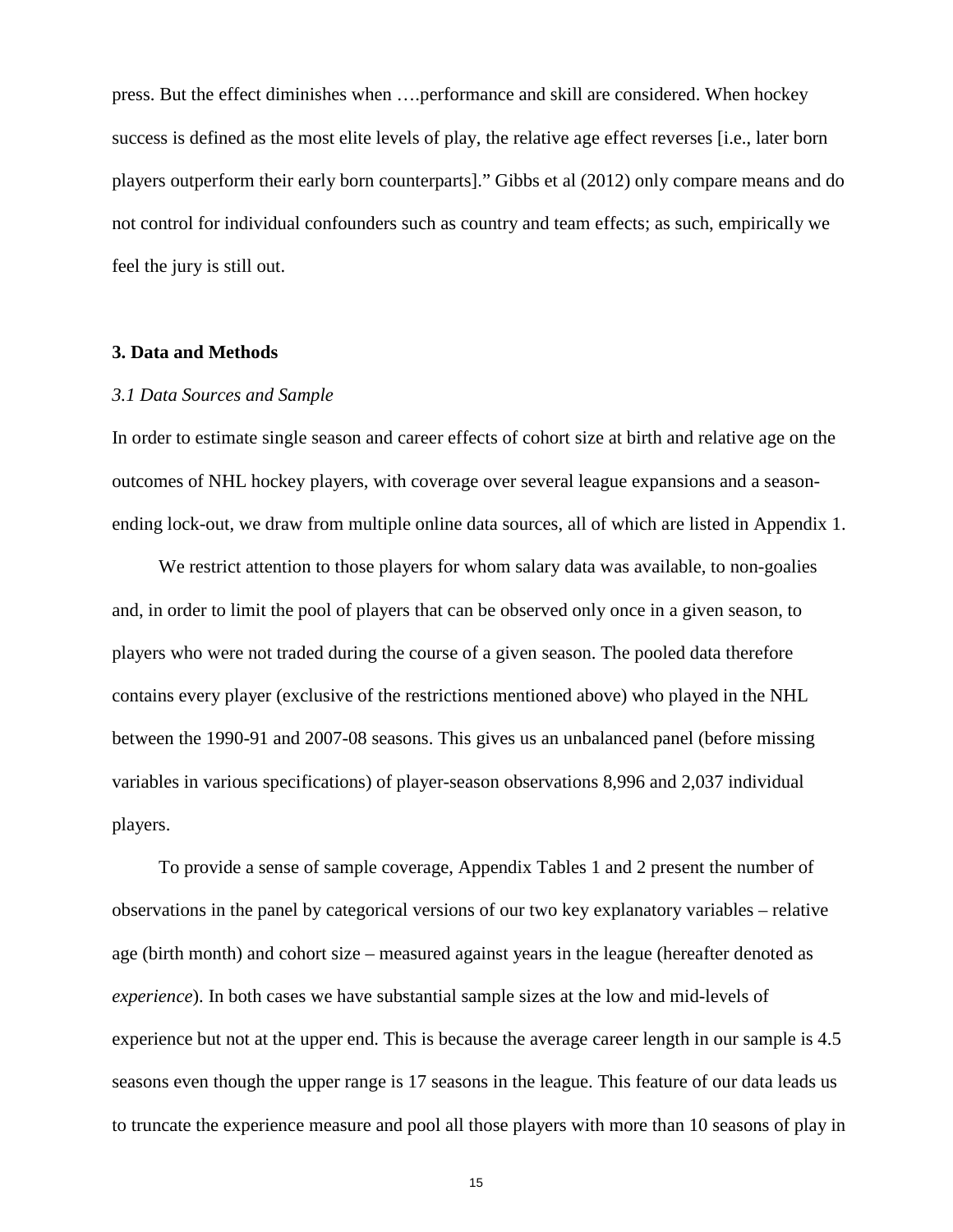press. But the effect diminishes when ….performance and skill are considered. When hockey success is defined as the most elite levels of play, the relative age effect reverses [i.e., later born players outperform their early born counterparts]." Gibbs et al (2012) only compare means and do not control for individual confounders such as country and team effects; as such, empirically we feel the jury is still out.

## 3. Data and Methods

### *3.1 Data Sources and Sample*

In order to estimate single season and career effects of cohort size at birth and relative age on the outcomes of NHL hockey players, with coverage over several league expansions and a season-ending lock-out, we draw from multiple online data sources, all of which are listed in Appendix 1.

We restrict attention to those players for whom salary data was available, to non-goalies and, in order to limit the pool of players that can be observed only once in a given season, to players who were not traded during the course of a given season. The pooled data therefore contains every player (exclusive of the restrictions mentioned above) who played in the NHL between the 1990-91 and 2007-08 seasons. This gives us an unbalanced panel (before missing variables in various specifications) of player-season observations 8,996 and 2,037 individual players.

To provide a sense of sample coverage, Appendix Tables 1 and 2 present the number of observations in the panel by categorical versions of our two key explanatory variables – relative age (birth month) and cohort size – measured against years in the league (hereafter denoted as *experience*). In both cases we have substantial sample sizes at the low and mid-levels of experience but not at the upper end. This is because the average career length in our sample is 4.5 seasons even though the upper range is 17 seasons in the league. This feature of our data leads us to truncate the experience measure and pool all those players with more than 10 seasons of play in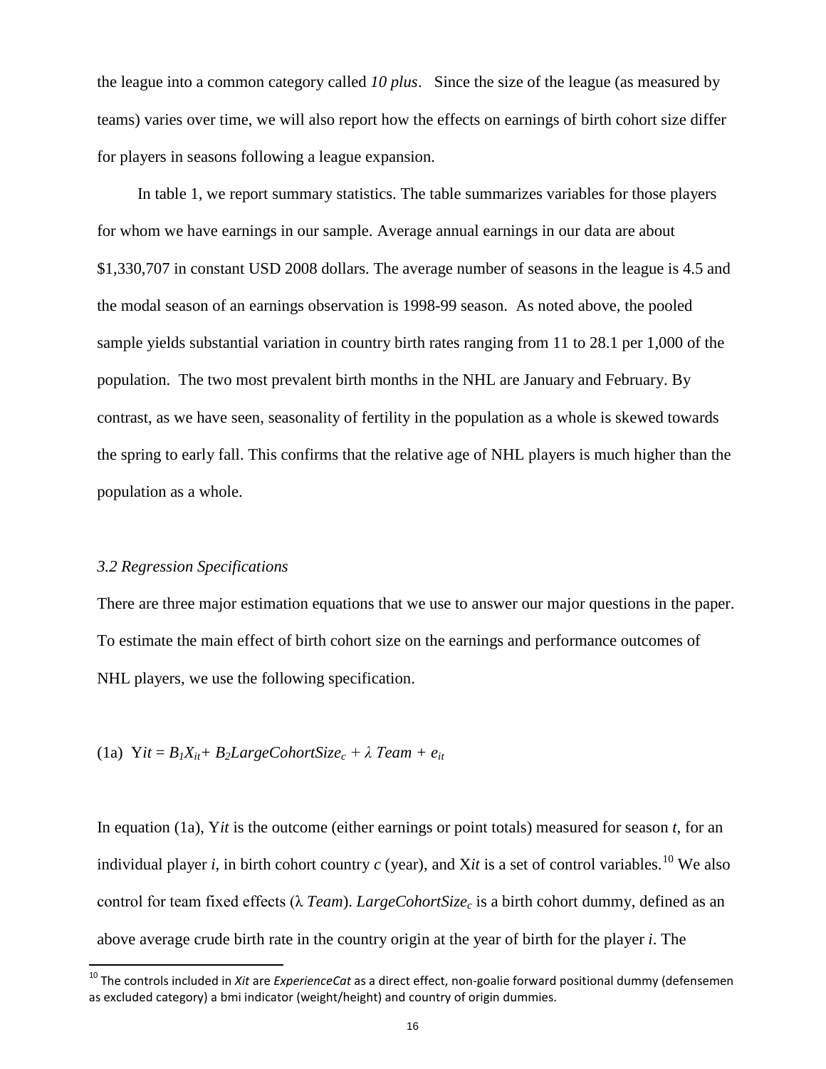the league into a common category called *10 plus*. Since the size of the league (as measured by teams) varies over time, we will also report how the effects on earnings of birth cohort size differ for players in seasons following a league expansion.

In table 1, we report summary statistics. The table summarizes variables for those players for whom we have earnings in our sample. Average annual earnings in our data are about $1,330,707 in constant USD 2008 dollars. The average number of seasons in the league is 4.5 and the modal season of an earnings observation is 1998-99 season. As noted above, the pooled sample yields substantial variation in country birth rates ranging from 11 to 28.1 per 1,000 of the population. The two most prevalent birth months in the NHL are January and February. By contrast, as we have seen, seasonality of fertility in the population as a whole is skewed towards the spring to early fall. This confirms that the relative age of NHL players is much higher than the population as a whole.

### *3.2 Regression Specifications*

There are three major estimation equations that we use to answer our major questions in the paper. To estimate the main effect of birth cohort size on the earnings and performance outcomes of NHL players, we use the following specification.

$$\text{(1a)}\quad Y_{it} = B_1 X_{it} + B_2 LargeCohortSize_c + \lambda\, Team + e_{it}$$

In equation (1a), $Y_{it}$ is the outcome (either earnings or point totals) measured for season $t$, for an individual player $i$, in birth cohort country $c$ (year), and $X_{it}$ is a set of control variables.[10] We also control for team fixed effects ($\lambda$ *Team*). $LargeCohortSize_c$ is a birth cohort dummy, defined as an above average crude birth rate in the country origin at the year of birth for the player $i$. The

[10] The controls included in *Xit* are *ExperienceCat* as a direct effect, non-goalie forward positional dummy (defensemen as excluded category) a bmi indicator (weight/height) and country of origin dummies.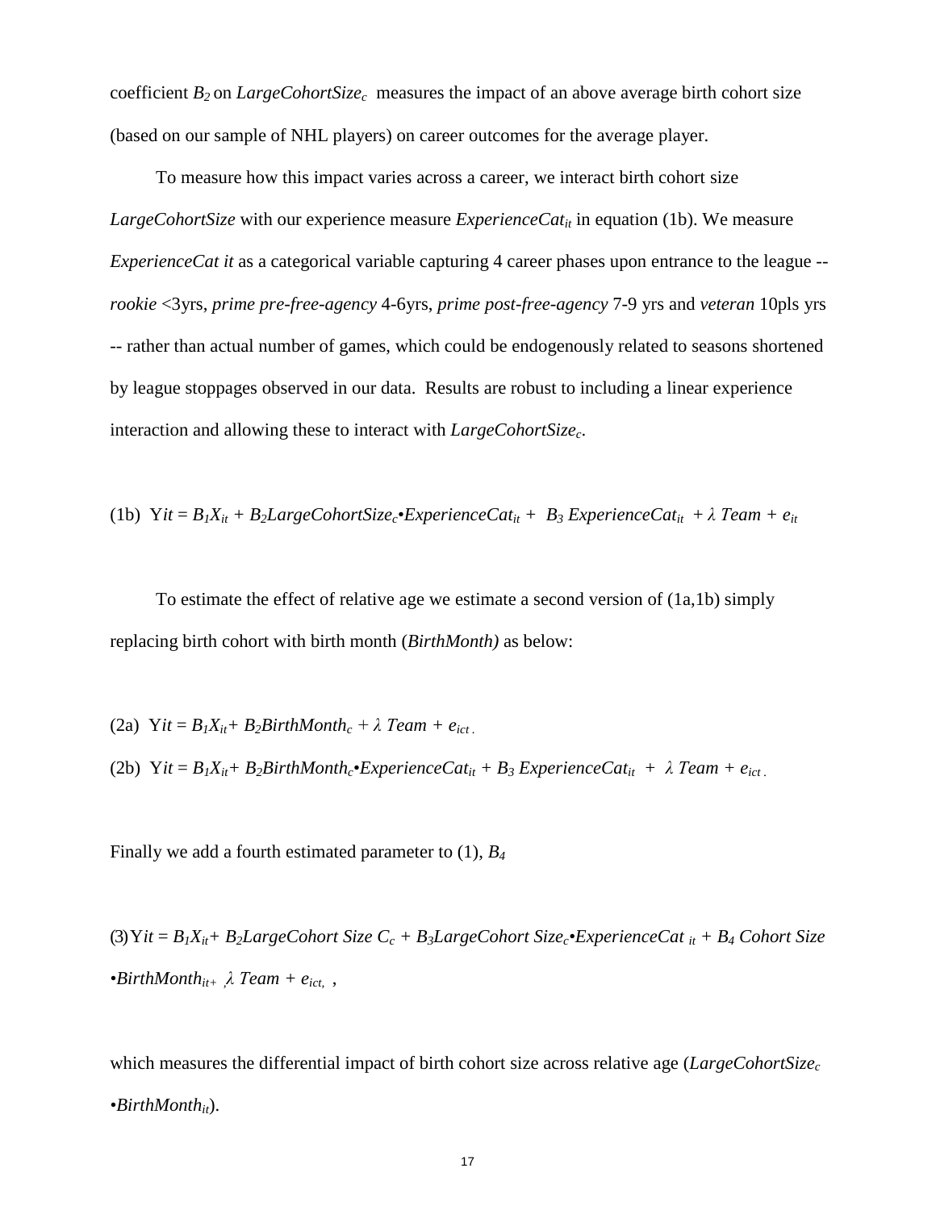coefficient $B_2$ on $LargeCohortSize_c$ measures the impact of an above average birth cohort size (based on our sample of NHL players) on career outcomes for the average player.

To measure how this impact varies across a career, we interact birth cohort size *LargeCohortSize* with our experience measure $ExperienceCat_{it}$ in equation (1b). We measure *ExperienceCat it* as a categorical variable capturing 4 career phases upon entrance to the league -- *rookie* <3yrs, *prime pre-free-agency* 4-6yrs, *prime post-free-agency* 7-9 yrs and *veteran* 10pls yrs -- rather than actual number of games, which could be endogenously related to seasons shortened by league stoppages observed in our data. Results are robust to including a linear experience interaction and allowing these to interact with $LargeCohortSize_c$.

$$\text{(1b)} \quad Y_{it} = B_1X_{it} + B_2 LargeCohortSize_c \bullet ExperienceCat_{it} + B_3\, ExperienceCat_{it} + \lambda\, Team + e_{it}$$

To estimate the effect of relative age we estimate a second version of (1a,1b) simply replacing birth cohort with birth month (*BirthMonth)* as below:

$$\text{(2a)} \quad Y_{it} = B_1X_{it} + B_2 BirthMonth_c + \lambda\, Team + e_{ict}\,.$$

$$\text{(2b)} \quad Y_{it} = B_1X_{it} + B_2 BirthMonth_c \bullet ExperienceCat_{it} + B_3\, ExperienceCat_{it} + \lambda\, Team + e_{ict}\,.$$

Finally we add a fourth estimated parameter to (1), $B_4$

$$\text{(3)} \quad Y_{it} = B_1X_{it} + B_2 LargeCohort\ Size\ C_c + B_3 LargeCohort\ Size_c \bullet ExperienceCat_{it} + B_4\, Cohort\ Size \bullet BirthMonth_{it} + \lambda\, Team + e_{ict},$$

which measures the differential impact of birth cohort size across relative age ($LargeCohortSize_c \bullet BirthMonth_{it}$).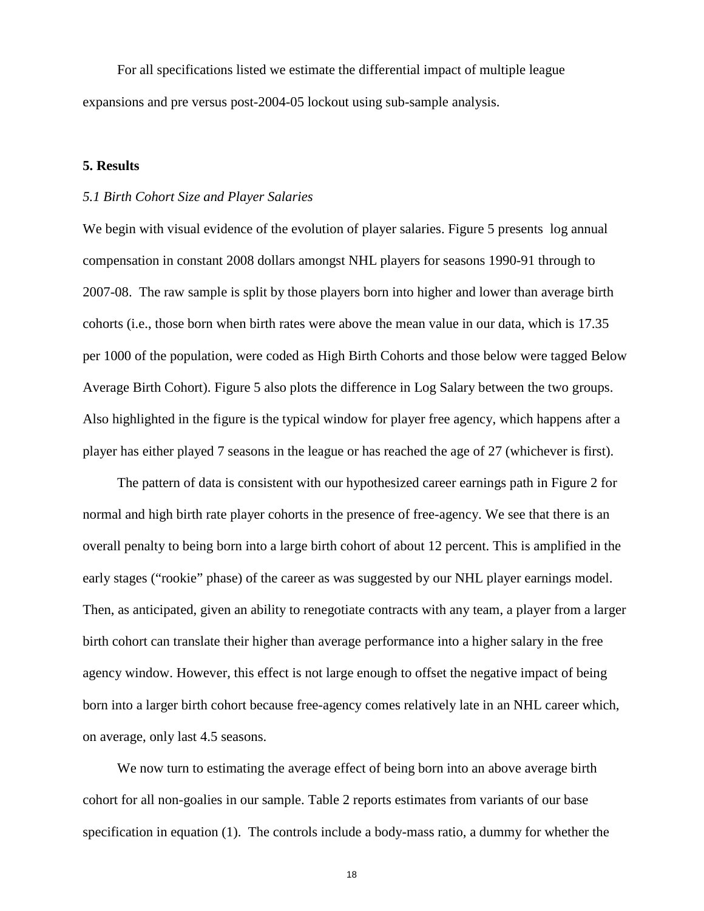For all specifications listed we estimate the differential impact of multiple league expansions and pre versus post-2004-05 lockout using sub-sample analysis.

**5. Results**

*5.1 Birth Cohort Size and Player Salaries*

We begin with visual evidence of the evolution of player salaries. Figure 5 presents log annual compensation in constant 2008 dollars amongst NHL players for seasons 1990-91 through to 2007-08. The raw sample is split by those players born into higher and lower than average birth cohorts (i.e., those born when birth rates were above the mean value in our data, which is 17.35 per 1000 of the population, were coded as High Birth Cohorts and those below were tagged Below Average Birth Cohort). Figure 5 also plots the difference in Log Salary between the two groups. Also highlighted in the figure is the typical window for player free agency, which happens after a player has either played 7 seasons in the league or has reached the age of 27 (whichever is first).

The pattern of data is consistent with our hypothesized career earnings path in Figure 2 for normal and high birth rate player cohorts in the presence of free-agency. We see that there is an overall penalty to being born into a large birth cohort of about 12 percent. This is amplified in the early stages ("rookie" phase) of the career as was suggested by our NHL player earnings model. Then, as anticipated, given an ability to renegotiate contracts with any team, a player from a larger birth cohort can translate their higher than average performance into a higher salary in the free agency window. However, this effect is not large enough to offset the negative impact of being born into a larger birth cohort because free-agency comes relatively late in an NHL career which, on average, only last 4.5 seasons.

We now turn to estimating the average effect of being born into an above average birth cohort for all non-goalies in our sample. Table 2 reports estimates from variants of our base specification in equation (1). The controls include a body-mass ratio, a dummy for whether the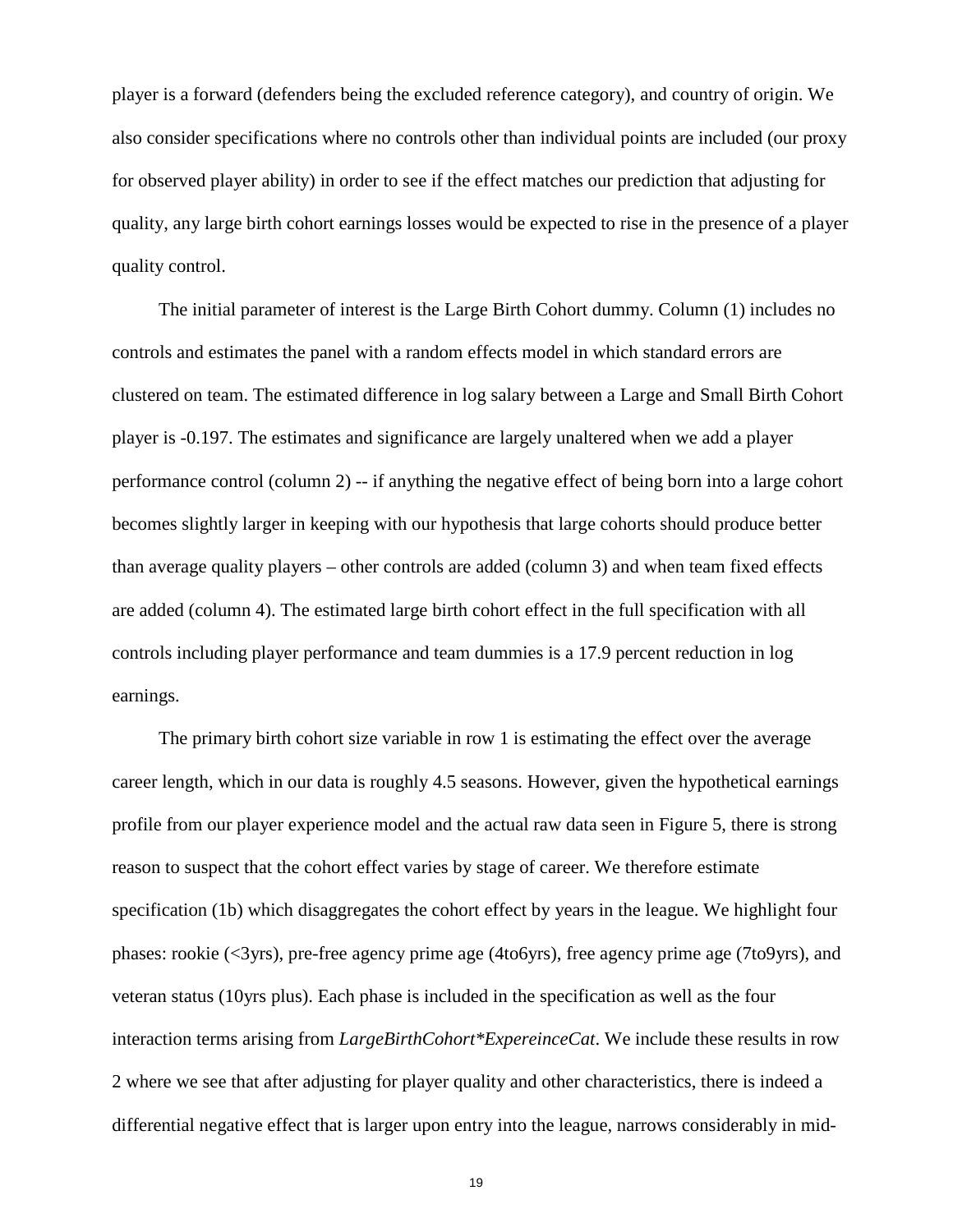player is a forward (defenders being the excluded reference category), and country of origin. We also consider specifications where no controls other than individual points are included (our proxy for observed player ability) in order to see if the effect matches our prediction that adjusting for quality, any large birth cohort earnings losses would be expected to rise in the presence of a player quality control.

The initial parameter of interest is the Large Birth Cohort dummy. Column (1) includes no controls and estimates the panel with a random effects model in which standard errors are clustered on team. The estimated difference in log salary between a Large and Small Birth Cohort player is -0.197. The estimates and significance are largely unaltered when we add a player performance control (column 2) -- if anything the negative effect of being born into a large cohort becomes slightly larger in keeping with our hypothesis that large cohorts should produce better than average quality players – other controls are added (column 3) and when team fixed effects are added (column 4). The estimated large birth cohort effect in the full specification with all controls including player performance and team dummies is a 17.9 percent reduction in log earnings.

The primary birth cohort size variable in row 1 is estimating the effect over the average career length, which in our data is roughly 4.5 seasons. However, given the hypothetical earnings profile from our player experience model and the actual raw data seen in Figure 5, there is strong reason to suspect that the cohort effect varies by stage of career. We therefore estimate specification (1b) which disaggregates the cohort effect by years in the league. We highlight four phases: rookie (<3yrs), pre-free agency prime age (4to6yrs), free agency prime age (7to9yrs), and veteran status (10yrs plus). Each phase is included in the specification as well as the four interaction terms arising from *LargeBirthCohort*ExpereinceCat*. We include these results in row 2 where we see that after adjusting for player quality and other characteristics, there is indeed a differential negative effect that is larger upon entry into the league, narrows considerably in mid-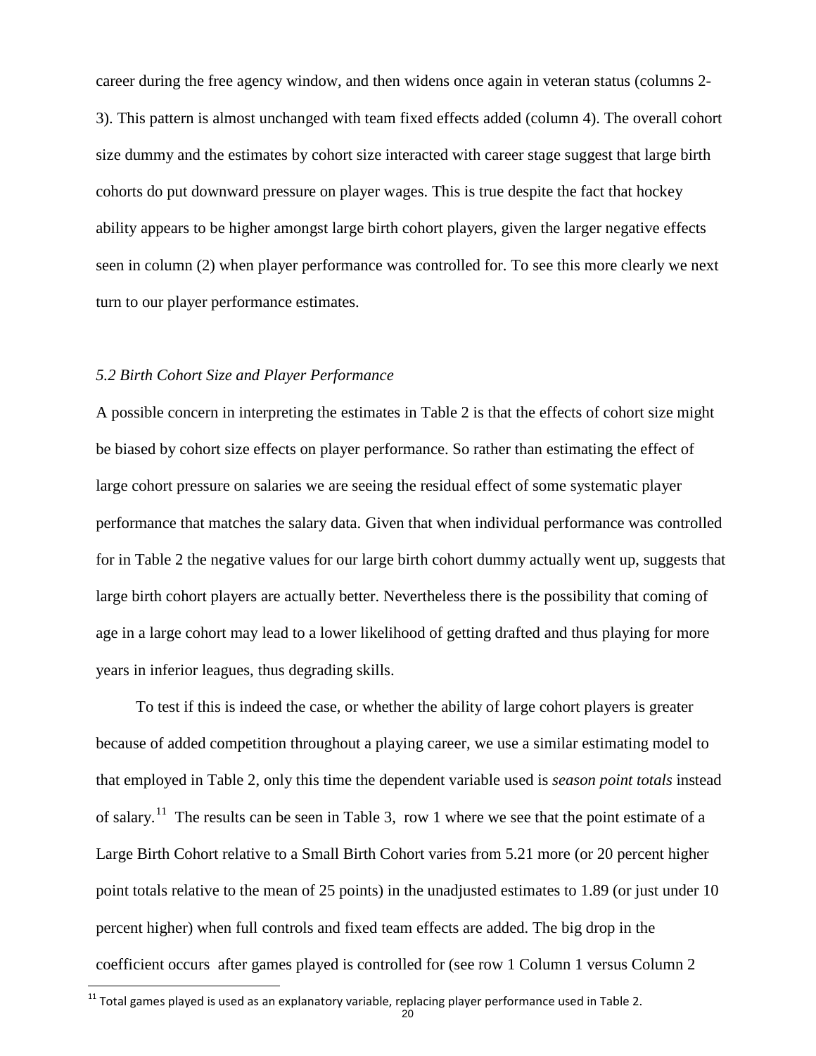career during the free agency window, and then widens once again in veteran status (columns 2-3). This pattern is almost unchanged with team fixed effects added (column 4). The overall cohort size dummy and the estimates by cohort size interacted with career stage suggest that large birth cohorts do put downward pressure on player wages. This is true despite the fact that hockey ability appears to be higher amongst large birth cohort players, given the larger negative effects seen in column (2) when player performance was controlled for. To see this more clearly we next turn to our player performance estimates.

### *5.2 Birth Cohort Size and Player Performance*

A possible concern in interpreting the estimates in Table 2 is that the effects of cohort size might be biased by cohort size effects on player performance. So rather than estimating the effect of large cohort pressure on salaries we are seeing the residual effect of some systematic player performance that matches the salary data. Given that when individual performance was controlled for in Table 2 the negative values for our large birth cohort dummy actually went up, suggests that large birth cohort players are actually better. Nevertheless there is the possibility that coming of age in a large cohort may lead to a lower likelihood of getting drafted and thus playing for more years in inferior leagues, thus degrading skills.

To test if this is indeed the case, or whether the ability of large cohort players is greater because of added competition throughout a playing career, we use a similar estimating model to that employed in Table 2, only this time the dependent variable used is *season point totals* instead of salary.[11] The results can be seen in Table 3, row 1 where we see that the point estimate of a Large Birth Cohort relative to a Small Birth Cohort varies from 5.21 more (or 20 percent higher point totals relative to the mean of 25 points) in the unadjusted estimates to 1.89 (or just under 10 percent higher) when full controls and fixed team effects are added. The big drop in the coefficient occurs after games played is controlled for (see row 1 Column 1 versus Column 2

[11] Total games played is used as an explanatory variable, replacing player performance used in Table 2.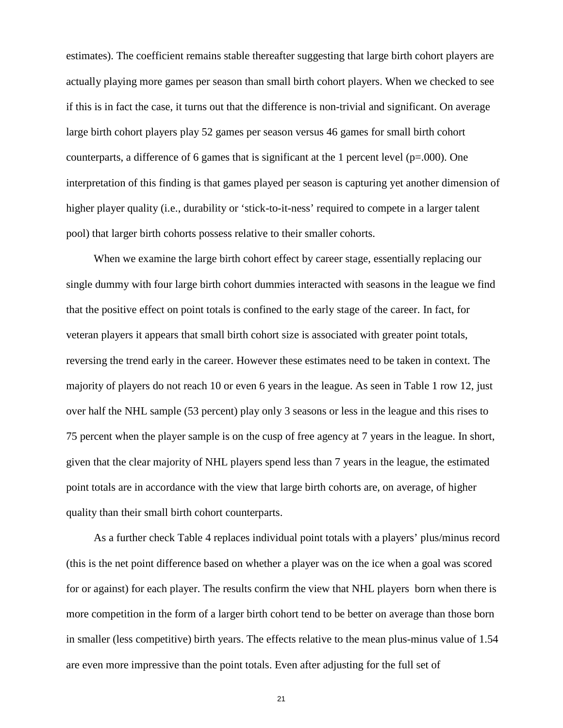estimates). The coefficient remains stable thereafter suggesting that large birth cohort players are actually playing more games per season than small birth cohort players. When we checked to see if this is in fact the case, it turns out that the difference is non-trivial and significant. On average large birth cohort players play 52 games per season versus 46 games for small birth cohort counterparts, a difference of 6 games that is significant at the 1 percent level (p=.000). One interpretation of this finding is that games played per season is capturing yet another dimension of higher player quality (i.e., durability or 'stick-to-it-ness' required to compete in a larger talent pool) that larger birth cohorts possess relative to their smaller cohorts.

When we examine the large birth cohort effect by career stage, essentially replacing our single dummy with four large birth cohort dummies interacted with seasons in the league we find that the positive effect on point totals is confined to the early stage of the career. In fact, for veteran players it appears that small birth cohort size is associated with greater point totals, reversing the trend early in the career. However these estimates need to be taken in context. The majority of players do not reach 10 or even 6 years in the league. As seen in Table 1 row 12, just over half the NHL sample (53 percent) play only 3 seasons or less in the league and this rises to 75 percent when the player sample is on the cusp of free agency at 7 years in the league. In short, given that the clear majority of NHL players spend less than 7 years in the league, the estimated point totals are in accordance with the view that large birth cohorts are, on average, of higher quality than their small birth cohort counterparts.

As a further check Table 4 replaces individual point totals with a players' plus/minus record (this is the net point difference based on whether a player was on the ice when a goal was scored for or against) for each player. The results confirm the view that NHL players born when there is more competition in the form of a larger birth cohort tend to be better on average than those born in smaller (less competitive) birth years. The effects relative to the mean plus-minus value of 1.54 are even more impressive than the point totals. Even after adjusting for the full set of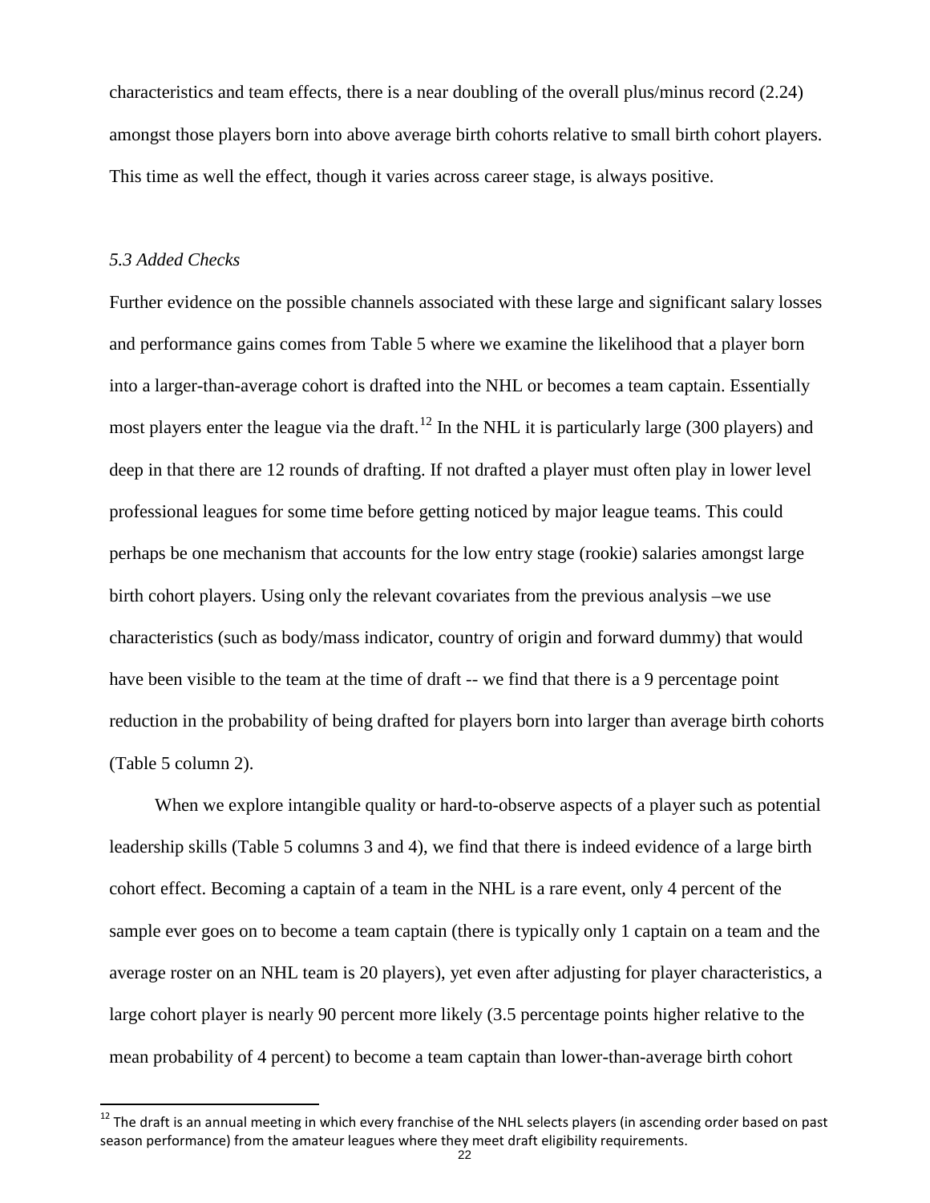characteristics and team effects, there is a near doubling of the overall plus/minus record (2.24) amongst those players born into above average birth cohorts relative to small birth cohort players. This time as well the effect, though it varies across career stage, is always positive.

*5.3 Added Checks*

Further evidence on the possible channels associated with these large and significant salary losses and performance gains comes from Table 5 where we examine the likelihood that a player born into a larger-than-average cohort is drafted into the NHL or becomes a team captain. Essentially most players enter the league via the draft.[12] In the NHL it is particularly large (300 players) and deep in that there are 12 rounds of drafting. If not drafted a player must often play in lower level professional leagues for some time before getting noticed by major league teams. This could perhaps be one mechanism that accounts for the low entry stage (rookie) salaries amongst large birth cohort players. Using only the relevant covariates from the previous analysis –we use characteristics (such as body/mass indicator, country of origin and forward dummy) that would have been visible to the team at the time of draft -- we find that there is a 9 percentage point reduction in the probability of being drafted for players born into larger than average birth cohorts (Table 5 column 2).

When we explore intangible quality or hard-to-observe aspects of a player such as potential leadership skills (Table 5 columns 3 and 4), we find that there is indeed evidence of a large birth cohort effect. Becoming a captain of a team in the NHL is a rare event, only 4 percent of the sample ever goes on to become a team captain (there is typically only 1 captain on a team and the average roster on an NHL team is 20 players), yet even after adjusting for player characteristics, a large cohort player is nearly 90 percent more likely (3.5 percentage points higher relative to the mean probability of 4 percent) to become a team captain than lower-than-average birth cohort

[12] The draft is an annual meeting in which every franchise of the NHL selects players (in ascending order based on past season performance) from the amateur leagues where they meet draft eligibility requirements.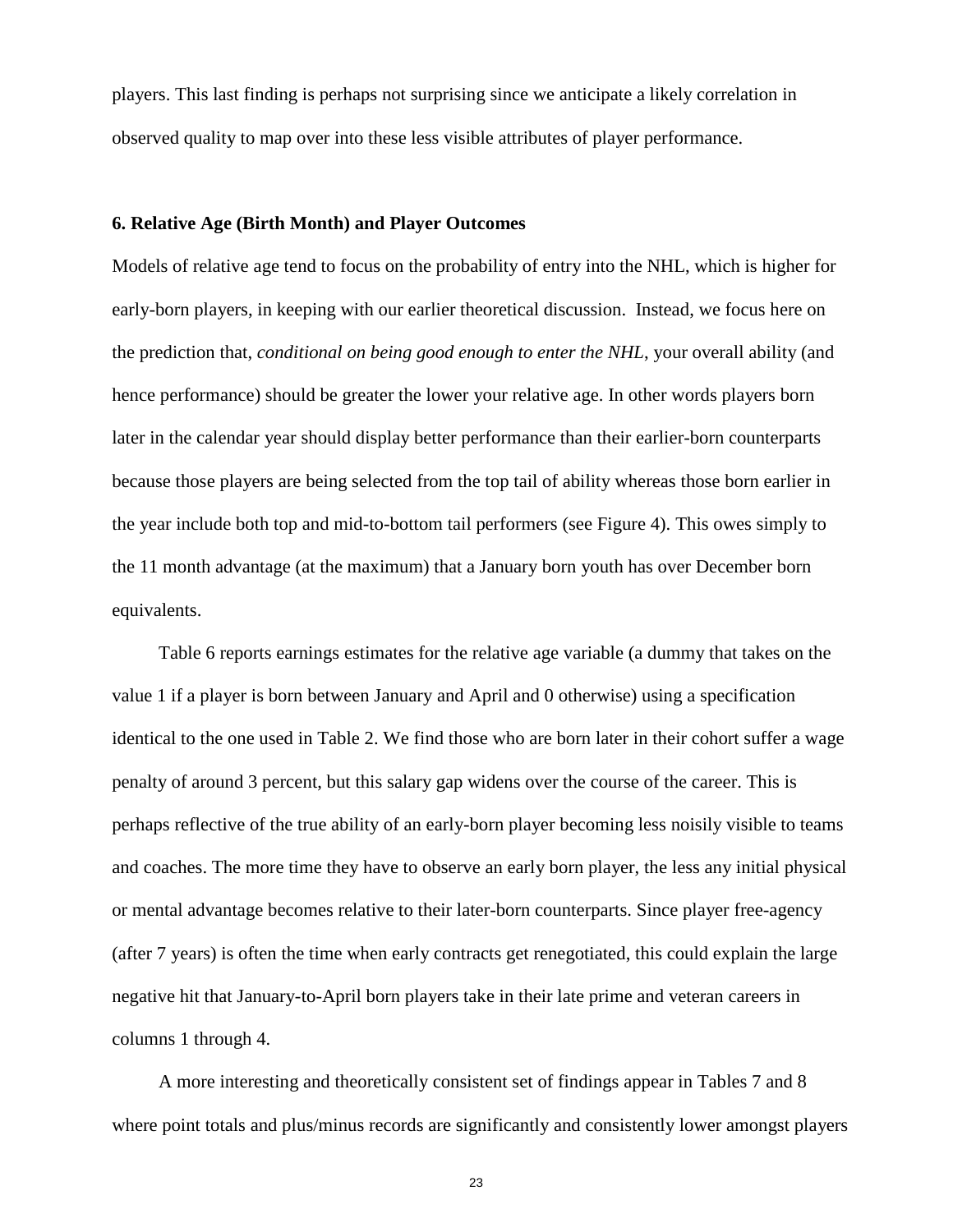players. This last finding is perhaps not surprising since we anticipate a likely correlation in observed quality to map over into these less visible attributes of player performance.

### 6. Relative Age (Birth Month) and Player Outcomes

Models of relative age tend to focus on the probability of entry into the NHL, which is higher for early-born players, in keeping with our earlier theoretical discussion. Instead, we focus here on the prediction that, *conditional on being good enough to enter the NHL*, your overall ability (and hence performance) should be greater the lower your relative age. In other words players born later in the calendar year should display better performance than their earlier-born counterparts because those players are being selected from the top tail of ability whereas those born earlier in the year include both top and mid-to-bottom tail performers (see Figure 4). This owes simply to the 11 month advantage (at the maximum) that a January born youth has over December born equivalents.

Table 6 reports earnings estimates for the relative age variable (a dummy that takes on the value 1 if a player is born between January and April and 0 otherwise) using a specification identical to the one used in Table 2. We find those who are born later in their cohort suffer a wage penalty of around 3 percent, but this salary gap widens over the course of the career. This is perhaps reflective of the true ability of an early-born player becoming less noisily visible to teams and coaches. The more time they have to observe an early born player, the less any initial physical or mental advantage becomes relative to their later-born counterparts. Since player free-agency (after 7 years) is often the time when early contracts get renegotiated, this could explain the large negative hit that January-to-April born players take in their late prime and veteran careers in columns 1 through 4.

A more interesting and theoretically consistent set of findings appear in Tables 7 and 8 where point totals and plus/minus records are significantly and consistently lower amongst players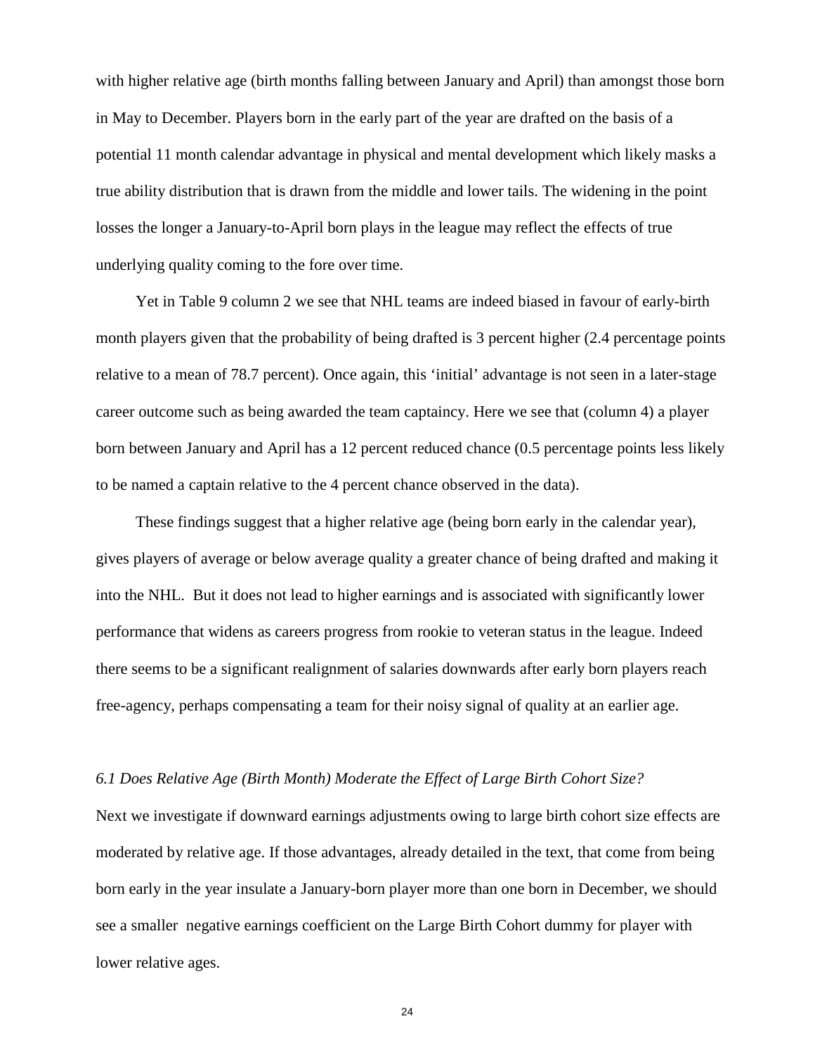with higher relative age (birth months falling between January and April) than amongst those born in May to December. Players born in the early part of the year are drafted on the basis of a potential 11 month calendar advantage in physical and mental development which likely masks a true ability distribution that is drawn from the middle and lower tails. The widening in the point losses the longer a January-to-April born plays in the league may reflect the effects of true underlying quality coming to the fore over time.

Yet in Table 9 column 2 we see that NHL teams are indeed biased in favour of early-birth month players given that the probability of being drafted is 3 percent higher (2.4 percentage points relative to a mean of 78.7 percent). Once again, this 'initial' advantage is not seen in a later-stage career outcome such as being awarded the team captaincy. Here we see that (column 4) a player born between January and April has a 12 percent reduced chance (0.5 percentage points less likely to be named a captain relative to the 4 percent chance observed in the data).

These findings suggest that a higher relative age (being born early in the calendar year), gives players of average or below average quality a greater chance of being drafted and making it into the NHL. But it does not lead to higher earnings and is associated with significantly lower performance that widens as careers progress from rookie to veteran status in the league. Indeed there seems to be a significant realignment of salaries downwards after early born players reach free-agency, perhaps compensating a team for their noisy signal of quality at an earlier age.

### *6.1 Does Relative Age (Birth Month) Moderate the Effect of Large Birth Cohort Size?*

Next we investigate if downward earnings adjustments owing to large birth cohort size effects are moderated by relative age. If those advantages, already detailed in the text, that come from being born early in the year insulate a January-born player more than one born in December, we should see a smaller negative earnings coefficient on the Large Birth Cohort dummy for player with lower relative ages.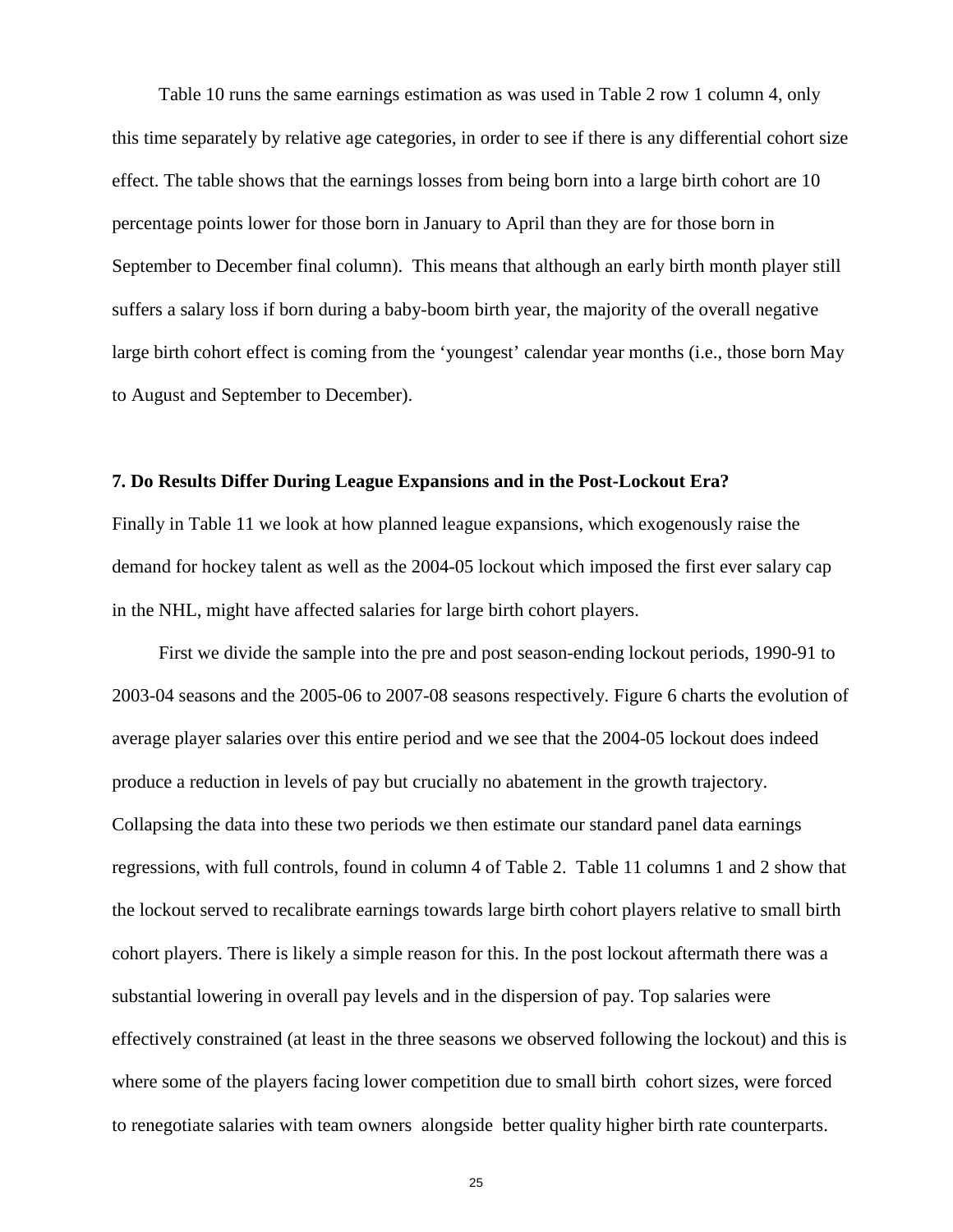Table 10 runs the same earnings estimation as was used in Table 2 row 1 column 4, only this time separately by relative age categories, in order to see if there is any differential cohort size effect. The table shows that the earnings losses from being born into a large birth cohort are 10 percentage points lower for those born in January to April than they are for those born in September to December final column). This means that although an early birth month player still suffers a salary loss if born during a baby-boom birth year, the majority of the overall negative large birth cohort effect is coming from the 'youngest' calendar year months (i.e., those born May to August and September to December).

**7. Do Results Differ During League Expansions and in the Post-Lockout Era?**

Finally in Table 11 we look at how planned league expansions, which exogenously raise the demand for hockey talent as well as the 2004-05 lockout which imposed the first ever salary cap in the NHL, might have affected salaries for large birth cohort players.

First we divide the sample into the pre and post season-ending lockout periods, 1990-91 to 2003-04 seasons and the 2005-06 to 2007-08 seasons respectively. Figure 6 charts the evolution of average player salaries over this entire period and we see that the 2004-05 lockout does indeed produce a reduction in levels of pay but crucially no abatement in the growth trajectory. Collapsing the data into these two periods we then estimate our standard panel data earnings regressions, with full controls, found in column 4 of Table 2. Table 11 columns 1 and 2 show that the lockout served to recalibrate earnings towards large birth cohort players relative to small birth cohort players. There is likely a simple reason for this. In the post lockout aftermath there was a substantial lowering in overall pay levels and in the dispersion of pay. Top salaries were effectively constrained (at least in the three seasons we observed following the lockout) and this is where some of the players facing lower competition due to small birth cohort sizes, were forced to renegotiate salaries with team owners alongside better quality higher birth rate counterparts.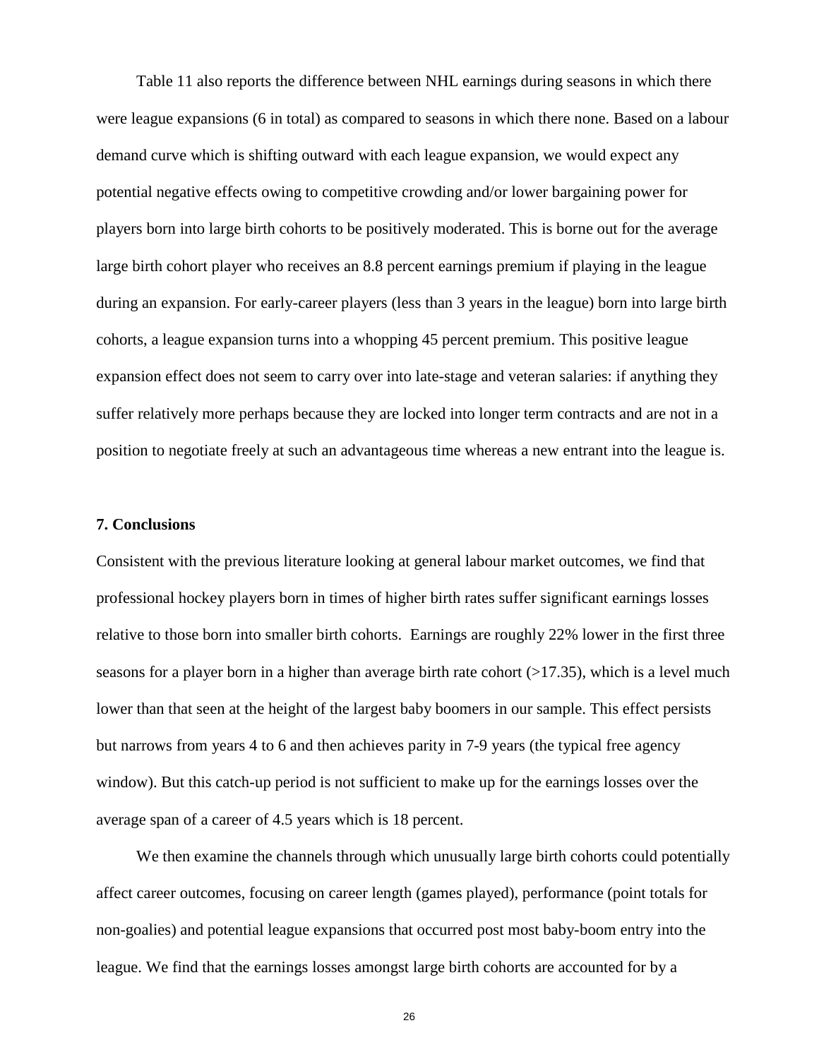Table 11 also reports the difference between NHL earnings during seasons in which there were league expansions (6 in total) as compared to seasons in which there none. Based on a labour demand curve which is shifting outward with each league expansion, we would expect any potential negative effects owing to competitive crowding and/or lower bargaining power for players born into large birth cohorts to be positively moderated. This is borne out for the average large birth cohort player who receives an 8.8 percent earnings premium if playing in the league during an expansion. For early-career players (less than 3 years in the league) born into large birth cohorts, a league expansion turns into a whopping 45 percent premium. This positive league expansion effect does not seem to carry over into late-stage and veteran salaries: if anything they suffer relatively more perhaps because they are locked into longer term contracts and are not in a position to negotiate freely at such an advantageous time whereas a new entrant into the league is.

## 7. Conclusions

Consistent with the previous literature looking at general labour market outcomes, we find that professional hockey players born in times of higher birth rates suffer significant earnings losses relative to those born into smaller birth cohorts. Earnings are roughly 22% lower in the first three seasons for a player born in a higher than average birth rate cohort (>17.35), which is a level much lower than that seen at the height of the largest baby boomers in our sample. This effect persists but narrows from years 4 to 6 and then achieves parity in 7-9 years (the typical free agency window). But this catch-up period is not sufficient to make up for the earnings losses over the average span of a career of 4.5 years which is 18 percent.

We then examine the channels through which unusually large birth cohorts could potentially affect career outcomes, focusing on career length (games played), performance (point totals for non-goalies) and potential league expansions that occurred post most baby-boom entry into the league. We find that the earnings losses amongst large birth cohorts are accounted for by a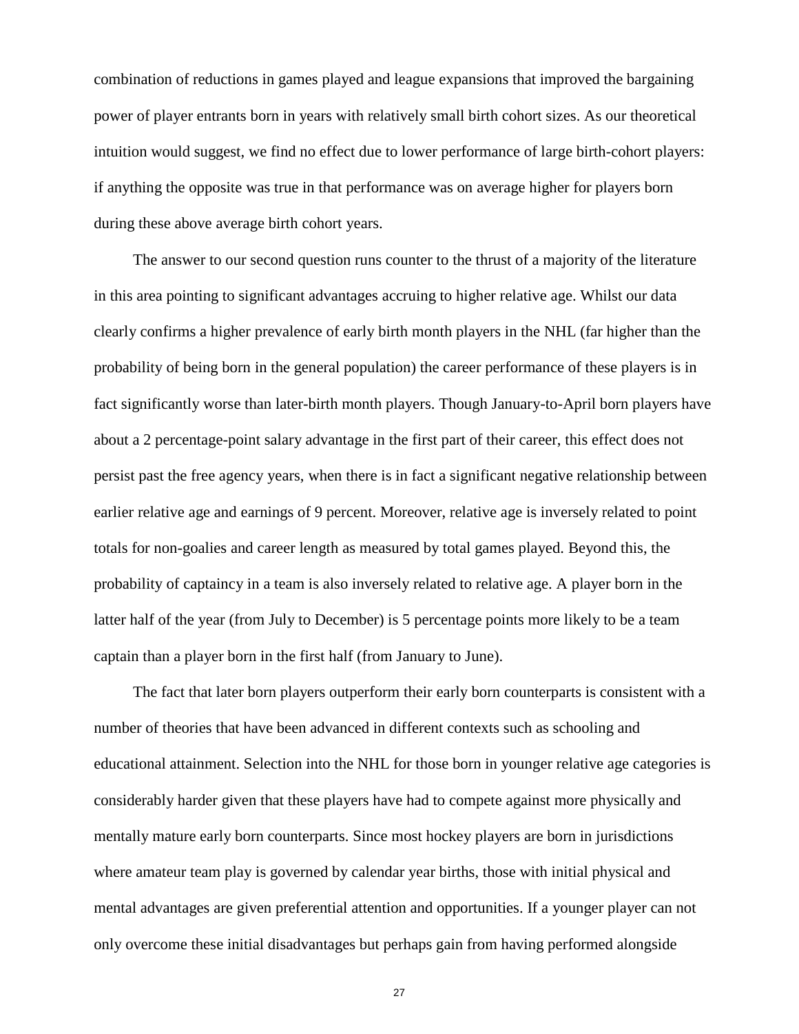combination of reductions in games played and league expansions that improved the bargaining power of player entrants born in years with relatively small birth cohort sizes. As our theoretical intuition would suggest, we find no effect due to lower performance of large birth-cohort players: if anything the opposite was true in that performance was on average higher for players born during these above average birth cohort years.

The answer to our second question runs counter to the thrust of a majority of the literature in this area pointing to significant advantages accruing to higher relative age. Whilst our data clearly confirms a higher prevalence of early birth month players in the NHL (far higher than the probability of being born in the general population) the career performance of these players is in fact significantly worse than later-birth month players. Though January-to-April born players have about a 2 percentage-point salary advantage in the first part of their career, this effect does not persist past the free agency years, when there is in fact a significant negative relationship between earlier relative age and earnings of 9 percent. Moreover, relative age is inversely related to point totals for non-goalies and career length as measured by total games played. Beyond this, the probability of captaincy in a team is also inversely related to relative age. A player born in the latter half of the year (from July to December) is 5 percentage points more likely to be a team captain than a player born in the first half (from January to June).

The fact that later born players outperform their early born counterparts is consistent with a number of theories that have been advanced in different contexts such as schooling and educational attainment. Selection into the NHL for those born in younger relative age categories is considerably harder given that these players have had to compete against more physically and mentally mature early born counterparts. Since most hockey players are born in jurisdictions where amateur team play is governed by calendar year births, those with initial physical and mental advantages are given preferential attention and opportunities. If a younger player can not only overcome these initial disadvantages but perhaps gain from having performed alongside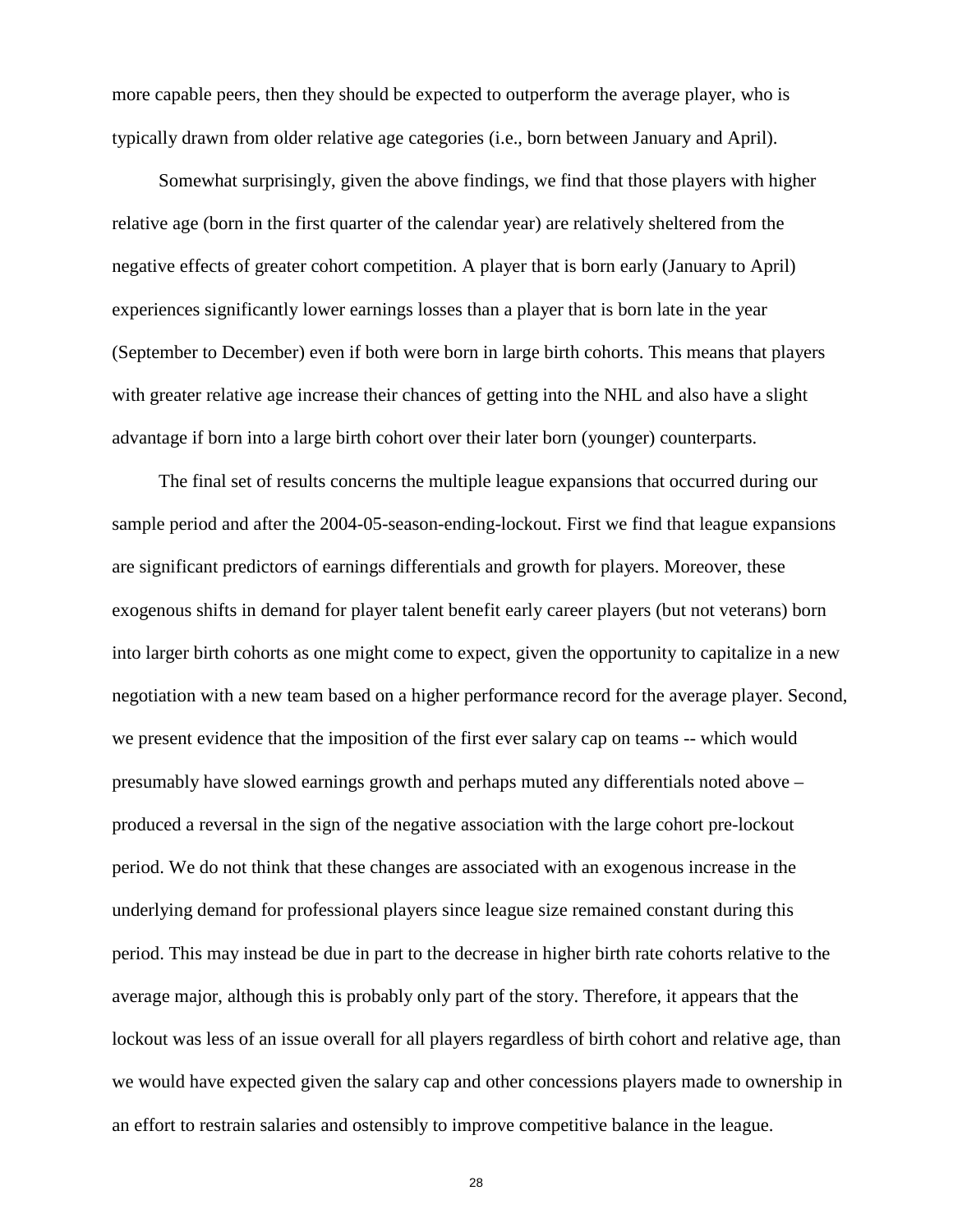more capable peers, then they should be expected to outperform the average player, who is typically drawn from older relative age categories (i.e., born between January and April).

Somewhat surprisingly, given the above findings, we find that those players with higher relative age (born in the first quarter of the calendar year) are relatively sheltered from the negative effects of greater cohort competition. A player that is born early (January to April) experiences significantly lower earnings losses than a player that is born late in the year (September to December) even if both were born in large birth cohorts. This means that players with greater relative age increase their chances of getting into the NHL and also have a slight advantage if born into a large birth cohort over their later born (younger) counterparts.

The final set of results concerns the multiple league expansions that occurred during our sample period and after the 2004-05-season-ending-lockout. First we find that league expansions are significant predictors of earnings differentials and growth for players. Moreover, these exogenous shifts in demand for player talent benefit early career players (but not veterans) born into larger birth cohorts as one might come to expect, given the opportunity to capitalize in a new negotiation with a new team based on a higher performance record for the average player. Second, we present evidence that the imposition of the first ever salary cap on teams -- which would presumably have slowed earnings growth and perhaps muted any differentials noted above – produced a reversal in the sign of the negative association with the large cohort pre-lockout period. We do not think that these changes are associated with an exogenous increase in the underlying demand for professional players since league size remained constant during this period. This may instead be due in part to the decrease in higher birth rate cohorts relative to the average major, although this is probably only part of the story. Therefore, it appears that the lockout was less of an issue overall for all players regardless of birth cohort and relative age, than we would have expected given the salary cap and other concessions players made to ownership in an effort to restrain salaries and ostensibly to improve competitive balance in the league.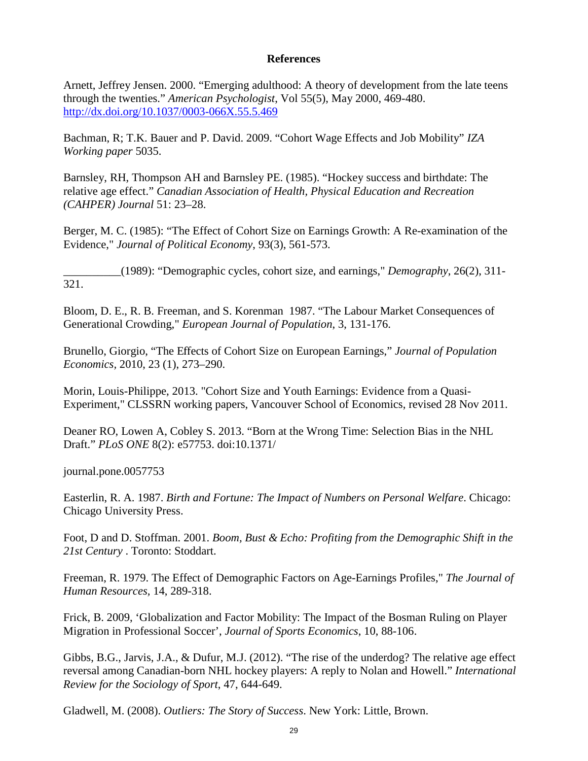# References

Arnett, Jeffrey Jensen. 2000. "Emerging adulthood: A theory of development from the late teens through the twenties." *American Psychologist*, Vol 55(5), May 2000, 469-480. http://dx.doi.org/10.1037/0003-066X.55.5.469

Bachman, R; T.K. Bauer and P. David. 2009. "Cohort Wage Effects and Job Mobility" *IZA Working paper* 5035.

Barnsley, RH, Thompson AH and Barnsley PE. (1985). "Hockey success and birthdate: The relative age effect." *Canadian Association of Health, Physical Education and Recreation (CAHPER) Journal* 51: 23–28.

Berger, M. C. (1985): "The Effect of Cohort Size on Earnings Growth: A Re-examination of the Evidence," *Journal of Political Economy*, 93(3), 561-573.

__________(1989): "Demographic cycles, cohort size, and earnings," *Demography*, 26(2), 311-321.

Bloom, D. E., R. B. Freeman, and S. Korenman 1987. "The Labour Market Consequences of Generational Crowding," *European Journal of Population*, 3, 131-176.

Brunello, Giorgio, "The Effects of Cohort Size on European Earnings," *Journal of Population Economics*, 2010, 23 (1), 273–290.

Morin, Louis-Philippe, 2013. "Cohort Size and Youth Earnings: Evidence from a Quasi-Experiment," CLSSRN working papers, Vancouver School of Economics, revised 28 Nov 2011.

Deaner RO, Lowen A, Cobley S. 2013. "Born at the Wrong Time: Selection Bias in the NHL Draft." *PLoS ONE* 8(2): e57753. doi:10.1371/

journal.pone.0057753

Easterlin, R. A. 1987. *Birth and Fortune: The Impact of Numbers on Personal Welfare*. Chicago: Chicago University Press.

Foot, D and D. Stoffman. 2001. *Boom, Bust & Echo: Profiting from the Demographic Shift in the 21st Century* . Toronto: Stoddart.

Freeman, R. 1979. The Effect of Demographic Factors on Age-Earnings Profiles," *The Journal of Human Resources*, 14, 289-318.

Frick, B. 2009, 'Globalization and Factor Mobility: The Impact of the Bosman Ruling on Player Migration in Professional Soccer', *Journal of Sports Economics*, 10, 88-106.

Gibbs, B.G., Jarvis, J.A., & Dufur, M.J. (2012). "The rise of the underdog? The relative age effect reversal among Canadian-born NHL hockey players: A reply to Nolan and Howell." *International Review for the Sociology of Sport*, 47, 644-649.

Gladwell, M. (2008). *Outliers: The Story of Success*. New York: Little, Brown.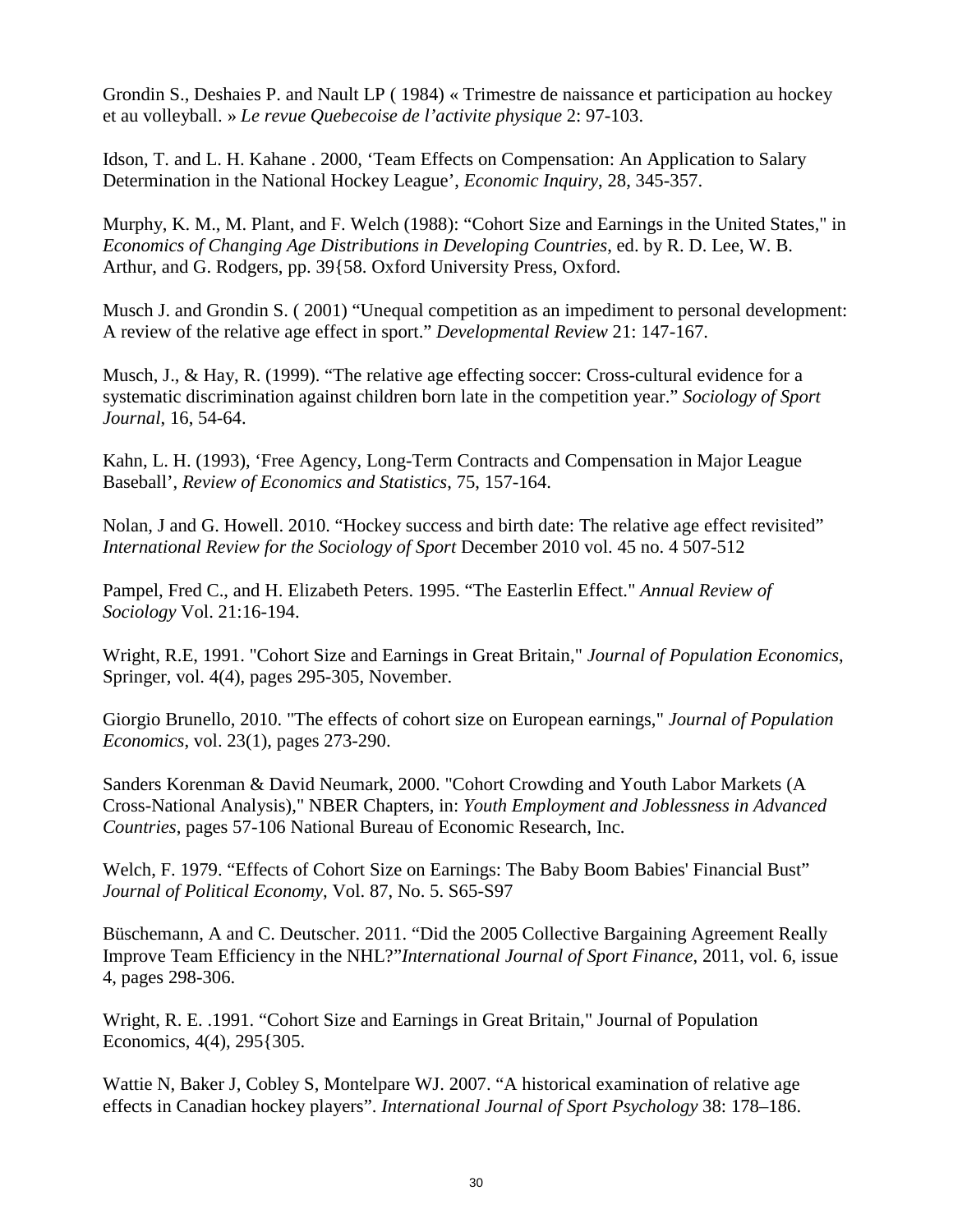Grondin S., Deshaies P. and Nault LP ( 1984) « Trimestre de naissance et participation au hockey et au volleyball. » *Le revue Quebecoise de l'activite physique* 2: 97-103.

Idson, T. and L. H. Kahane . 2000, 'Team Effects on Compensation: An Application to Salary Determination in the National Hockey League', *Economic Inquiry*, 28, 345-357.

Murphy, K. M., M. Plant, and F. Welch (1988): "Cohort Size and Earnings in the United States," in *Economics of Changing Age Distributions in Developing Countries*, ed. by R. D. Lee, W. B. Arthur, and G. Rodgers, pp. 39{58. Oxford University Press, Oxford.

Musch J. and Grondin S. ( 2001) "Unequal competition as an impediment to personal development: A review of the relative age effect in sport." *Developmental Review* 21: 147-167.

Musch, J., & Hay, R. (1999). "The relative age effecting soccer: Cross-cultural evidence for a systematic discrimination against children born late in the competition year." *Sociology of Sport Journal*, 16, 54-64.

Kahn, L. H. (1993), 'Free Agency, Long-Term Contracts and Compensation in Major League Baseball', *Review of Economics and Statistics*, 75, 157-164.

Nolan, J and G. Howell. 2010. "Hockey success and birth date: The relative age effect revisited" *International Review for the Sociology of Sport* December 2010 vol. 45 no. 4 507-512

Pampel, Fred C., and H. Elizabeth Peters. 1995. "The Easterlin Effect." *Annual Review of Sociology* Vol. 21:16-194.

Wright, R.E, 1991. "Cohort Size and Earnings in Great Britain," *Journal of Population Economics*, Springer, vol. 4(4), pages 295-305, November.

Giorgio Brunello, 2010. "The effects of cohort size on European earnings," *Journal of Population Economics*, vol. 23(1), pages 273-290.

Sanders Korenman & David Neumark, 2000. "Cohort Crowding and Youth Labor Markets (A Cross-National Analysis)," NBER Chapters, in: *Youth Employment and Joblessness in Advanced Countries*, pages 57-106 National Bureau of Economic Research, Inc.

Welch, F. 1979. "Effects of Cohort Size on Earnings: The Baby Boom Babies' Financial Bust" *Journal of Political Economy*, Vol. 87, No. 5. S65-S97

Büschemann, A and C. Deutscher. 2011. "Did the 2005 Collective Bargaining Agreement Really Improve Team Efficiency in the NHL?"*International Journal of Sport Finance*, 2011, vol. 6, issue 4, pages 298-306.

Wright, R. E. .1991. "Cohort Size and Earnings in Great Britain," Journal of Population Economics, 4(4), 295{305.

Wattie N, Baker J, Cobley S, Montelpare WJ. 2007. "A historical examination of relative age effects in Canadian hockey players". *International Journal of Sport Psychology* 38: 178–186.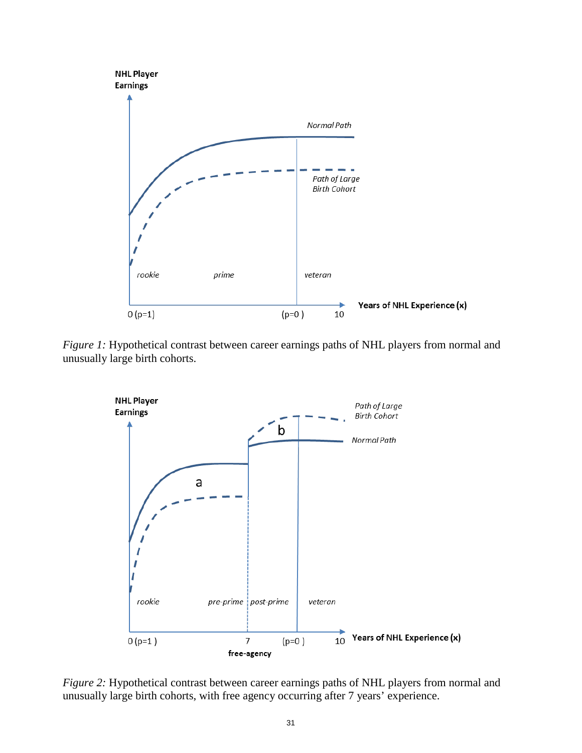*Figure 1:* Hypothetical contrast between career earnings paths of NHL players from normal and unusually large birth cohorts.

*Figure 2:* Hypothetical contrast between career earnings paths of NHL players from normal and unusually large birth cohorts, with free agency occurring after 7 years' experience.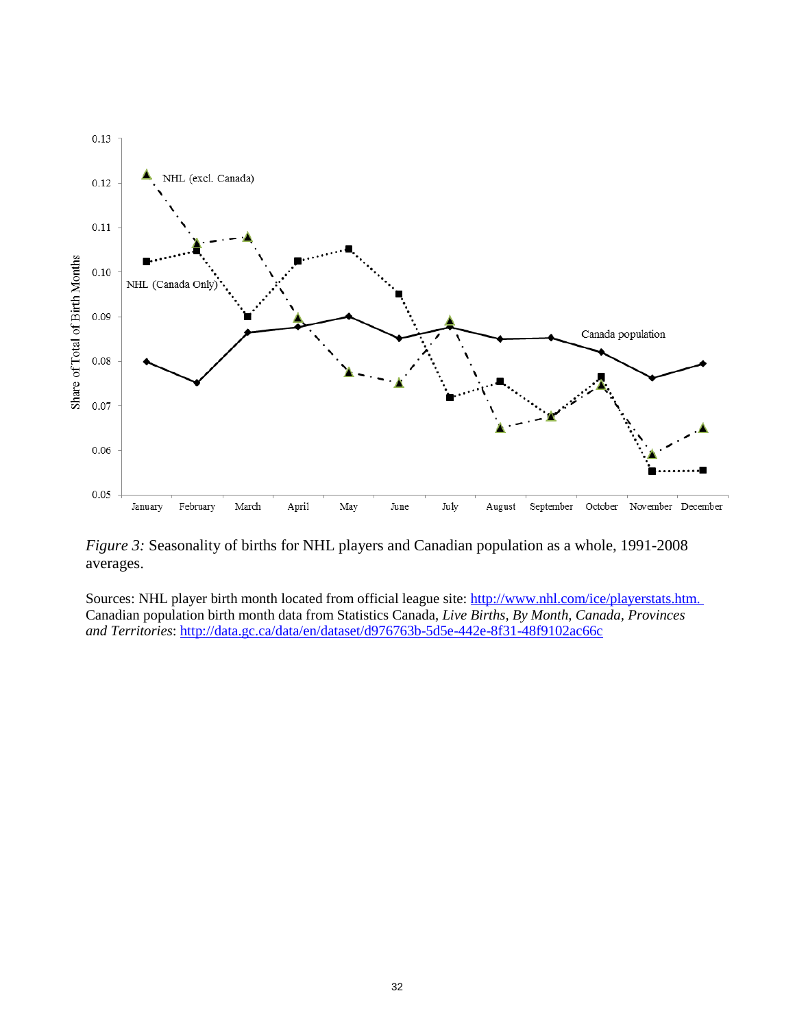*Figure 3:* Seasonality of births for NHL players and Canadian population as a whole, 1991-2008 averages.

Sources: NHL player birth month located from official league site: http://www.nhl.com/ice/playerstats.htm. Canadian population birth month data from Statistics Canada, *Live Births, By Month, Canada, Provinces and Territories*: http://data.gc.ca/data/en/dataset/d976763b-5d5e-442e-8f31-48f9102ac66c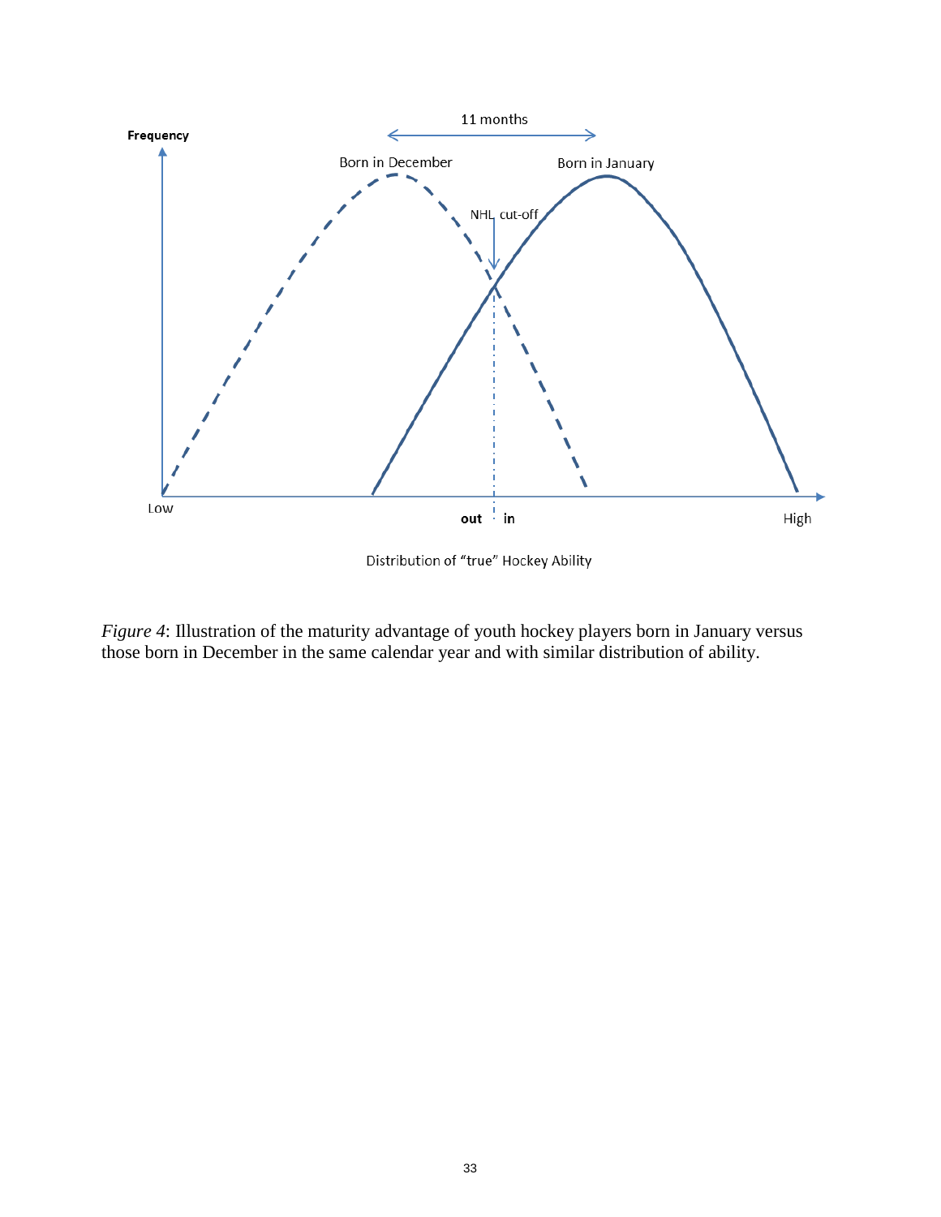*Figure 4*: Illustration of the maturity advantage of youth hockey players born in January versus those born in December in the same calendar year and with similar distribution of ability.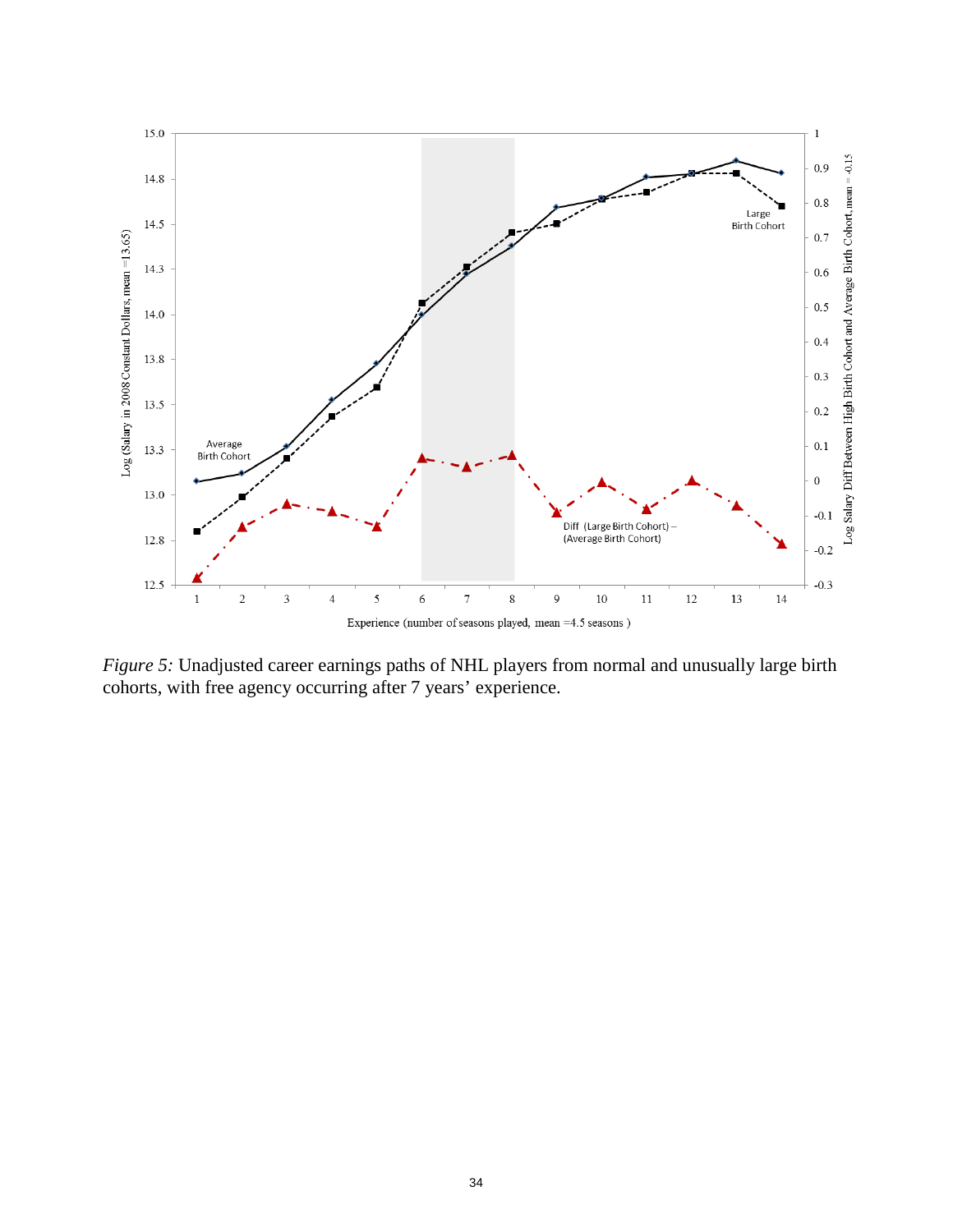*Figure 5:* Unadjusted career earnings paths of NHL players from normal and unusually large birth cohorts, with free agency occurring after 7 years' experience.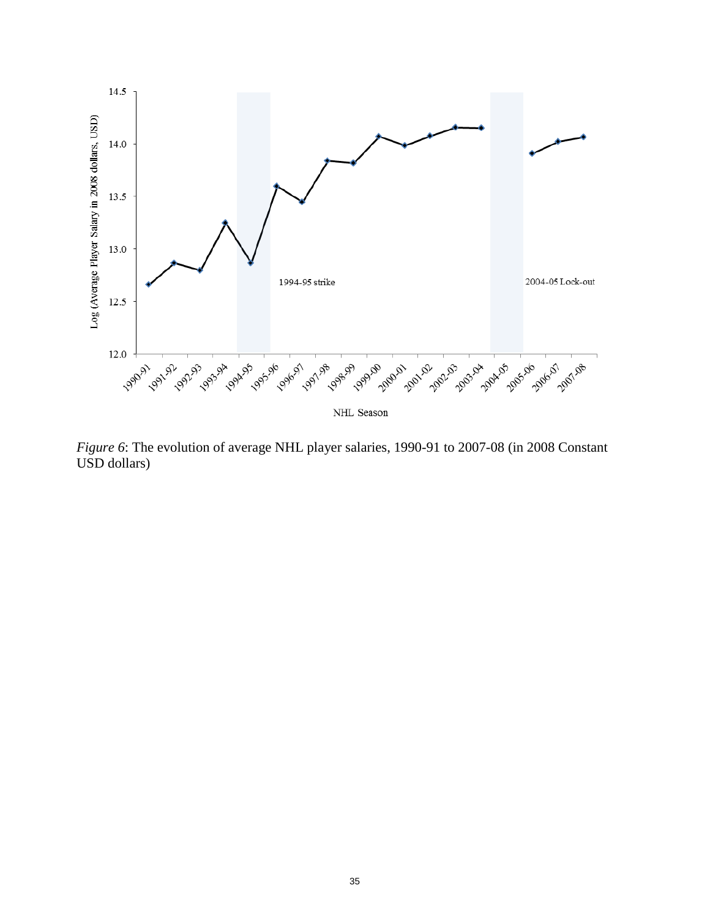*Figure 6*: The evolution of average NHL player salaries, 1990-91 to 2007-08 (in 2008 Constant USD dollars)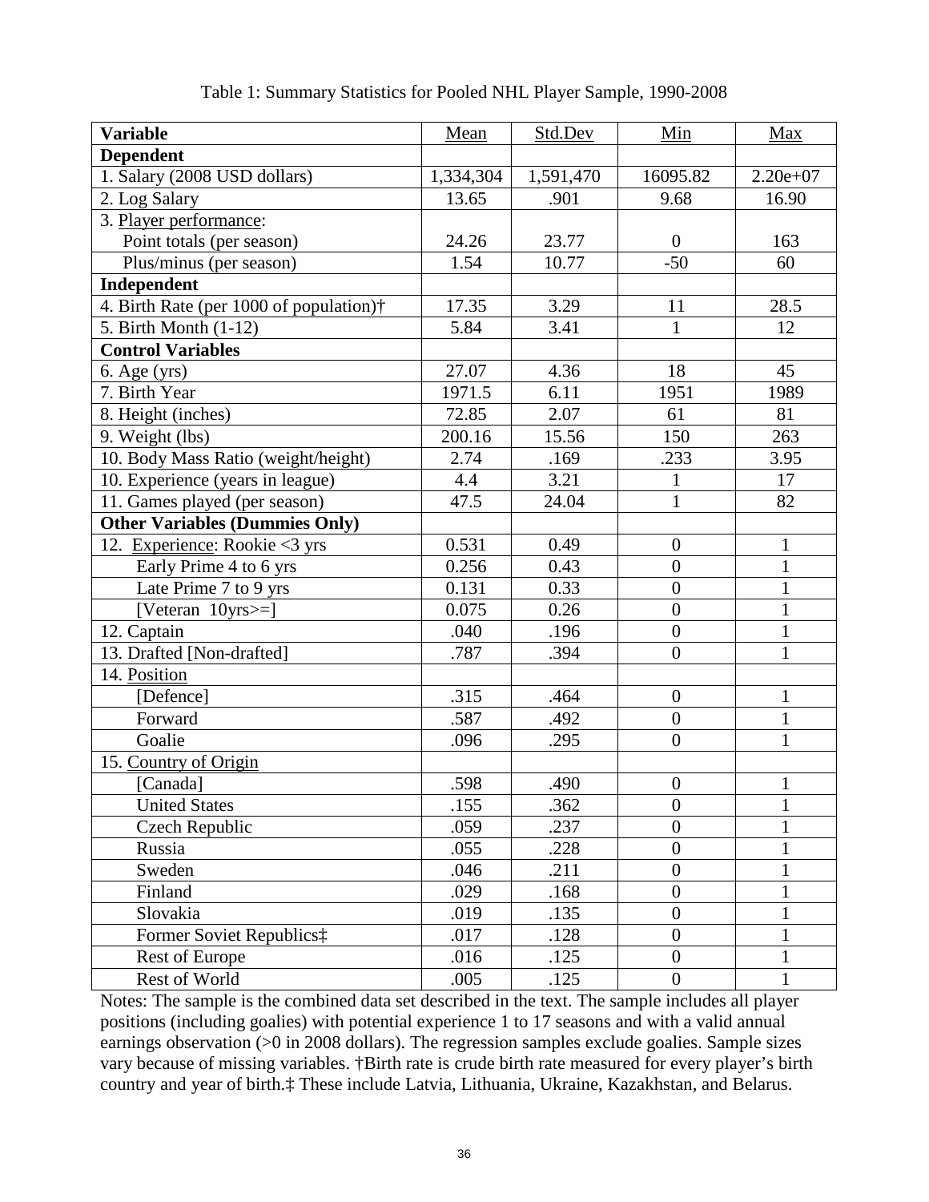Table 1: Summary Statistics for Pooled NHL Player Sample, 1990-2008

| **Variable** | Mean | Std.Dev | Min | Max |
|---|---|---|---|---|
| **Dependent** | | | | |
| 1. Salary (2008 USD dollars) | 1,334,304 | 1,591,470 | 16095.82 | 2.20e+07 |
| 2. Log Salary | 13.65 | .901 | 9.68 | 16.90 |
| 3. Player performance: | | | | |
| Point totals (per season) | 24.26 | 23.77 | 0 | 163 |
| Plus/minus (per season) | 1.54 | 10.77 | -50 | 60 |
| **Independent** | | | | |
| 4. Birth Rate (per 1000 of population)† | 17.35 | 3.29 | 11 | 28.5 |
| 5. Birth Month (1-12) | 5.84 | 3.41 | 1 | 12 |
| **Control Variables** | | | | |
| 6. Age (yrs) | 27.07 | 4.36 | 18 | 45 |
| 7. Birth Year | 1971.5 | 6.11 | 1951 | 1989 |
| 8. Height (inches) | 72.85 | 2.07 | 61 | 81 |
| 9. Weight (lbs) | 200.16 | 15.56 | 150 | 263 |
| 10. Body Mass Ratio (weight/height) | 2.74 | .169 | .233 | 3.95 |
| 10. Experience (years in league) | 4.4 | 3.21 | 1 | 17 |
| 11. Games played (per season) | 47.5 | 24.04 | 1 | 82 |
| **Other Variables (Dummies Only)** | | | | |
| 12. Experience: Rookie <3 yrs | 0.531 | 0.49 | 0 | 1 |
| Early Prime 4 to 6 yrs | 0.256 | 0.43 | 0 | 1 |
| Late Prime 7 to 9 yrs | 0.131 | 0.33 | 0 | 1 |
| [Veteran 10yrs>=] | 0.075 | 0.26 | 0 | 1 |
| 12. Captain | .040 | .196 | 0 | 1 |
| 13. Drafted [Non-drafted] | .787 | .394 | 0 | 1 |
| 14. Position | | | | |
| [Defence] | .315 | .464 | 0 | 1 |
| Forward | .587 | .492 | 0 | 1 |
| Goalie | .096 | .295 | 0 | 1 |
| 15. Country of Origin | | | | |
| [Canada] | .598 | .490 | 0 | 1 |
| United States | .155 | .362 | 0 | 1 |
| Czech Republic | .059 | .237 | 0 | 1 |
| Russia | .055 | .228 | 0 | 1 |
| Sweden | .046 | .211 | 0 | 1 |
| Finland | .029 | .168 | 0 | 1 |
| Slovakia | .019 | .135 | 0 | 1 |
| Former Soviet Republics‡ | .017 | .128 | 0 | 1 |
| Rest of Europe | .016 | .125 | 0 | 1 |
| Rest of World | .005 | .125 | 0 | 1 |

Notes: The sample is the combined data set described in the text. The sample includes all player positions (including goalies) with potential experience 1 to 17 seasons and with a valid annual earnings observation (>0 in 2008 dollars). The regression samples exclude goalies. Sample sizes vary because of missing variables. †Birth rate is crude birth rate measured for every player's birth country and year of birth.‡ These include Latvia, Lithuania, Ukraine, Kazakhstan, and Belarus.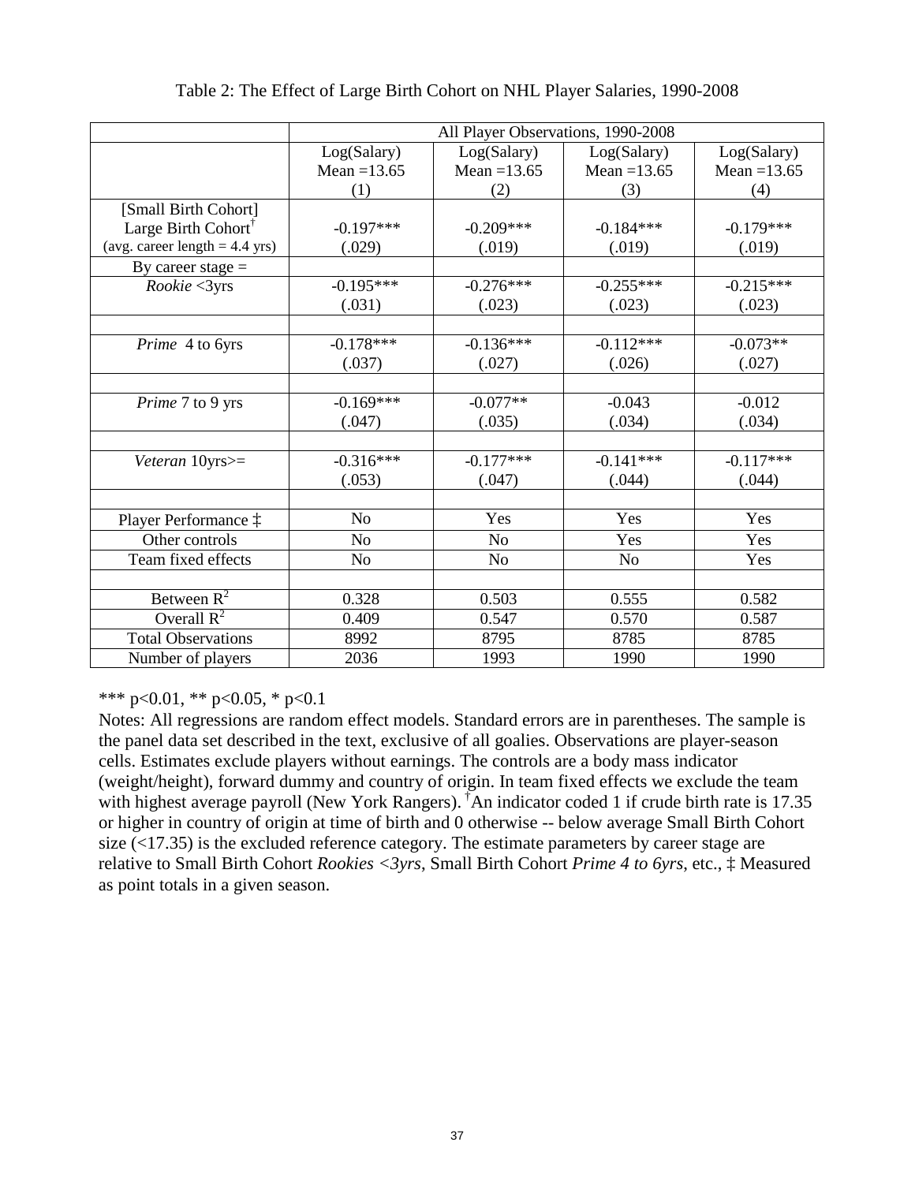Table 2: The Effect of Large Birth Cohort on NHL Player Salaries, 1990-2008

| | All Player Observations, 1990-2008 | | | |
|---|---|---|---|---|
| | Log(Salary) Mean =13.65 (1) | Log(Salary) Mean =13.65 (2) | Log(Salary) Mean =13.65 (3) | Log(Salary) Mean =13.65 (4) |
| [Small Birth Cohort] Large Birth Cohort† (avg. career length = 4.4 yrs) | -0.197*** (.029) | -0.209*** (.019) | -0.184*** (.019) | -0.179*** (.019) |
| By career stage = | | | | |
| *Rookie* <3yrs | -0.195*** (.031) | -0.276*** (.023) | -0.255*** (.023) | -0.215*** (.023) |
| *Prime* 4 to 6yrs | -0.178*** (.037) | -0.136*** (.027) | -0.112*** (.026) | -0.073** (.027) |
| *Prime* 7 to 9 yrs | -0.169*** (.047) | -0.077** (.035) | -0.043 (.034) | -0.012 (.034) |
| *Veteran* 10yrs>= | -0.316*** (.053) | -0.177*** (.047) | -0.141*** (.044) | -0.117*** (.044) |
| Player Performance ‡ | No | Yes | Yes | Yes |
| Other controls | No | No | Yes | Yes |
| Team fixed effects | No | No | No | Yes |
| Between $R^2$ | 0.328 | 0.503 | 0.555 | 0.582 |
| Overall $R^2$ | 0.409 | 0.547 | 0.570 | 0.587 |
| Total Observations | 8992 | 8795 | 8785 | 8785 |
| Number of players | 2036 | 1993 | 1990 | 1990 |

*** p<0.01, ** p<0.05, * p<0.1

Notes: All regressions are random effect models. Standard errors are in parentheses. The sample is the panel data set described in the text, exclusive of all goalies. Observations are player-season cells. Estimates exclude players without earnings. The controls are a body mass indicator (weight/height), forward dummy and country of origin. In team fixed effects we exclude the team with highest average payroll (New York Rangers). †An indicator coded 1 if crude birth rate is 17.35 or higher in country of origin at time of birth and 0 otherwise -- below average Small Birth Cohort size (<17.35) is the excluded reference category. The estimate parameters by career stage are relative to Small Birth Cohort *Rookies <3yrs*, Small Birth Cohort *Prime 4 to 6yrs*, etc., ‡ Measured as point totals in a given season.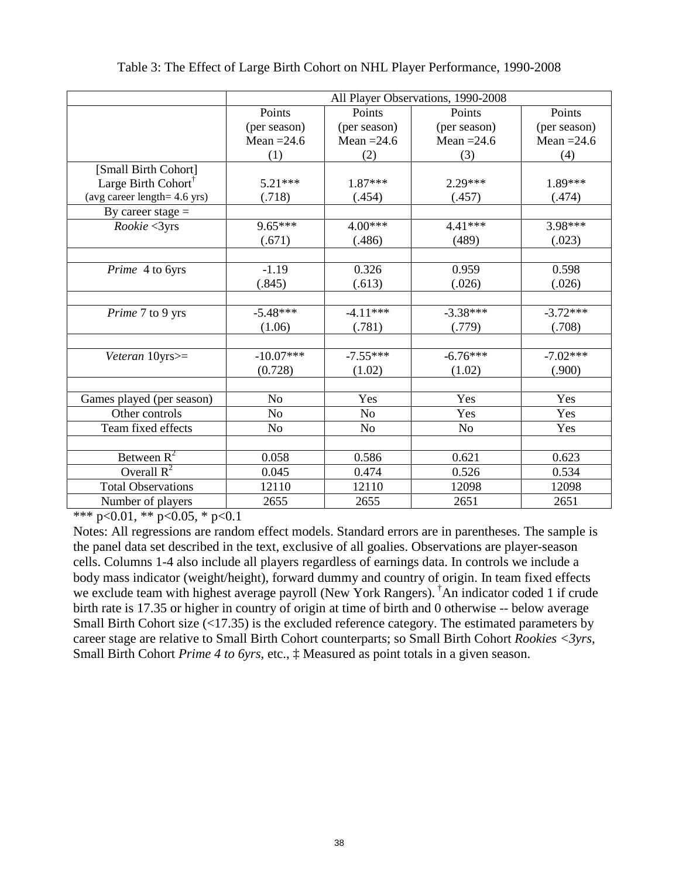Table 3: The Effect of Large Birth Cohort on NHL Player Performance, 1990-2008

| | All Player Observations, 1990-2008 | | | |
|---|---|---|---|---|
| | Points (per season) Mean =24.6 (1) | Points (per season) Mean =24.6 (2) | Points (per season) Mean =24.6 (3) | Points (per season) Mean =24.6 (4) |
| [Small Birth Cohort] Large Birth Cohort† (avg career length= 4.6 yrs) | 5.21*** (.718) | 1.87*** (.454) | 2.29*** (.457) | 1.89*** (.474) |
| By career stage = | | | | |
| *Rookie* <3yrs | 9.65*** (.671) | 4.00*** (.486) | 4.41*** (489) | 3.98*** (.023) |
| *Prime* 4 to 6yrs | -1.19 (.845) | 0.326 (.613) | 0.959 (.026) | 0.598 (.026) |
| *Prime* 7 to 9 yrs | -5.48*** (1.06) | -4.11*** (.781) | -3.38*** (.779) | -3.72*** (.708) |
| *Veteran* 10yrs>= | -10.07*** (0.728) | -7.55*** (1.02) | -6.76*** (1.02) | -7.02*** (.900) |
| Games played (per season) | No | Yes | Yes | Yes |
| Other controls | No | No | Yes | Yes |
| Team fixed effects | No | No | No | Yes |
| Between $R^2$ | 0.058 | 0.586 | 0.621 | 0.623 |
| Overall $R^2$ | 0.045 | 0.474 | 0.526 | 0.534 |
| Total Observations | 12110 | 12110 | 12098 | 12098 |
| Number of players | 2655 | 2655 | 2651 | 2651 |

*** p<0.01, ** p<0.05, * p<0.1

Notes: All regressions are random effect models. Standard errors are in parentheses. The sample is the panel data set described in the text, exclusive of all goalies. Observations are player-season cells. Columns 1-4 also include all players regardless of earnings data. In controls we include a body mass indicator (weight/height), forward dummy and country of origin. In team fixed effects we exclude team with highest average payroll (New York Rangers). †An indicator coded 1 if crude birth rate is 17.35 or higher in country of origin at time of birth and 0 otherwise -- below average Small Birth Cohort size (<17.35) is the excluded reference category. The estimated parameters by career stage are relative to Small Birth Cohort counterparts; so Small Birth Cohort *Rookies <3yrs*, Small Birth Cohort *Prime 4 to 6yrs*, etc., ‡ Measured as point totals in a given season.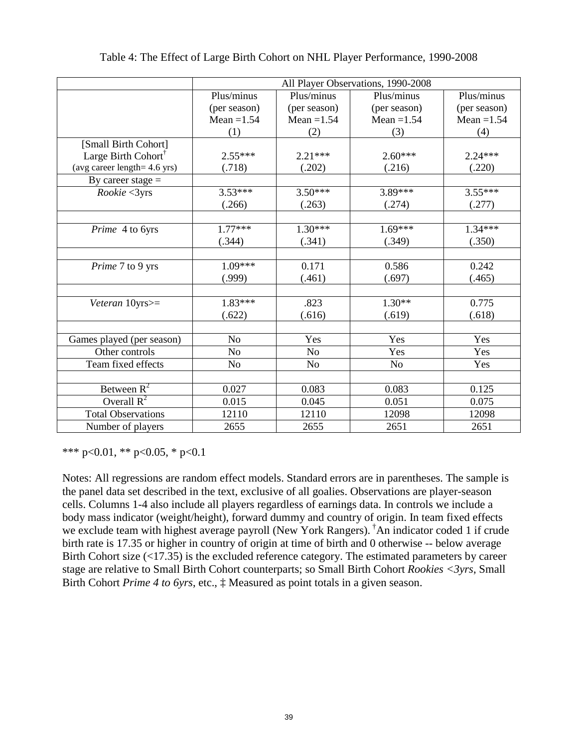Table 4: The Effect of Large Birth Cohort on NHL Player Performance, 1990-2008

| | All Player Observations, 1990-2008 | | | |
|---|---|---|---|---|
| | Plus/minus (per season) Mean =1.54 (1) | Plus/minus (per season) Mean =1.54 (2) | Plus/minus (per season) Mean =1.54 (3) | Plus/minus (per season) Mean =1.54 (4) |
| [Small Birth Cohort] Large Birth Cohort† (avg career length= 4.6 yrs) | 2.55*** (.718) | 2.21*** (.202) | 2.60*** (.216) | 2.24*** (.220) |
| By career stage = | | | | |
| *Rookie* <3yrs | 3.53*** (.266) | 3.50*** (.263) | 3.89*** (.274) | 3.55*** (.277) |
| *Prime* 4 to 6yrs | 1.77*** (.344) | 1.30*** (.341) | 1.69*** (.349) | 1.34*** (.350) |
| *Prime* 7 to 9 yrs | 1.09*** (.999) | 0.171 (.461) | 0.586 (.697) | 0.242 (.465) |
| *Veteran* 10yrs>= | 1.83*** (.622) | .823 (.616) | 1.30** (.619) | 0.775 (.618) |
| Games played (per season) | No | Yes | Yes | Yes |
| Other controls | No | No | Yes | Yes |
| Team fixed effects | No | No | No | Yes |
| Between $R^2$ | 0.027 | 0.083 | 0.083 | 0.125 |
| Overall $R^2$ | 0.015 | 0.045 | 0.051 | 0.075 |
| Total Observations | 12110 | 12110 | 12098 | 12098 |
| Number of players | 2655 | 2655 | 2651 | 2651 |

*** p<0.01, ** p<0.05, * p<0.1

Notes: All regressions are random effect models. Standard errors are in parentheses. The sample is the panel data set described in the text, exclusive of all goalies. Observations are player-season cells. Columns 1-4 also include all players regardless of earnings data. In controls we include a body mass indicator (weight/height), forward dummy and country of origin. In team fixed effects we exclude team with highest average payroll (New York Rangers). †An indicator coded 1 if crude birth rate is 17.35 or higher in country of origin at time of birth and 0 otherwise -- below average Birth Cohort size (<17.35) is the excluded reference category. The estimated parameters by career stage are relative to Small Birth Cohort counterparts; so Small Birth Cohort *Rookies <3yrs*, Small Birth Cohort *Prime 4 to 6yrs*, etc., ‡ Measured as point totals in a given season.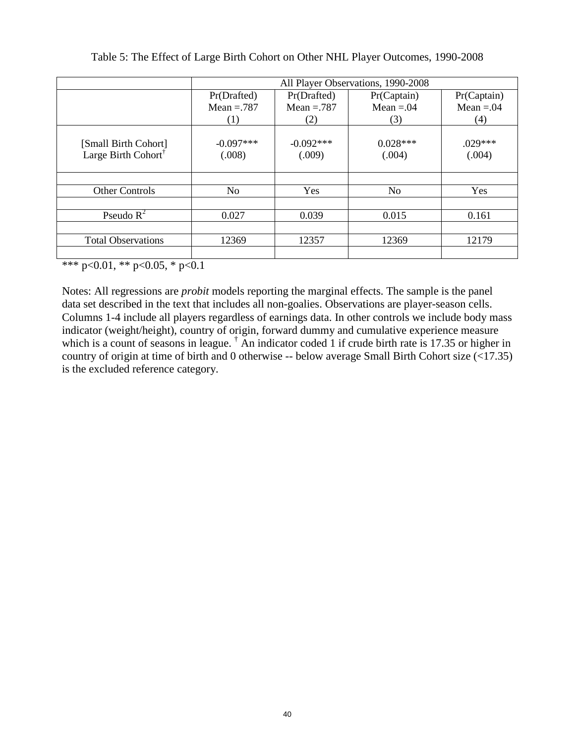Table 5: The Effect of Large Birth Cohort on Other NHL Player Outcomes, 1990-2008

| | All Player Observations, 1990-2008 | | | |
|---|---|---|---|---|
| | Pr(Drafted) Mean =.787 (1) | Pr(Drafted) Mean =.787 (2) | Pr(Captain) Mean =.04 (3) | Pr(Captain) Mean =.04 (4) |
| [Small Birth Cohort] Large Birth Cohort† | -0.097*** (.008) | -0.092*** (.009) | 0.028*** (.004) | .029*** (.004) |
| | | | | |
| Other Controls | No | Yes | No | Yes |
| | | | | |
| Pseudo $R^2$ | 0.027 | 0.039 | 0.015 | 0.161 |
| | | | | |
| Total Observations | 12369 | 12357 | 12369 | 12179 |
| | | | | |

*** p<0.01, ** p<0.05, * p<0.1

Notes: All regressions are *probit* models reporting the marginal effects. The sample is the panel data set described in the text that includes all non-goalies. Observations are player-season cells. Columns 1-4 include all players regardless of earnings data. In other controls we include body mass indicator (weight/height), country of origin, forward dummy and cumulative experience measure which is a count of seasons in league. † An indicator coded 1 if crude birth rate is 17.35 or higher in country of origin at time of birth and 0 otherwise -- below average Small Birth Cohort size (<17.35) is the excluded reference category.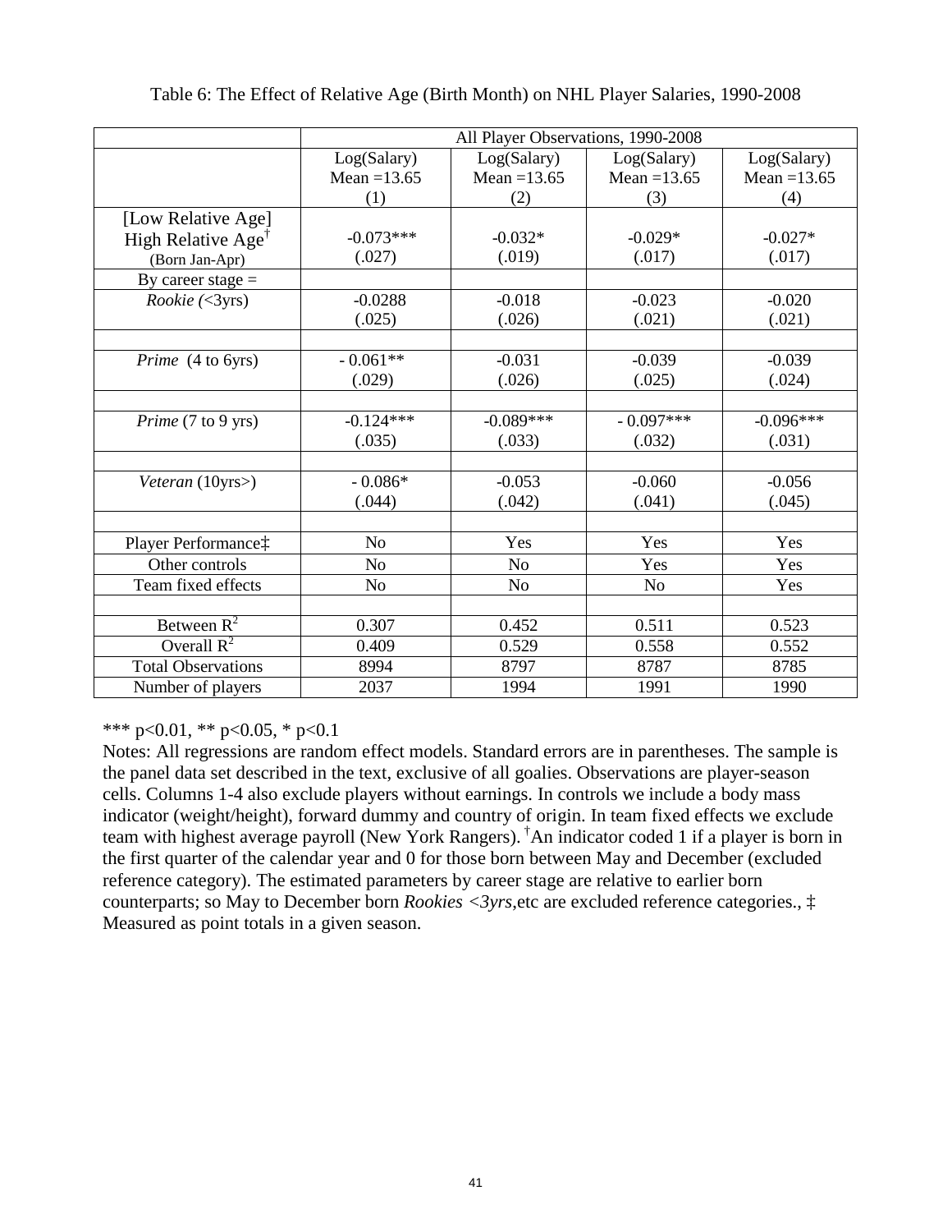Table 6: The Effect of Relative Age (Birth Month) on NHL Player Salaries, 1990-2008

| | All Player Observations, 1990-2008 | | | |
|---|---|---|---|---|
| | Log(Salary) Mean =13.65 (1) | Log(Salary) Mean =13.65 (2) | Log(Salary) Mean =13.65 (3) | Log(Salary) Mean =13.65 (4) |
| [Low Relative Age] High Relative Age[†] (Born Jan-Apr) | -0.073*** (.027) | -0.032* (.019) | -0.029* (.017) | -0.027* (.017) |
| By career stage = | | | | |
| *Rookie* (<3yrs) | -0.0288 (.025) | -0.018 (.026) | -0.023 (.021) | -0.020 (.021) |
| | | | | |
| *Prime* (4 to 6yrs) | - 0.061** (.029) | -0.031 (.026) | -0.039 (.025) | -0.039 (.024) |
| | | | | |
| *Prime* (7 to 9 yrs) | -0.124*** (.035) | -0.089*** (.033) | - 0.097*** (.032) | -0.096*** (.031) |
| | | | | |
| *Veteran* (10yrs>) | - 0.086* (.044) | -0.053 (.042) | -0.060 (.041) | -0.056 (.045) |
| | | | | |
| Player Performance‡ | No | Yes | Yes | Yes |
| Other controls | No | No | Yes | Yes |
| Team fixed effects | No | No | No | Yes |
| | | | | |
| Between $R^2$ | 0.307 | 0.452 | 0.511 | 0.523 |
| Overall $R^2$ | 0.409 | 0.529 | 0.558 | 0.552 |
| Total Observations | 8994 | 8797 | 8787 | 8785 |
| Number of players | 2037 | 1994 | 1991 | 1990 |

*** p<0.01, ** p<0.05, * p<0.1

Notes: All regressions are random effect models. Standard errors are in parentheses. The sample is the panel data set described in the text, exclusive of all goalies. Observations are player-season cells. Columns 1-4 also exclude players without earnings. In controls we include a body mass indicator (weight/height), forward dummy and country of origin. In team fixed effects we exclude team with highest average payroll (New York Rangers). [†]An indicator coded 1 if a player is born in the first quarter of the calendar year and 0 for those born between May and December (excluded reference category). The estimated parameters by career stage are relative to earlier born counterparts; so May to December born *Rookies <3yrs*,etc are excluded reference categories., ‡ Measured as point totals in a given season.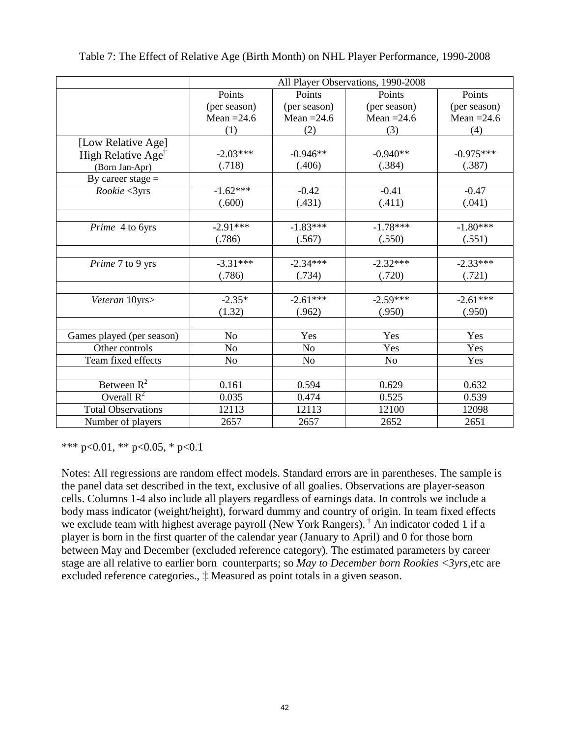Table 7: The Effect of Relative Age (Birth Month) on NHL Player Performance, 1990-2008

| | All Player Observations, 1990-2008 | | | |
|---|---|---|---|---|
| | Points (per season) Mean =24.6 (1) | Points (per season) Mean =24.6 (2) | Points (per season) Mean =24.6 (3) | Points (per season) Mean =24.6 (4) |
| [Low Relative Age] High Relative Age[†] (Born Jan-Apr) | -2.03*** (.718) | -0.946** (.406) | -0.940** (.384) | -0.975*** (.387) |
| By career stage = | | | | |
| *Rookie* <3yrs | -1.62*** (.600) | -0.42 (.431) | -0.41 (.411) | -0.47 (.041) |
| *Prime* 4 to 6yrs | -2.91*** (.786) | -1.83*** (.567) | -1.78*** (.550) | -1.80*** (.551) |
| *Prime* 7 to 9 yrs | -3.31*** (.786) | -2.34*** (.734) | -2.32*** (.720) | -2.33*** (.721) |
| *Veteran* 10yrs> | -2.35* (1.32) | -2.61*** (.962) | -2.59*** (.950) | -2.61*** (.950) |
| Games played (per season) | No | Yes | Yes | Yes |
| Other controls | No | No | Yes | Yes |
| Team fixed effects | No | No | No | Yes |
| Between $R^2$ | 0.161 | 0.594 | 0.629 | 0.632 |
| Overall $R^2$ | 0.035 | 0.474 | 0.525 | 0.539 |
| Total Observations | 12113 | 12113 | 12100 | 12098 |
| Number of players | 2657 | 2657 | 2652 | 2651 |

*** p<0.01, ** p<0.05, * p<0.1

Notes: All regressions are random effect models. Standard errors are in parentheses. The sample is the panel data set described in the text, exclusive of all goalies. Observations are player-season cells. Columns 1-4 also include all players regardless of earnings data. In controls we include a body mass indicator (weight/height), forward dummy and country of origin. In team fixed effects we exclude team with highest average payroll (New York Rangers). [†] An indicator coded 1 if a player is born in the first quarter of the calendar year (January to April) and 0 for those born between May and December (excluded reference category). The estimated parameters by career stage are all relative to earlier born counterparts; so *May to December born Rookies <3yrs*,etc are excluded reference categories., ‡ Measured as point totals in a given season.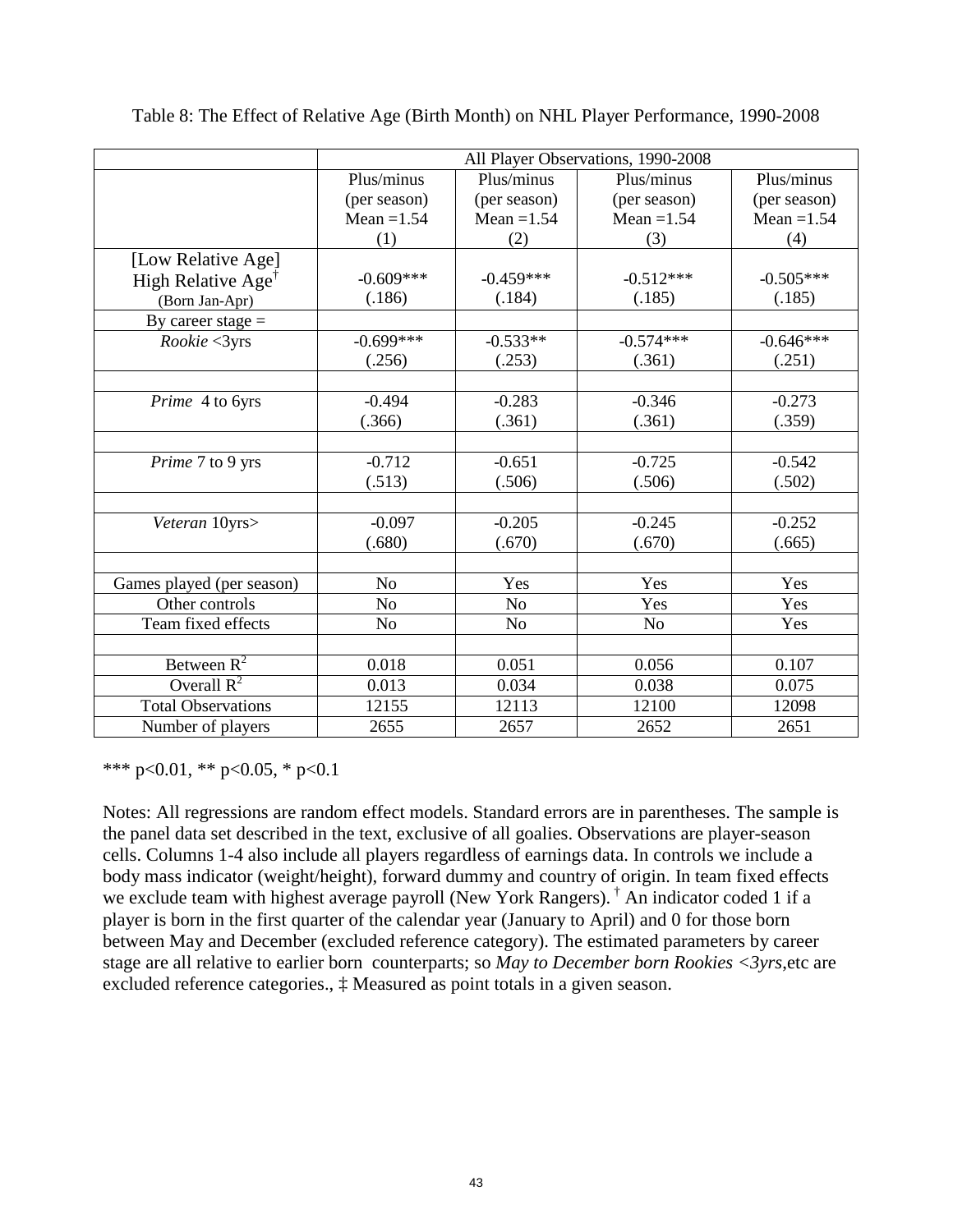Table 8: The Effect of Relative Age (Birth Month) on NHL Player Performance, 1990-2008

| | All Player Observations, 1990-2008 | | | |
|---|---|---|---|---|
| | Plus/minus (per season) Mean =1.54 (1) | Plus/minus (per season) Mean =1.54 (2) | Plus/minus (per season) Mean =1.54 (3) | Plus/minus (per season) Mean =1.54 (4) |
| [Low Relative Age] High Relative Age† (Born Jan-Apr) | -0.609*** (.186) | -0.459*** (.184) | -0.512*** (.185) | -0.505*** (.185) |
| By career stage = | | | | |
| *Rookie* <3yrs | -0.699*** (.256) | -0.533** (.253) | -0.574*** (.361) | -0.646*** (.251) |
| | | | | |
| *Prime* 4 to 6yrs | -0.494 (.366) | -0.283 (.361) | -0.346 (.361) | -0.273 (.359) |
| | | | | |
| *Prime* 7 to 9 yrs | -0.712 (.513) | -0.651 (.506) | -0.725 (.506) | -0.542 (.502) |
| | | | | |
| *Veteran* 10yrs> | -0.097 (.680) | -0.205 (.670) | -0.245 (.670) | -0.252 (.665) |
| | | | | |
| Games played (per season) | No | Yes | Yes | Yes |
| Other controls | No | No | Yes | Yes |
| Team fixed effects | No | No | No | Yes |
| | | | | |
| Between $R^2$ | 0.018 | 0.051 | 0.056 | 0.107 |
| Overall $R^2$ | 0.013 | 0.034 | 0.038 | 0.075 |
| Total Observations | 12155 | 12113 | 12100 | 12098 |
| Number of players | 2655 | 2657 | 2652 | 2651 |

*** p<0.01, ** p<0.05, * p<0.1

Notes: All regressions are random effect models. Standard errors are in parentheses. The sample is the panel data set described in the text, exclusive of all goalies. Observations are player-season cells. Columns 1-4 also include all players regardless of earnings data. In controls we include a body mass indicator (weight/height), forward dummy and country of origin. In team fixed effects we exclude team with highest average payroll (New York Rangers). † An indicator coded 1 if a player is born in the first quarter of the calendar year (January to April) and 0 for those born between May and December (excluded reference category). The estimated parameters by career stage are all relative to earlier born counterparts; so *May to December born Rookies <3yrs*,etc are excluded reference categories., ‡ Measured as point totals in a given season.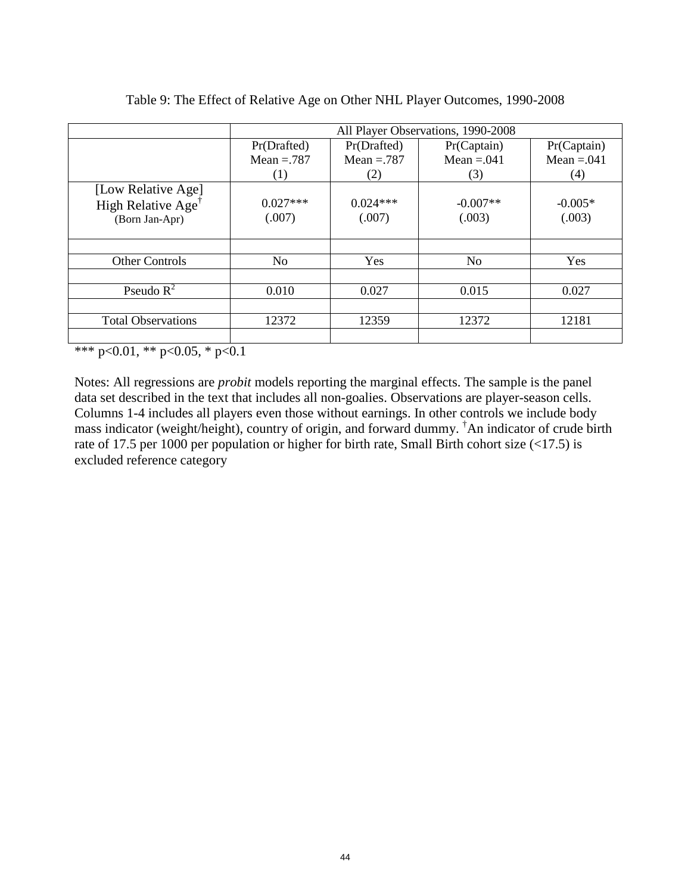Table 9: The Effect of Relative Age on Other NHL Player Outcomes, 1990-2008

| | All Player Observations, 1990-2008 | | | |
|---|---|---|---|---|
| | Pr(Drafted) Mean =.787 (1) | Pr(Drafted) Mean =.787 (2) | Pr(Captain) Mean =.041 (3) | Pr(Captain) Mean =.041 (4) |
| [Low Relative Age] High Relative Age† (Born Jan-Apr) | 0.027*** (.007) | 0.024*** (.007) | -0.007** (.003) | -0.005* (.003) |
| | | | | |
| Other Controls | No | Yes | No | Yes |
| | | | | |
| Pseudo $R^2$ | 0.010 | 0.027 | 0.015 | 0.027 |
| | | | | |
| Total Observations | 12372 | 12359 | 12372 | 12181 |
| | | | | |

*** p<0.01, ** p<0.05, * p<0.1

Notes: All regressions are *probit* models reporting the marginal effects. The sample is the panel data set described in the text that includes all non-goalies. Observations are player-season cells. Columns 1-4 includes all players even those without earnings. In other controls we include body mass indicator (weight/height), country of origin, and forward dummy. †An indicator of crude birth rate of 17.5 per 1000 per population or higher for birth rate, Small Birth cohort size (<17.5) is excluded reference category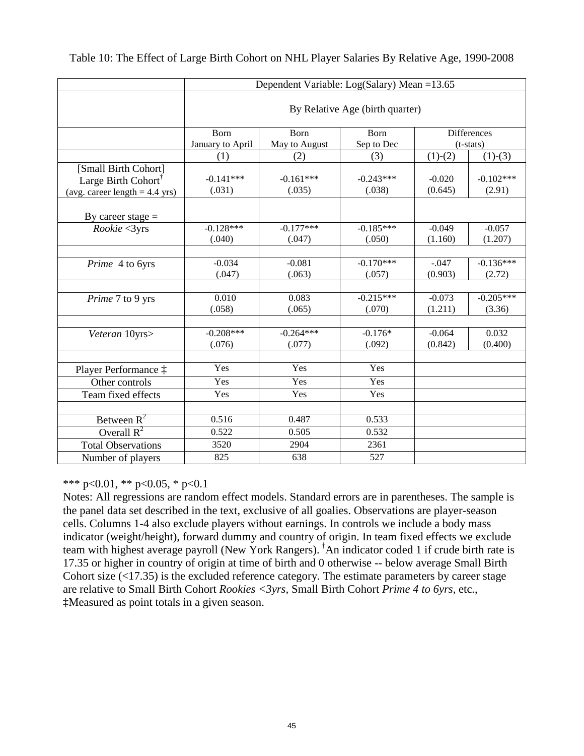Table 10: The Effect of Large Birth Cohort on NHL Player Salaries By Relative Age, 1990-2008

| | Dependent Variable: Log(Salary) Mean =13.65 | | | | |
|---|---|---|---|---|---|
| | By Relative Age (birth quarter) | | | | |
| | Born January to April | Born May to August | Born Sep to Dec | Differences (t-stats) | |
| | (1) | (2) | (3) | (1)-(2) | (1)-(3) |
| [Small Birth Cohort] Large Birth Cohort[†] (avg. career length = 4.4 yrs) | -0.141*** (.031) | -0.161*** (.035) | -0.243*** (.038) | -0.020 (0.645) | -0.102*** (2.91) |
| By career stage = | | | | | |
| *Rookie* <3yrs | -0.128*** (.040) | -0.177*** (.047) | -0.185*** (.050) | -0.049 (1.160) | -0.057 (1.207) |
| *Prime* 4 to 6yrs | -0.034 (.047) | -0.081 (.063) | -0.170*** (.057) | -.047 (0.903) | -0.136*** (2.72) |
| *Prime* 7 to 9 yrs | 0.010 (.058) | 0.083 (.065) | -0.215*** (.070) | -0.073 (1.211) | -0.205*** (3.36) |
| *Veteran* 10yrs> | -0.208*** (.076) | -0.264*** (.077) | -0.176* (.092) | -0.064 (0.842) | 0.032 (0.400) |
| Player Performance ‡ | Yes | Yes | Yes | | |
| Other controls | Yes | Yes | Yes | | |
| Team fixed effects | Yes | Yes | Yes | | |
| Between $R^2$ | 0.516 | 0.487 | 0.533 | | |
| Overall $R^2$ | 0.522 | 0.505 | 0.532 | | |
| Total Observations | 3520 | 2904 | 2361 | | |
| Number of players | 825 | 638 | 527 | | |

*** p<0.01, ** p<0.05, * p<0.1

Notes: All regressions are random effect models. Standard errors are in parentheses. The sample is the panel data set described in the text, exclusive of all goalies. Observations are player-season cells. Columns 1-4 also exclude players without earnings. In controls we include a body mass indicator (weight/height), forward dummy and country of origin. In team fixed effects we exclude team with highest average payroll (New York Rangers). [†]An indicator coded 1 if crude birth rate is 17.35 or higher in country of origin at time of birth and 0 otherwise -- below average Small Birth Cohort size (<17.35) is the excluded reference category. The estimate parameters by career stage are relative to Small Birth Cohort *Rookies <3yrs*, Small Birth Cohort *Prime 4 to 6yrs*, etc., ‡Measured as point totals in a given season.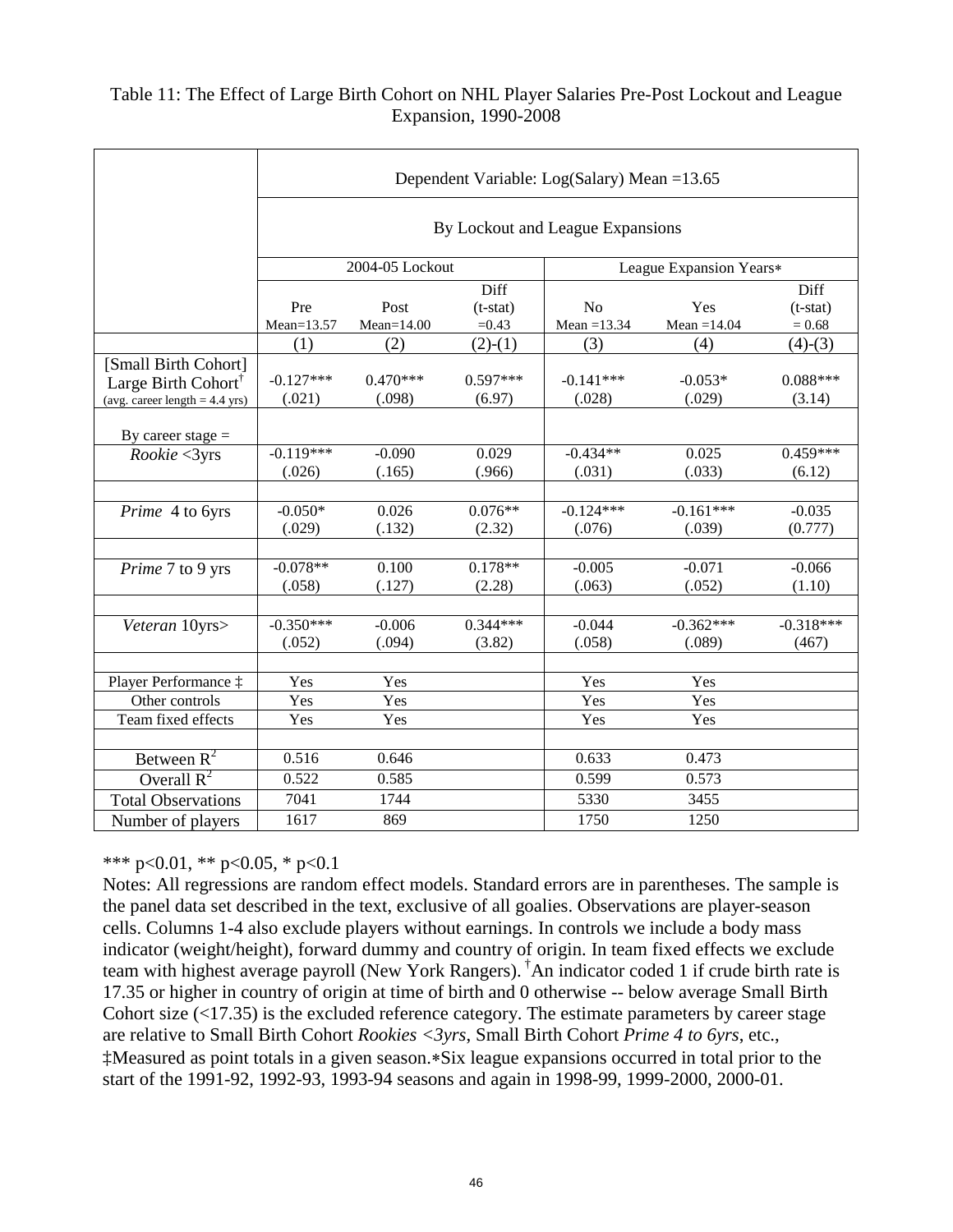Table 11: The Effect of Large Birth Cohort on NHL Player Salaries Pre-Post Lockout and League Expansion, 1990-2008

| | Dependent Variable: Log(Salary) Mean =13.65 | | | | | |
|---|---|---|---|---|---|---|
| | By Lockout and League Expansions | | | | | |
| | 2004-05 Lockout | | | League Expansion Years* | | |
| | Pre Mean=13.57 | Post Mean=14.00 | Diff (t-stat) =0.43 | No Mean =13.34 | Yes Mean =14.04 | Diff (t-stat) = 0.68 |
| | (1) | (2) | (2)-(1) | (3) | (4) | (4)-(3) |
| [Small Birth Cohort] Large Birth Cohort† (avg. career length = 4.4 yrs) | -0.127*** (.021) | 0.470*** (.098) | 0.597*** (6.97) | -0.141*** (.028) | -0.053* (.029) | 0.088*** (3.14) |
| By career stage = | | | | | | |
| *Rookie* <3yrs | -0.119*** (.026) | -0.090 (.165) | 0.029 (.966) | -0.434** (.031) | 0.025 (.033) | 0.459*** (6.12) |
| *Prime* 4 to 6yrs | -0.050* (.029) | 0.026 (.132) | 0.076** (2.32) | -0.124*** (.076) | -0.161*** (.039) | -0.035 (0.777) |
| *Prime* 7 to 9 yrs | -0.078** (.058) | 0.100 (.127) | 0.178** (2.28) | -0.005 (.063) | -0.071 (.052) | -0.066 (1.10) |
| *Veteran* 10yrs> | -0.350*** (.052) | -0.006 (.094) | 0.344*** (3.82) | -0.044 (.058) | -0.362*** (.089) | -0.318*** (467) |
| Player Performance ‡ | Yes | Yes | | Yes | Yes | |
| Other controls | Yes | Yes | | Yes | Yes | |
| Team fixed effects | Yes | Yes | | Yes | Yes | |
| Between $R^2$ | 0.516 | 0.646 | | 0.633 | 0.473 | |
| Overall $R^2$ | 0.522 | 0.585 | | 0.599 | 0.573 | |
| Total Observations | 7041 | 1744 | | 5330 | 3455 | |
| Number of players | 1617 | 869 | | 1750 | 1250 | |

*** p<0.01, ** p<0.05, * p<0.1

Notes: All regressions are random effect models. Standard errors are in parentheses. The sample is the panel data set described in the text, exclusive of all goalies. Observations are player-season cells. Columns 1-4 also exclude players without earnings. In controls we include a body mass indicator (weight/height), forward dummy and country of origin. In team fixed effects we exclude team with highest average payroll (New York Rangers). †An indicator coded 1 if crude birth rate is 17.35 or higher in country of origin at time of birth and 0 otherwise -- below average Small Birth Cohort size (<17.35) is the excluded reference category. The estimate parameters by career stage are relative to Small Birth Cohort *Rookies <3yrs*, Small Birth Cohort *Prime 4 to 6yrs*, etc., ‡Measured as point totals in a given season.*Six league expansions occurred in total prior to the start of the 1991-92, 1992-93, 1993-94 seasons and again in 1998-99, 1999-2000, 2000-01.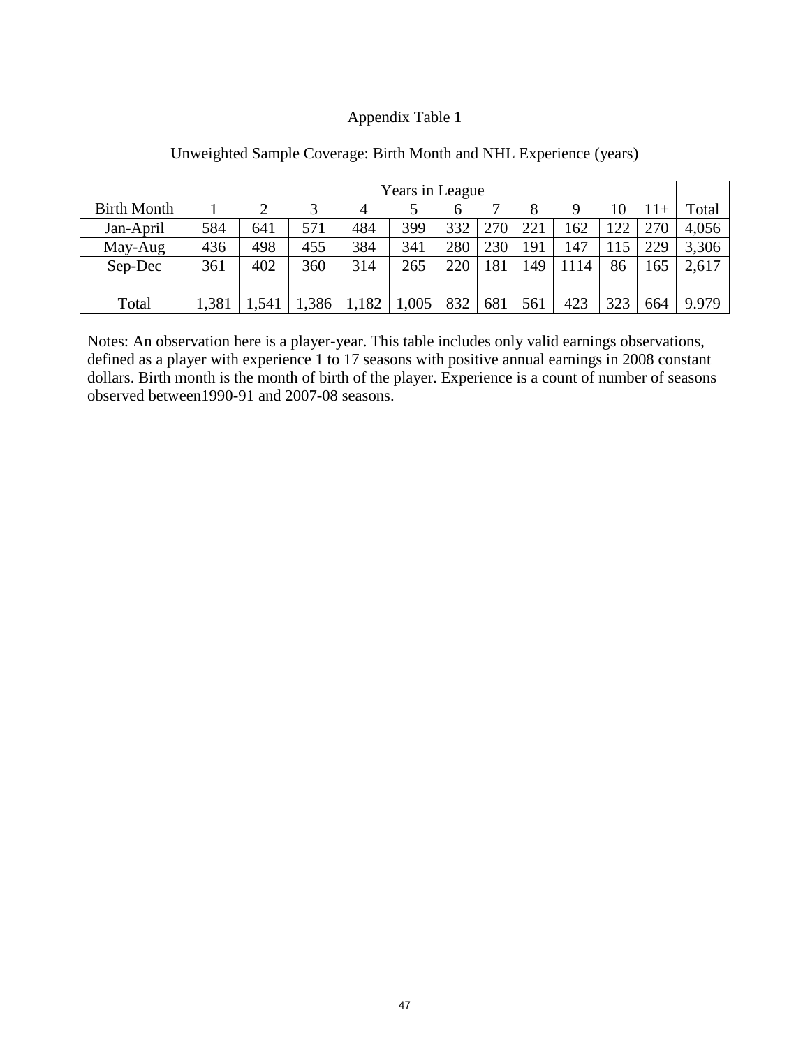Appendix Table 1

Unweighted Sample Coverage: Birth Month and NHL Experience (years)

| | Years in League | | | | | | | | | | | |
|---|---|---|---|---|---|---|---|---|---|---|---|---|
| Birth Month | 1 | 2 | 3 | 4 | 5 | 6 | 7 | 8 | 9 | 10 | 11+ | Total |
| Jan-April | 584 | 641 | 571 | 484 | 399 | 332 | 270 | 221 | 162 | 122 | 270 | 4,056 |
| May-Aug | 436 | 498 | 455 | 384 | 341 | 280 | 230 | 191 | 147 | 115 | 229 | 3,306 |
| Sep-Dec | 361 | 402 | 360 | 314 | 265 | 220 | 181 | 149 | 1114 | 86 | 165 | 2,617 |
| | | | | | | | | | | | | |
| Total | 1,381 | 1,541 | 1,386 | 1,182 | 1,005 | 832 | 681 | 561 | 423 | 323 | 664 | 9.979 |

Notes: An observation here is a player-year. This table includes only valid earnings observations, defined as a player with experience 1 to 17 seasons with positive annual earnings in 2008 constant dollars. Birth month is the month of birth of the player. Experience is a count of number of seasons observed between1990-91 and 2007-08 seasons.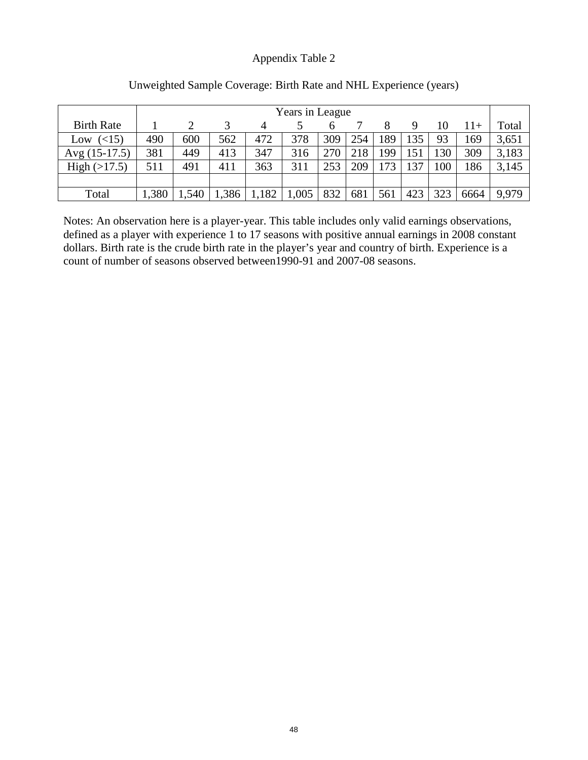Appendix Table 2

Unweighted Sample Coverage: Birth Rate and NHL Experience (years)

| | Years in League | | | | | | | | | | | |
|---|---|---|---|---|---|---|---|---|---|---|---|---|
| Birth Rate | 1 | 2 | 3 | 4 | 5 | 6 | 7 | 8 | 9 | 10 | 11+ | Total |
| Low (<15) | 490 | 600 | 562 | 472 | 378 | 309 | 254 | 189 | 135 | 93 | 169 | 3,651 |
| Avg (15-17.5) | 381 | 449 | 413 | 347 | 316 | 270 | 218 | 199 | 151 | 130 | 309 | 3,183 |
| High (>17.5) | 511 | 491 | 411 | 363 | 311 | 253 | 209 | 173 | 137 | 100 | 186 | 3,145 |
| | | | | | | | | | | | | |
| Total | 1,380 | 1,540 | 1,386 | 1,182 | 1,005 | 832 | 681 | 561 | 423 | 323 | 6664 | 9,979 |

Notes: An observation here is a player-year. This table includes only valid earnings observations, defined as a player with experience 1 to 17 seasons with positive annual earnings in 2008 constant dollars. Birth rate is the crude birth rate in the player's year and country of birth. Experience is a count of number of seasons observed between1990-91 and 2007-08 seasons.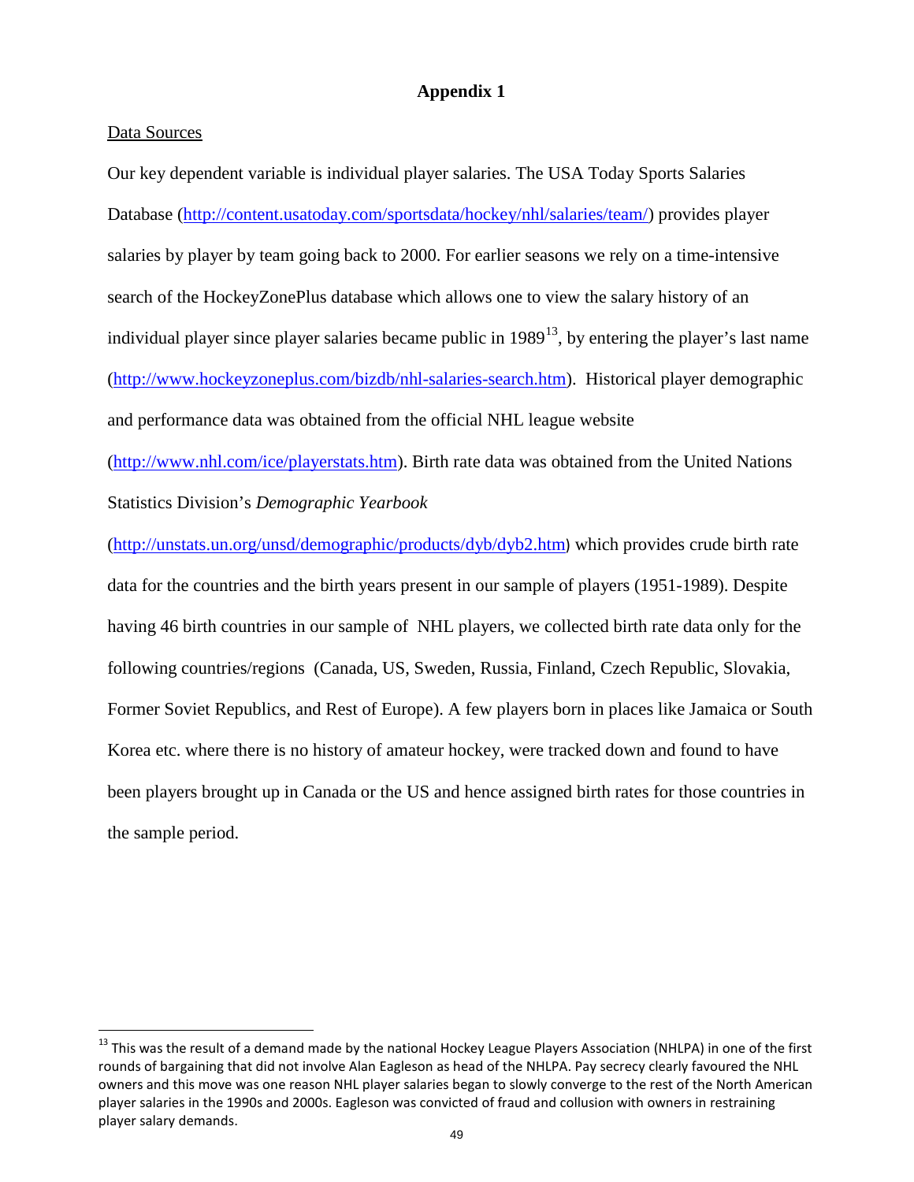# Appendix 1

Data Sources

Our key dependent variable is individual player salaries. The USA Today Sports Salaries Database (http://content.usatoday.com/sportsdata/hockey/nhl/salaries/team/) provides player salaries by player by team going back to 2000. For earlier seasons we rely on a time-intensive search of the HockeyZonePlus database which allows one to view the salary history of an individual player since player salaries became public in 1989[13], by entering the player's last name (http://www.hockeyzoneplus.com/bizdb/nhl-salaries-search.htm). Historical player demographic and performance data was obtained from the official NHL league website (http://www.nhl.com/ice/playerstats.htm). Birth rate data was obtained from the United Nations Statistics Division's *Demographic Yearbook* (http://unstats.un.org/unsd/demographic/products/dyb/dyb2.htm) which provides crude birth rate data for the countries and the birth years present in our sample of players (1951-1989). Despite having 46 birth countries in our sample of NHL players, we collected birth rate data only for the following countries/regions (Canada, US, Sweden, Russia, Finland, Czech Republic, Slovakia, Former Soviet Republics, and Rest of Europe). A few players born in places like Jamaica or South Korea etc. where there is no history of amateur hockey, were tracked down and found to have been players brought up in Canada or the US and hence assigned birth rates for those countries in the sample period.

---

[13] This was the result of a demand made by the national Hockey League Players Association (NHLPA) in one of the first rounds of bargaining that did not involve Alan Eagleson as head of the NHLPA. Pay secrecy clearly favoured the NHL owners and this move was one reason NHL player salaries began to slowly converge to the rest of the North American player salaries in the 1990s and 2000s. Eagleson was convicted of fraud and collusion with owners in restraining player salary demands.